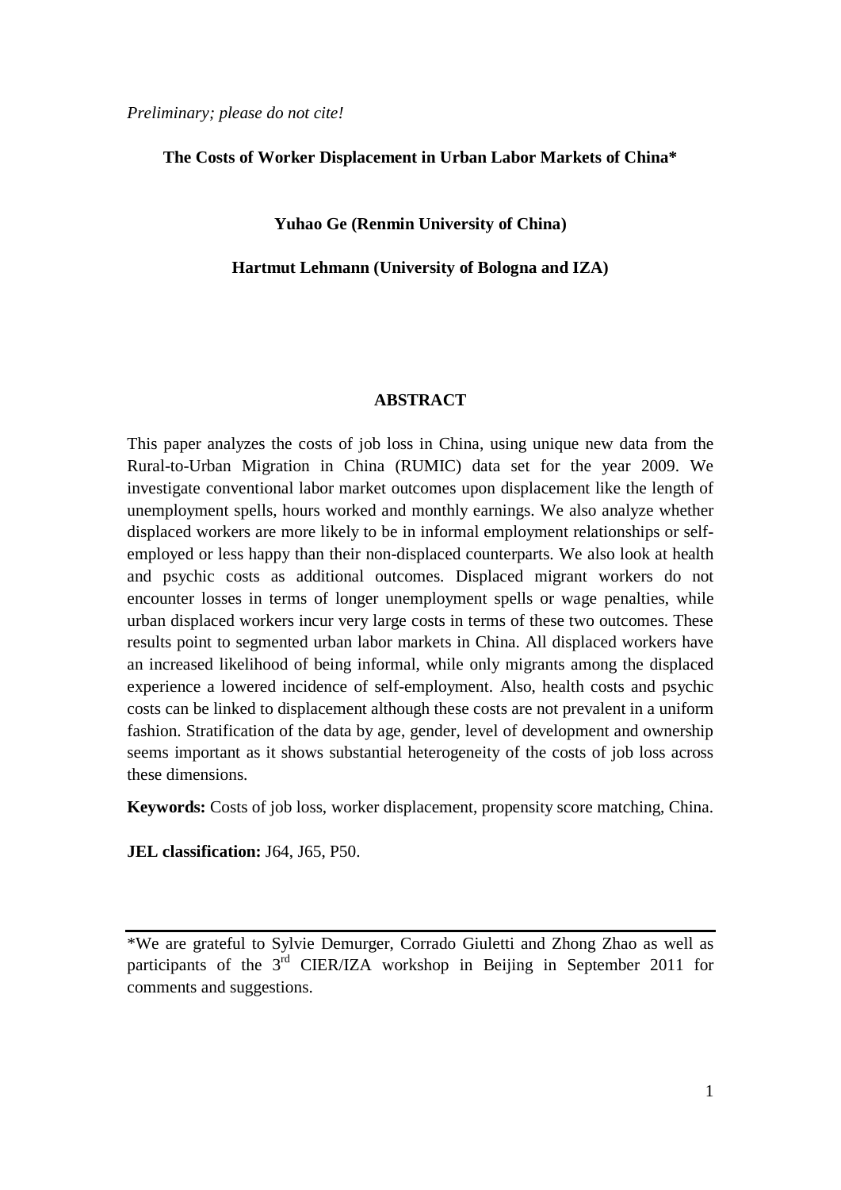*Preliminary; please do not cite!*

# The Costs of Worker Displacement in Urban Labor Markets of China*

**Yuhao Ge (Renmin University of China)**

**Hartmut Lehmann (University of Bologna and IZA)**

## ABSTRACT

This paper analyzes the costs of job loss in China, using unique new data from the Rural-to-Urban Migration in China (RUMIC) data set for the year 2009. We investigate conventional labor market outcomes upon displacement like the length of unemployment spells, hours worked and monthly earnings. We also analyze whether displaced workers are more likely to be in informal employment relationships or self-employed or less happy than their non-displaced counterparts. We also look at health and psychic costs as additional outcomes. Displaced migrant workers do not encounter losses in terms of longer unemployment spells or wage penalties, while urban displaced workers incur very large costs in terms of these two outcomes. These results point to segmented urban labor markets in China. All displaced workers have an increased likelihood of being informal, while only migrants among the displaced experience a lowered incidence of self-employment. Also, health costs and psychic costs can be linked to displacement although these costs are not prevalent in a uniform fashion. Stratification of the data by age, gender, level of development and ownership seems important as it shows substantial heterogeneity of the costs of job loss across these dimensions.

**Keywords:** Costs of job loss, worker displacement, propensity score matching, China.

**JEL classification:** J64, J65, P50.

---

*We are grateful to Sylvie Demurger, Corrado Giuletti and Zhong Zhao as well as participants of the 3rd CIER/IZA workshop in Beijing in September 2011 for comments and suggestions.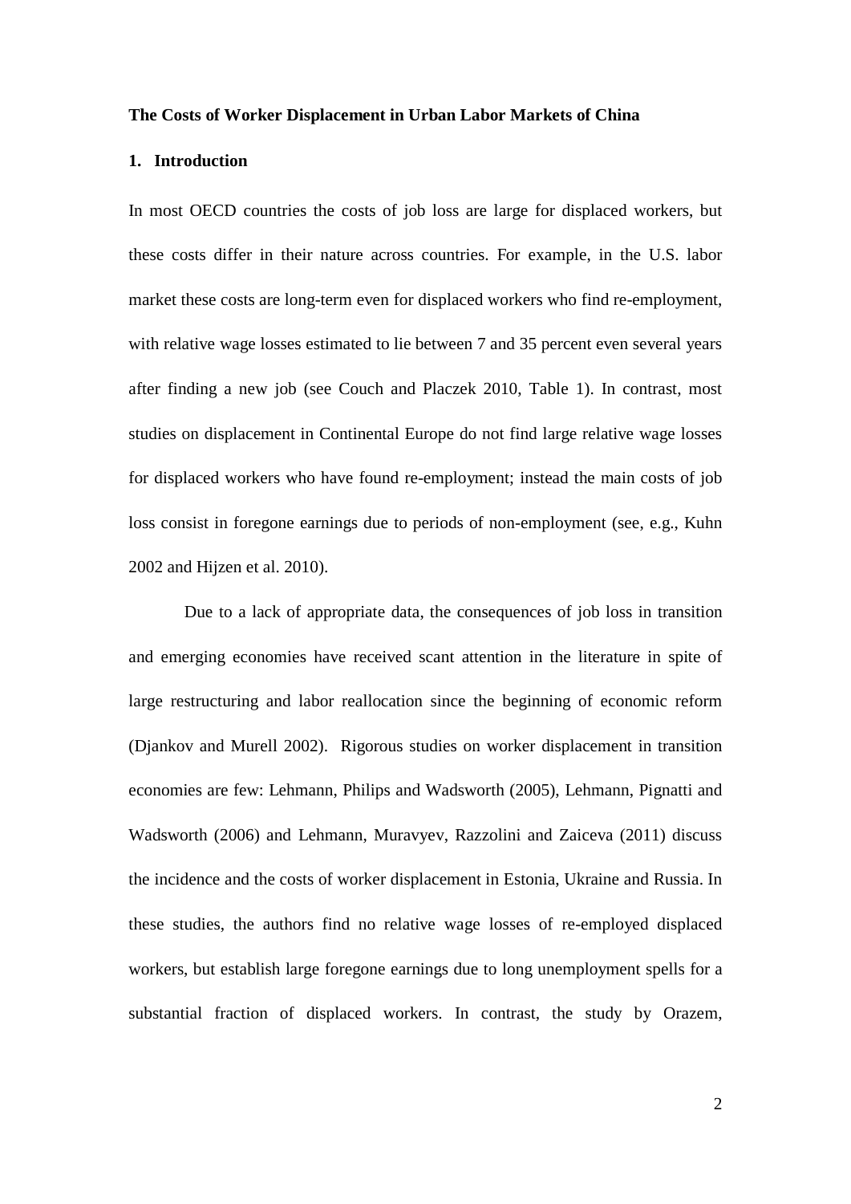**The Costs of Worker Displacement in Urban Labor Markets of China**

## 1. Introduction

In most OECD countries the costs of job loss are large for displaced workers, but these costs differ in their nature across countries. For example, in the U.S. labor market these costs are long-term even for displaced workers who find re-employment, with relative wage losses estimated to lie between 7 and 35 percent even several years after finding a new job (see Couch and Placzek 2010, Table 1). In contrast, most studies on displacement in Continental Europe do not find large relative wage losses for displaced workers who have found re-employment; instead the main costs of job loss consist in foregone earnings due to periods of non-employment (see, e.g., Kuhn 2002 and Hijzen et al. 2010).

Due to a lack of appropriate data, the consequences of job loss in transition and emerging economies have received scant attention in the literature in spite of large restructuring and labor reallocation since the beginning of economic reform (Djankov and Murell 2002). Rigorous studies on worker displacement in transition economies are few: Lehmann, Philips and Wadsworth (2005), Lehmann, Pignatti and Wadsworth (2006) and Lehmann, Muravyev, Razzolini and Zaiceva (2011) discuss the incidence and the costs of worker displacement in Estonia, Ukraine and Russia. In these studies, the authors find no relative wage losses of re-employed displaced workers, but establish large foregone earnings due to long unemployment spells for a substantial fraction of displaced workers. In contrast, the study by Orazem,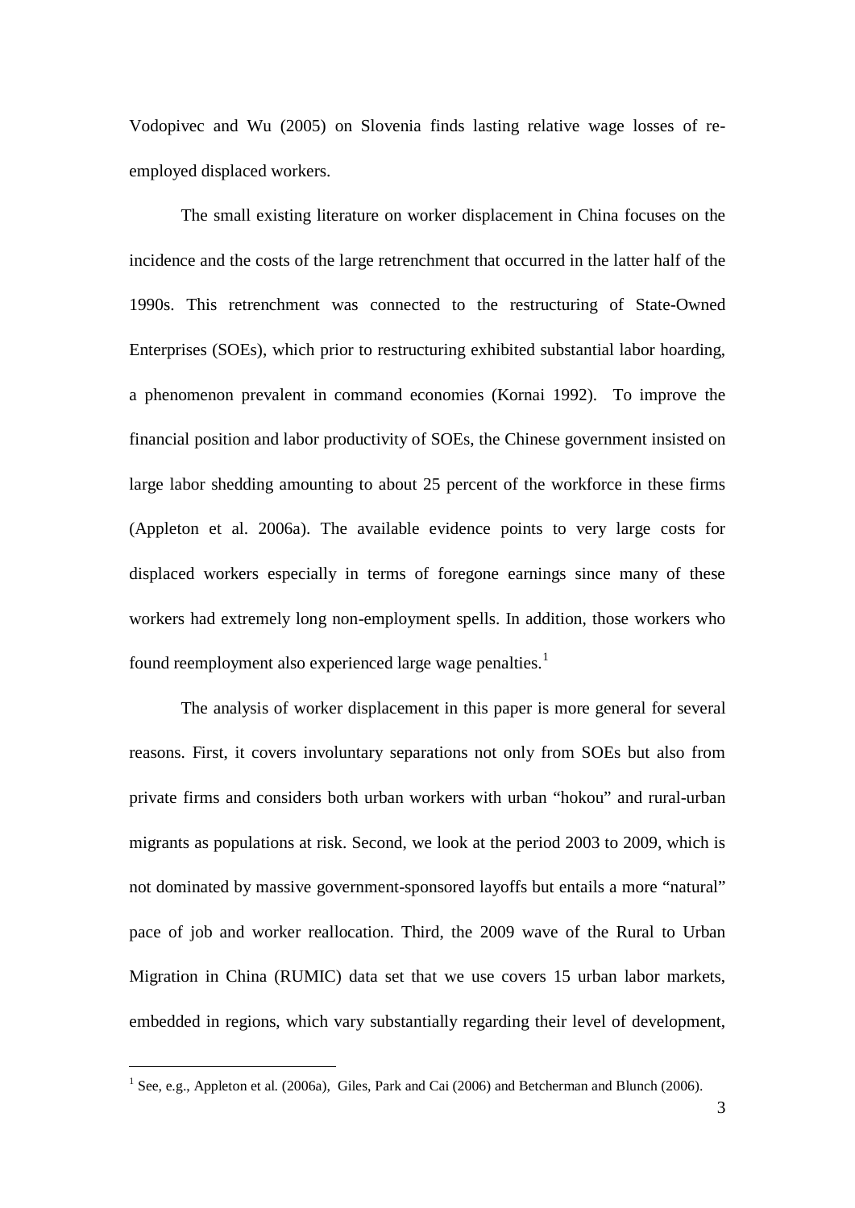Vodopivec and Wu (2005) on Slovenia finds lasting relative wage losses of re-employed displaced workers.

The small existing literature on worker displacement in China focuses on the incidence and the costs of the large retrenchment that occurred in the latter half of the 1990s. This retrenchment was connected to the restructuring of State-Owned Enterprises (SOEs), which prior to restructuring exhibited substantial labor hoarding, a phenomenon prevalent in command economies (Kornai 1992). To improve the financial position and labor productivity of SOEs, the Chinese government insisted on large labor shedding amounting to about 25 percent of the workforce in these firms (Appleton et al. 2006a). The available evidence points to very large costs for displaced workers especially in terms of foregone earnings since many of these workers had extremely long non-employment spells. In addition, those workers who found reemployment also experienced large wage penalties.[1]

The analysis of worker displacement in this paper is more general for several reasons. First, it covers involuntary separations not only from SOEs but also from private firms and considers both urban workers with urban "hokou" and rural-urban migrants as populations at risk. Second, we look at the period 2003 to 2009, which is not dominated by massive government-sponsored layoffs but entails a more "natural" pace of job and worker reallocation. Third, the 2009 wave of the Rural to Urban Migration in China (RUMIC) data set that we use covers 15 urban labor markets, embedded in regions, which vary substantially regarding their level of development,

[1] See, e.g., Appleton et al. (2006a), Giles, Park and Cai (2006) and Betcherman and Blunch (2006).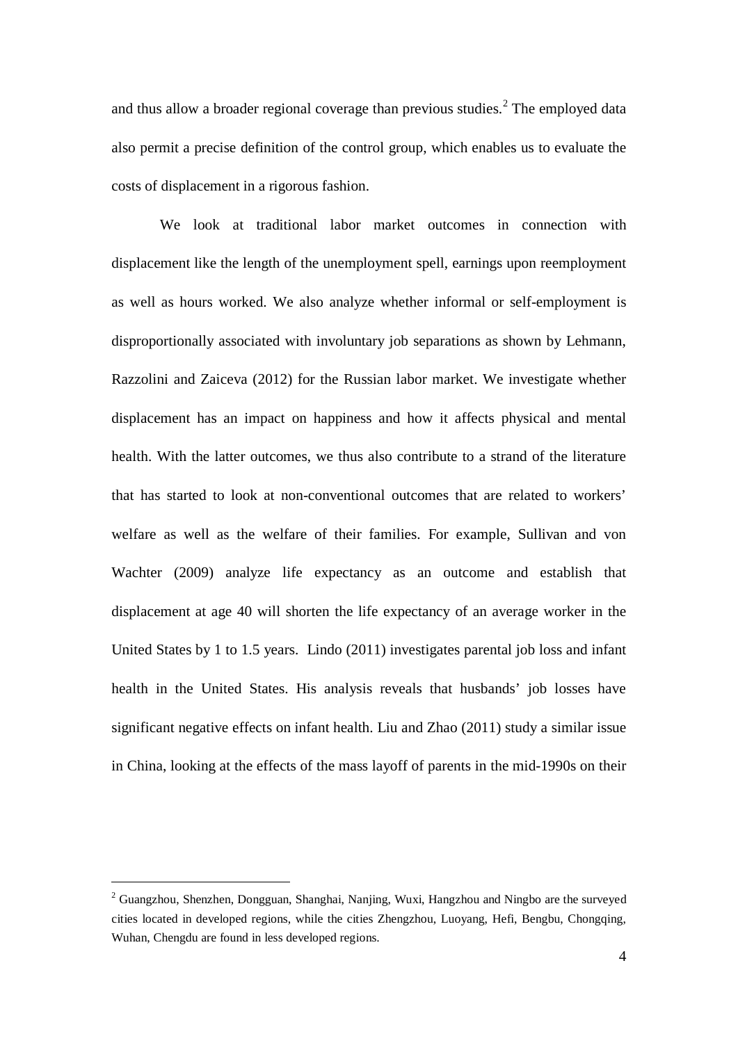and thus allow a broader regional coverage than previous studies.[2] The employed data also permit a precise definition of the control group, which enables us to evaluate the costs of displacement in a rigorous fashion.

We look at traditional labor market outcomes in connection with displacement like the length of the unemployment spell, earnings upon reemployment as well as hours worked. We also analyze whether informal or self-employment is disproportionally associated with involuntary job separations as shown by Lehmann, Razzolini and Zaiceva (2012) for the Russian labor market. We investigate whether displacement has an impact on happiness and how it affects physical and mental health. With the latter outcomes, we thus also contribute to a strand of the literature that has started to look at non-conventional outcomes that are related to workers' welfare as well as the welfare of their families. For example, Sullivan and von Wachter (2009) analyze life expectancy as an outcome and establish that displacement at age 40 will shorten the life expectancy of an average worker in the United States by 1 to 1.5 years. Lindo (2011) investigates parental job loss and infant health in the United States. His analysis reveals that husbands' job losses have significant negative effects on infant health. Liu and Zhao (2011) study a similar issue in China, looking at the effects of the mass layoff of parents in the mid-1990s on their

[2] Guangzhou, Shenzhen, Dongguan, Shanghai, Nanjing, Wuxi, Hangzhou and Ningbo are the surveyed cities located in developed regions, while the cities Zhengzhou, Luoyang, Hefi, Bengbu, Chongqing, Wuhan, Chengdu are found in less developed regions.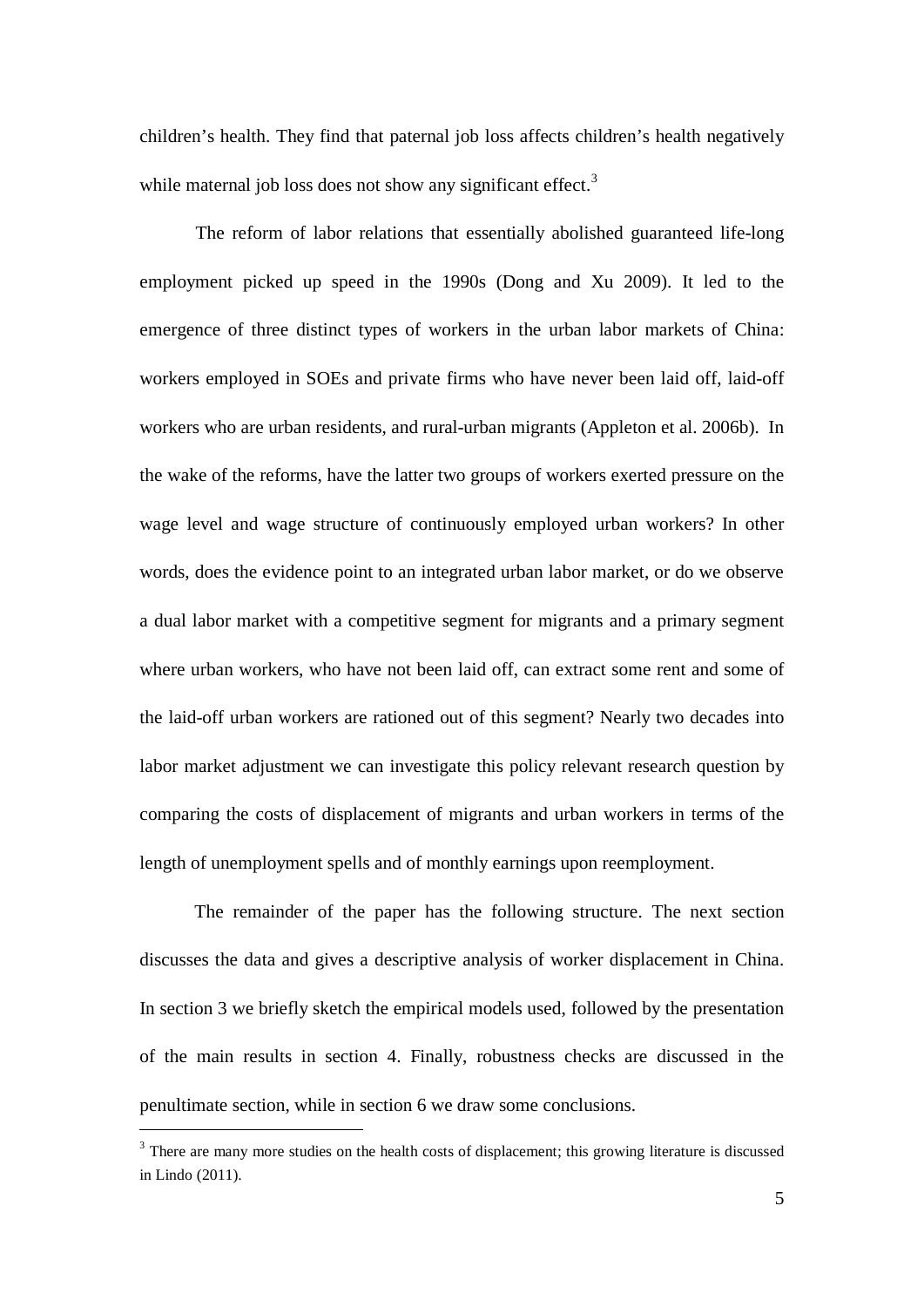children's health. They find that paternal job loss affects children's health negatively while maternal job loss does not show any significant effect.[3]

The reform of labor relations that essentially abolished guaranteed life-long employment picked up speed in the 1990s (Dong and Xu 2009). It led to the emergence of three distinct types of workers in the urban labor markets of China: workers employed in SOEs and private firms who have never been laid off, laid-off workers who are urban residents, and rural-urban migrants (Appleton et al. 2006b). In the wake of the reforms, have the latter two groups of workers exerted pressure on the wage level and wage structure of continuously employed urban workers? In other words, does the evidence point to an integrated urban labor market, or do we observe a dual labor market with a competitive segment for migrants and a primary segment where urban workers, who have not been laid off, can extract some rent and some of the laid-off urban workers are rationed out of this segment? Nearly two decades into labor market adjustment we can investigate this policy relevant research question by comparing the costs of displacement of migrants and urban workers in terms of the length of unemployment spells and of monthly earnings upon reemployment.

The remainder of the paper has the following structure. The next section discusses the data and gives a descriptive analysis of worker displacement in China. In section 3 we briefly sketch the empirical models used, followed by the presentation of the main results in section 4. Finally, robustness checks are discussed in the penultimate section, while in section 6 we draw some conclusions.

[3] There are many more studies on the health costs of displacement; this growing literature is discussed in Lindo (2011).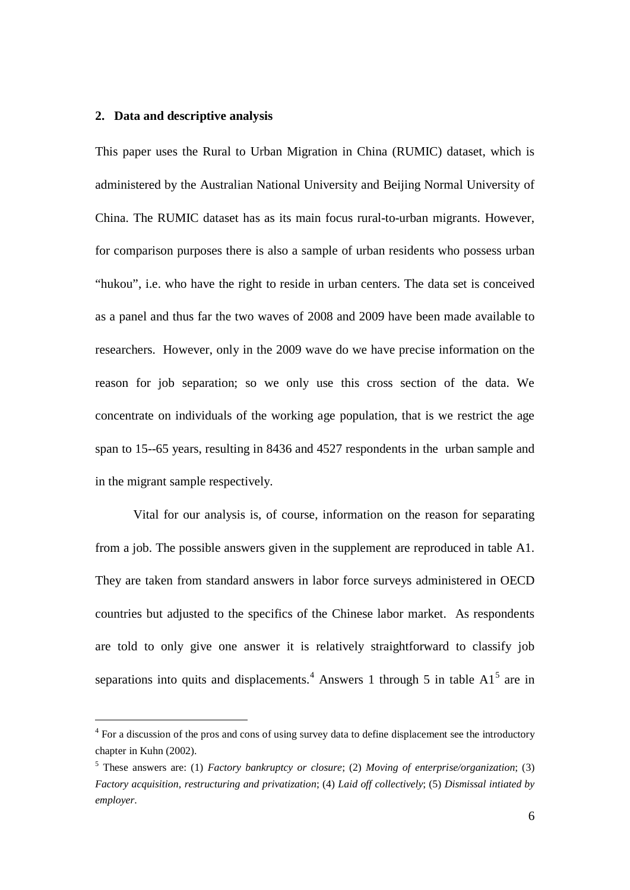## 2. Data and descriptive analysis

This paper uses the Rural to Urban Migration in China (RUMIC) dataset, which is administered by the Australian National University and Beijing Normal University of China. The RUMIC dataset has as its main focus rural-to-urban migrants. However, for comparison purposes there is also a sample of urban residents who possess urban "hukou", i.e. who have the right to reside in urban centers. The data set is conceived as a panel and thus far the two waves of 2008 and 2009 have been made available to researchers. However, only in the 2009 wave do we have precise information on the reason for job separation; so we only use this cross section of the data. We concentrate on individuals of the working age population, that is we restrict the age span to 15--65 years, resulting in 8436 and 4527 respondents in the urban sample and in the migrant sample respectively.

Vital for our analysis is, of course, information on the reason for separating from a job. The possible answers given in the supplement are reproduced in table A1. They are taken from standard answers in labor force surveys administered in OECD countries but adjusted to the specifics of the Chinese labor market. As respondents are told to only give one answer it is relatively straightforward to classify job separations into quits and displacements.[4] Answers 1 through 5 in table A1[5] are in

[4] For a discussion of the pros and cons of using survey data to define displacement see the introductory chapter in Kuhn (2002).

[5] These answers are: (1) *Factory bankruptcy or closure*; (2) *Moving of enterprise/organization*; (3) *Factory acquisition, restructuring and privatization*; (4) *Laid off collectively*; (5) *Dismissal intiated by employer*.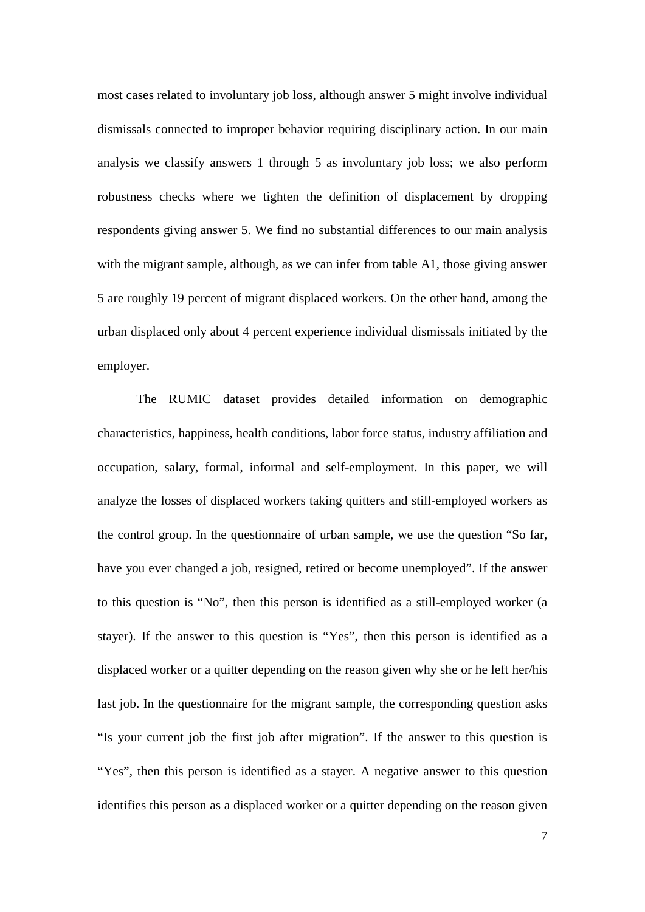most cases related to involuntary job loss, although answer 5 might involve individual dismissals connected to improper behavior requiring disciplinary action. In our main analysis we classify answers 1 through 5 as involuntary job loss; we also perform robustness checks where we tighten the definition of displacement by dropping respondents giving answer 5. We find no substantial differences to our main analysis with the migrant sample, although, as we can infer from table A1, those giving answer 5 are roughly 19 percent of migrant displaced workers. On the other hand, among the urban displaced only about 4 percent experience individual dismissals initiated by the employer.

The RUMIC dataset provides detailed information on demographic characteristics, happiness, health conditions, labor force status, industry affiliation and occupation, salary, formal, informal and self-employment. In this paper, we will analyze the losses of displaced workers taking quitters and still-employed workers as the control group. In the questionnaire of urban sample, we use the question "So far, have you ever changed a job, resigned, retired or become unemployed". If the answer to this question is "No", then this person is identified as a still-employed worker (a stayer). If the answer to this question is "Yes", then this person is identified as a displaced worker or a quitter depending on the reason given why she or he left her/his last job. In the questionnaire for the migrant sample, the corresponding question asks "Is your current job the first job after migration". If the answer to this question is "Yes", then this person is identified as a stayer. A negative answer to this question identifies this person as a displaced worker or a quitter depending on the reason given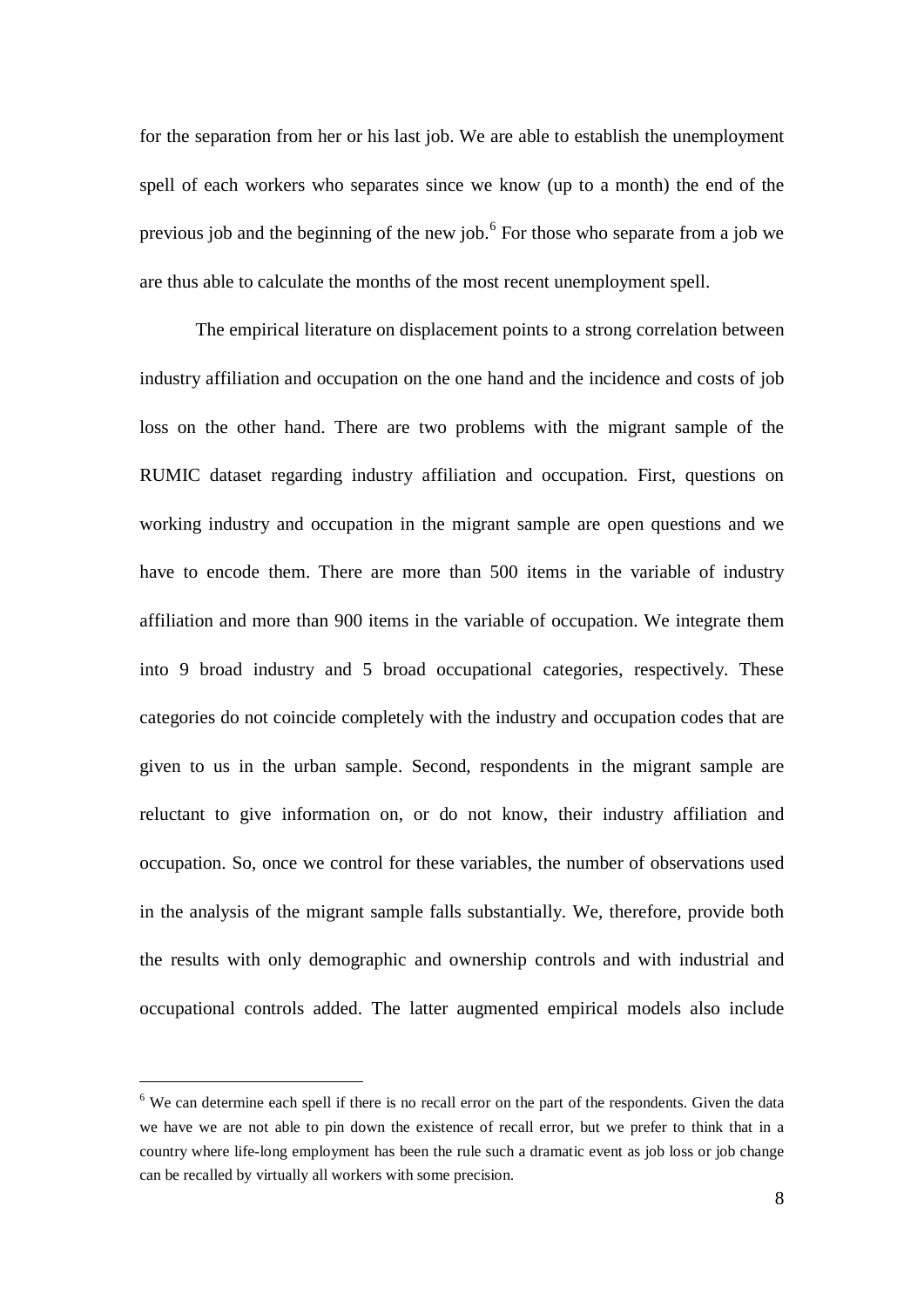for the separation from her or his last job. We are able to establish the unemployment spell of each workers who separates since we know (up to a month) the end of the previous job and the beginning of the new job.[6] For those who separate from a job we are thus able to calculate the months of the most recent unemployment spell.

The empirical literature on displacement points to a strong correlation between industry affiliation and occupation on the one hand and the incidence and costs of job loss on the other hand. There are two problems with the migrant sample of the RUMIC dataset regarding industry affiliation and occupation. First, questions on working industry and occupation in the migrant sample are open questions and we have to encode them. There are more than 500 items in the variable of industry affiliation and more than 900 items in the variable of occupation. We integrate them into 9 broad industry and 5 broad occupational categories, respectively. These categories do not coincide completely with the industry and occupation codes that are given to us in the urban sample. Second, respondents in the migrant sample are reluctant to give information on, or do not know, their industry affiliation and occupation. So, once we control for these variables, the number of observations used in the analysis of the migrant sample falls substantially. We, therefore, provide both the results with only demographic and ownership controls and with industrial and occupational controls added. The latter augmented empirical models also include

[6] We can determine each spell if there is no recall error on the part of the respondents. Given the data we have we are not able to pin down the existence of recall error, but we prefer to think that in a country where life-long employment has been the rule such a dramatic event as job loss or job change can be recalled by virtually all workers with some precision.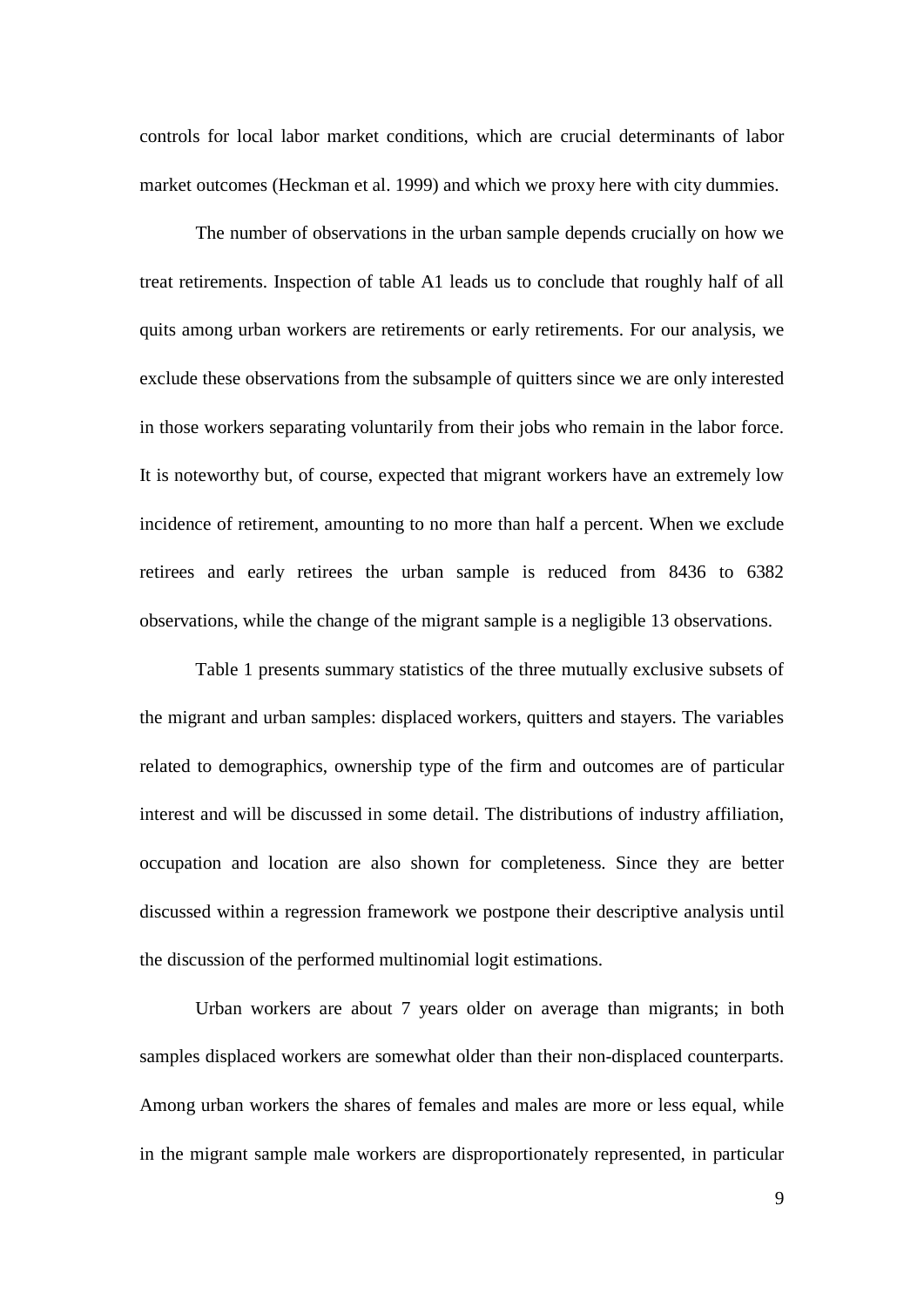controls for local labor market conditions, which are crucial determinants of labor market outcomes (Heckman et al. 1999) and which we proxy here with city dummies.

The number of observations in the urban sample depends crucially on how we treat retirements. Inspection of table A1 leads us to conclude that roughly half of all quits among urban workers are retirements or early retirements. For our analysis, we exclude these observations from the subsample of quitters since we are only interested in those workers separating voluntarily from their jobs who remain in the labor force. It is noteworthy but, of course, expected that migrant workers have an extremely low incidence of retirement, amounting to no more than half a percent. When we exclude retirees and early retirees the urban sample is reduced from 8436 to 6382 observations, while the change of the migrant sample is a negligible 13 observations.

Table 1 presents summary statistics of the three mutually exclusive subsets of the migrant and urban samples: displaced workers, quitters and stayers. The variables related to demographics, ownership type of the firm and outcomes are of particular interest and will be discussed in some detail. The distributions of industry affiliation, occupation and location are also shown for completeness. Since they are better discussed within a regression framework we postpone their descriptive analysis until the discussion of the performed multinomial logit estimations.

Urban workers are about 7 years older on average than migrants; in both samples displaced workers are somewhat older than their non-displaced counterparts. Among urban workers the shares of females and males are more or less equal, while in the migrant sample male workers are disproportionately represented, in particular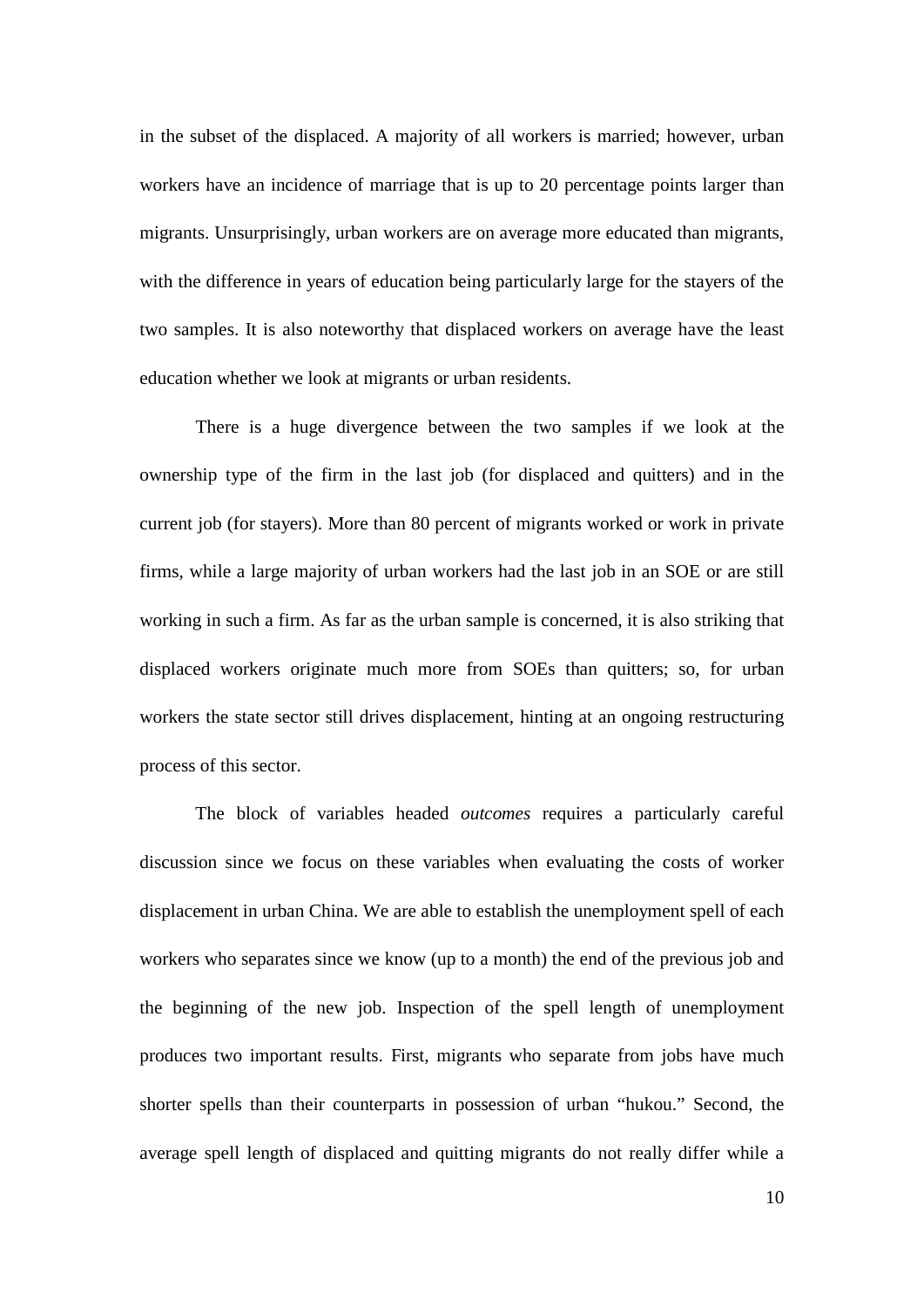in the subset of the displaced. A majority of all workers is married; however, urban workers have an incidence of marriage that is up to 20 percentage points larger than migrants. Unsurprisingly, urban workers are on average more educated than migrants, with the difference in years of education being particularly large for the stayers of the two samples. It is also noteworthy that displaced workers on average have the least education whether we look at migrants or urban residents.

There is a huge divergence between the two samples if we look at the ownership type of the firm in the last job (for displaced and quitters) and in the current job (for stayers). More than 80 percent of migrants worked or work in private firms, while a large majority of urban workers had the last job in an SOE or are still working in such a firm. As far as the urban sample is concerned, it is also striking that displaced workers originate much more from SOEs than quitters; so, for urban workers the state sector still drives displacement, hinting at an ongoing restructuring process of this sector.

The block of variables headed *outcomes* requires a particularly careful discussion since we focus on these variables when evaluating the costs of worker displacement in urban China. We are able to establish the unemployment spell of each workers who separates since we know (up to a month) the end of the previous job and the beginning of the new job. Inspection of the spell length of unemployment produces two important results. First, migrants who separate from jobs have much shorter spells than their counterparts in possession of urban "hukou." Second, the average spell length of displaced and quitting migrants do not really differ while a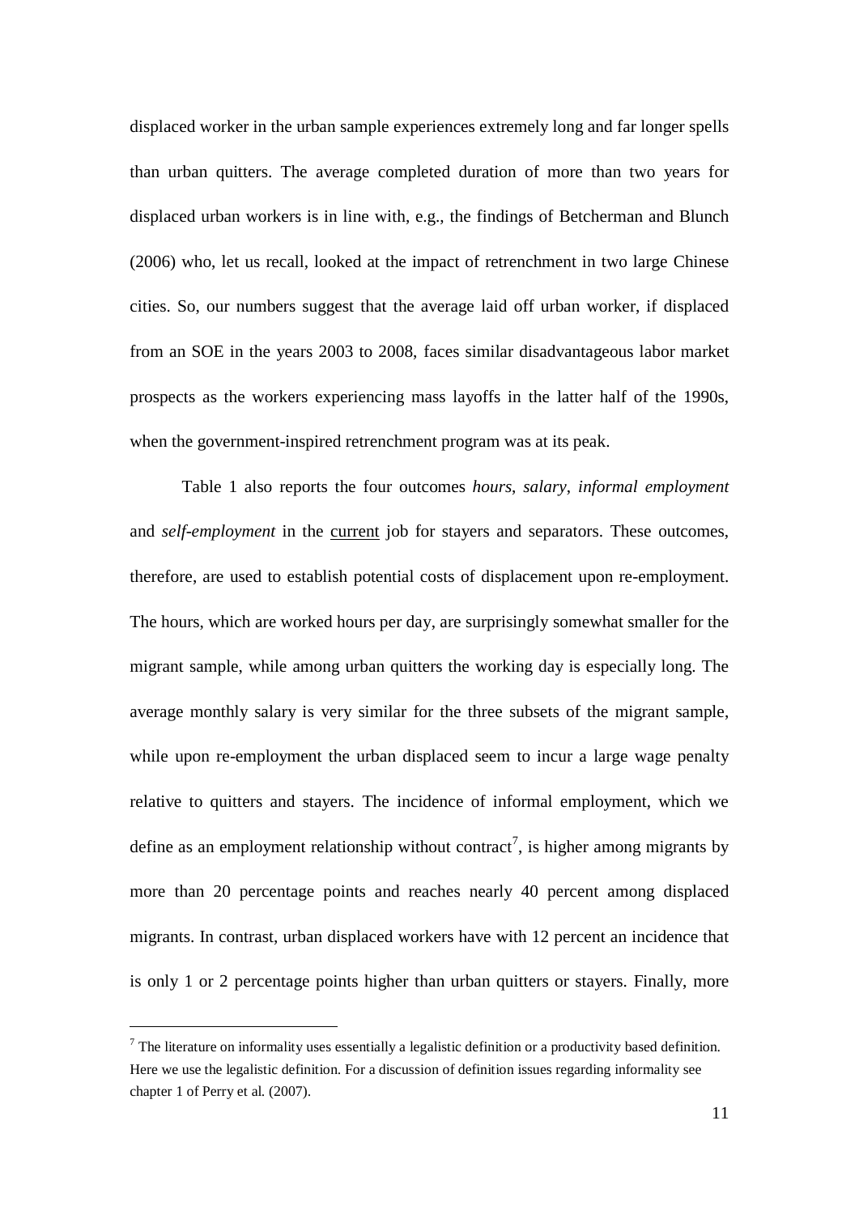displaced worker in the urban sample experiences extremely long and far longer spells than urban quitters. The average completed duration of more than two years for displaced urban workers is in line with, e.g., the findings of Betcherman and Blunch (2006) who, let us recall, looked at the impact of retrenchment in two large Chinese cities. So, our numbers suggest that the average laid off urban worker, if displaced from an SOE in the years 2003 to 2008, faces similar disadvantageous labor market prospects as the workers experiencing mass layoffs in the latter half of the 1990s, when the government-inspired retrenchment program was at its peak.

Table 1 also reports the four outcomes *hours*, *salary*, *informal employment* and *self-employment* in the current job for stayers and separators. These outcomes, therefore, are used to establish potential costs of displacement upon re-employment. The hours, which are worked hours per day, are surprisingly somewhat smaller for the migrant sample, while among urban quitters the working day is especially long. The average monthly salary is very similar for the three subsets of the migrant sample, while upon re-employment the urban displaced seem to incur a large wage penalty relative to quitters and stayers. The incidence of informal employment, which we define as an employment relationship without contract[7], is higher among migrants by more than 20 percentage points and reaches nearly 40 percent among displaced migrants. In contrast, urban displaced workers have with 12 percent an incidence that is only 1 or 2 percentage points higher than urban quitters or stayers. Finally, more

[7] The literature on informality uses essentially a legalistic definition or a productivity based definition. Here we use the legalistic definition. For a discussion of definition issues regarding informality see chapter 1 of Perry et al. (2007).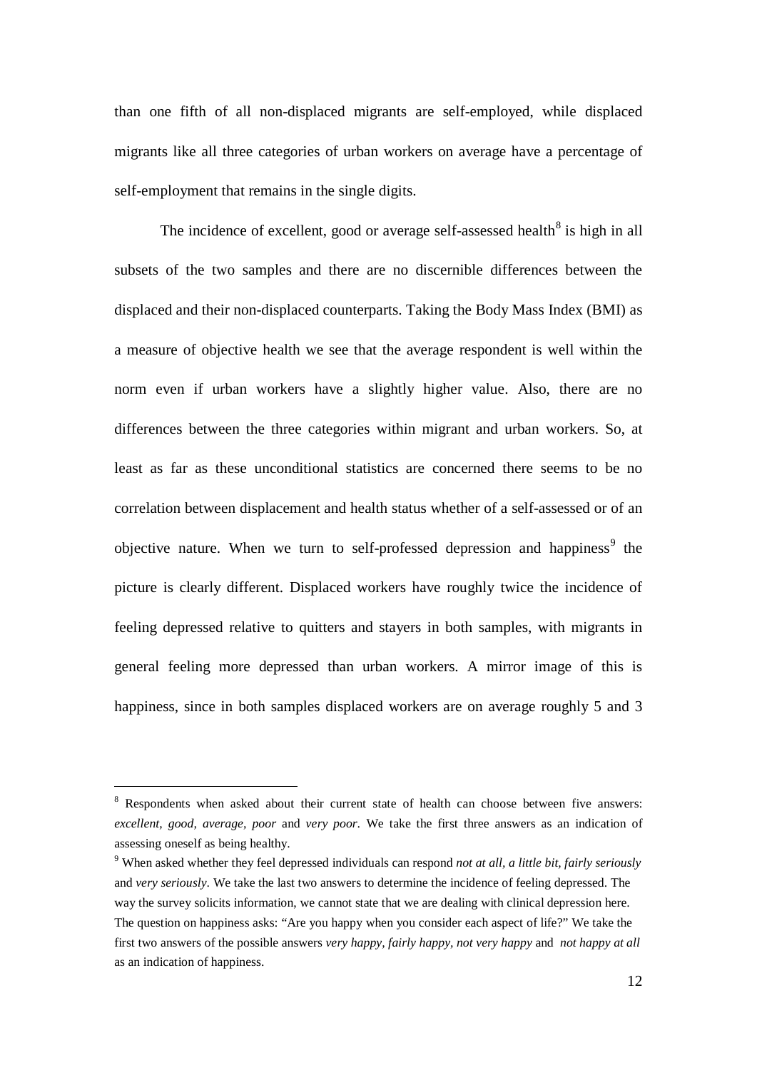than one fifth of all non-displaced migrants are self-employed, while displaced migrants like all three categories of urban workers on average have a percentage of self-employment that remains in the single digits.

The incidence of excellent, good or average self-assessed health[8] is high in all subsets of the two samples and there are no discernible differences between the displaced and their non-displaced counterparts. Taking the Body Mass Index (BMI) as a measure of objective health we see that the average respondent is well within the norm even if urban workers have a slightly higher value. Also, there are no differences between the three categories within migrant and urban workers. So, at least as far as these unconditional statistics are concerned there seems to be no correlation between displacement and health status whether of a self-assessed or of an objective nature. When we turn to self-professed depression and happiness[9] the picture is clearly different. Displaced workers have roughly twice the incidence of feeling depressed relative to quitters and stayers in both samples, with migrants in general feeling more depressed than urban workers. A mirror image of this is happiness, since in both samples displaced workers are on average roughly 5 and 3

---

[8] Respondents when asked about their current state of health can choose between five answers: *excellent, good, average, poor* and *very poor*. We take the first three answers as an indication of assessing oneself as being healthy.

[9] When asked whether they feel depressed individuals can respond *not at all, a little bit, fairly seriously* and *very seriously*. We take the last two answers to determine the incidence of feeling depressed. The way the survey solicits information, we cannot state that we are dealing with clinical depression here. The question on happiness asks: "Are you happy when you consider each aspect of life?" We take the first two answers of the possible answers *very happy, fairly happy, not very happy* and *not happy at all* as an indication of happiness.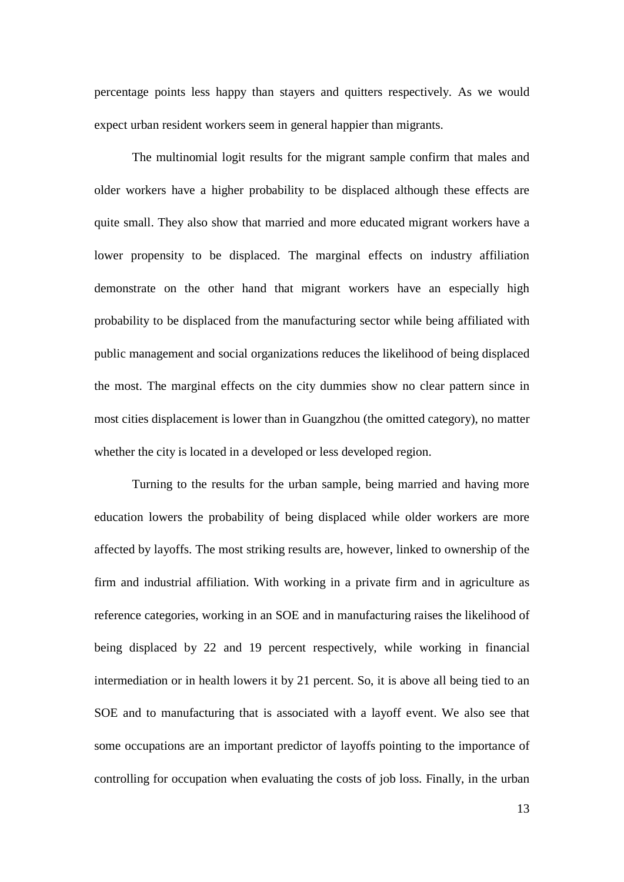percentage points less happy than stayers and quitters respectively. As we would expect urban resident workers seem in general happier than migrants.

The multinomial logit results for the migrant sample confirm that males and older workers have a higher probability to be displaced although these effects are quite small. They also show that married and more educated migrant workers have a lower propensity to be displaced. The marginal effects on industry affiliation demonstrate on the other hand that migrant workers have an especially high probability to be displaced from the manufacturing sector while being affiliated with public management and social organizations reduces the likelihood of being displaced the most. The marginal effects on the city dummies show no clear pattern since in most cities displacement is lower than in Guangzhou (the omitted category), no matter whether the city is located in a developed or less developed region.

Turning to the results for the urban sample, being married and having more education lowers the probability of being displaced while older workers are more affected by layoffs. The most striking results are, however, linked to ownership of the firm and industrial affiliation. With working in a private firm and in agriculture as reference categories, working in an SOE and in manufacturing raises the likelihood of being displaced by 22 and 19 percent respectively, while working in financial intermediation or in health lowers it by 21 percent. So, it is above all being tied to an SOE and to manufacturing that is associated with a layoff event. We also see that some occupations are an important predictor of layoffs pointing to the importance of controlling for occupation when evaluating the costs of job loss. Finally, in the urban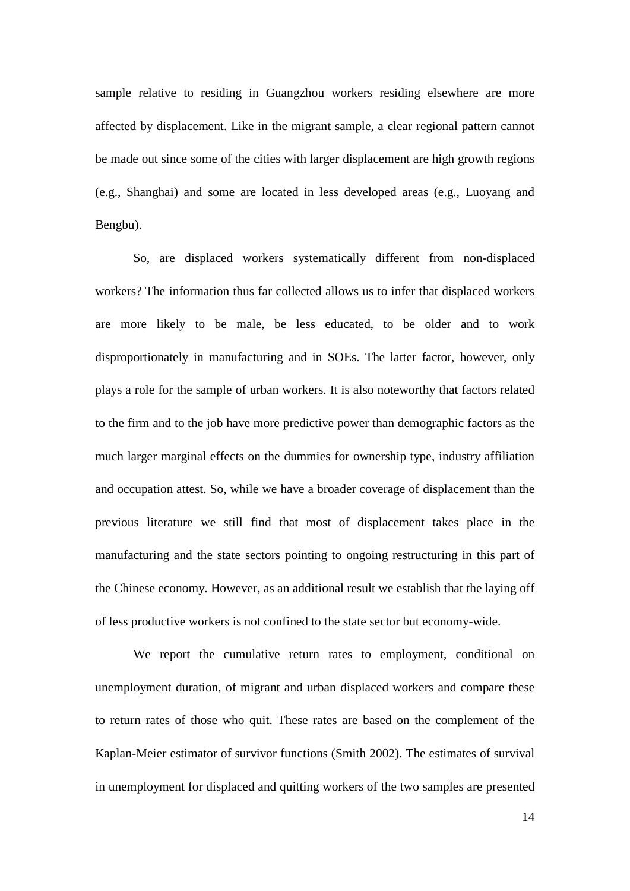sample relative to residing in Guangzhou workers residing elsewhere are more affected by displacement. Like in the migrant sample, a clear regional pattern cannot be made out since some of the cities with larger displacement are high growth regions (e.g., Shanghai) and some are located in less developed areas (e.g., Luoyang and Bengbu).

So, are displaced workers systematically different from non-displaced workers? The information thus far collected allows us to infer that displaced workers are more likely to be male, be less educated, to be older and to work disproportionately in manufacturing and in SOEs. The latter factor, however, only plays a role for the sample of urban workers. It is also noteworthy that factors related to the firm and to the job have more predictive power than demographic factors as the much larger marginal effects on the dummies for ownership type, industry affiliation and occupation attest. So, while we have a broader coverage of displacement than the previous literature we still find that most of displacement takes place in the manufacturing and the state sectors pointing to ongoing restructuring in this part of the Chinese economy. However, as an additional result we establish that the laying off of less productive workers is not confined to the state sector but economy-wide.

We report the cumulative return rates to employment, conditional on unemployment duration, of migrant and urban displaced workers and compare these to return rates of those who quit. These rates are based on the complement of the Kaplan-Meier estimator of survivor functions (Smith 2002). The estimates of survival in unemployment for displaced and quitting workers of the two samples are presented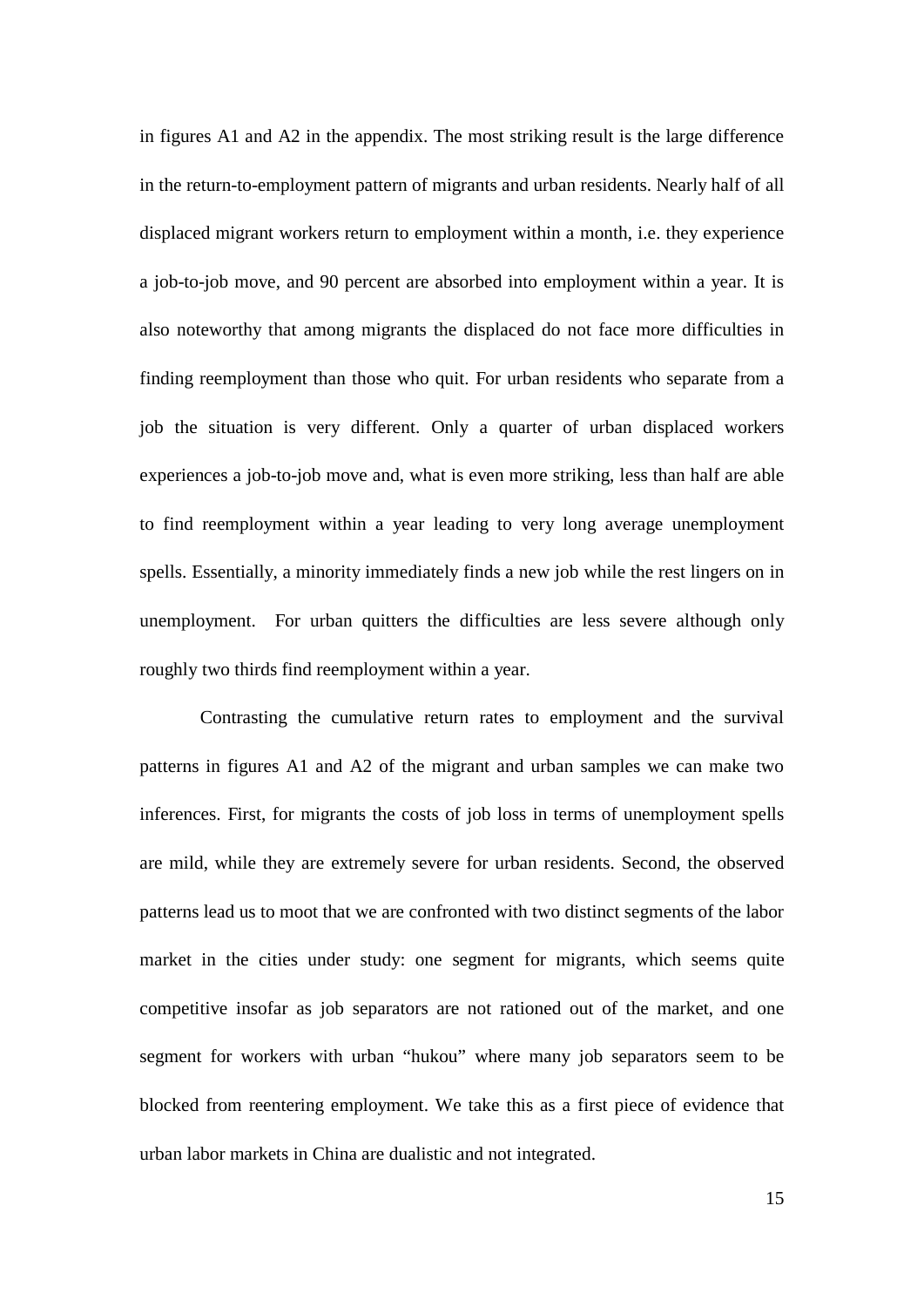in figures A1 and A2 in the appendix. The most striking result is the large difference in the return-to-employment pattern of migrants and urban residents. Nearly half of all displaced migrant workers return to employment within a month, i.e. they experience a job-to-job move, and 90 percent are absorbed into employment within a year. It is also noteworthy that among migrants the displaced do not face more difficulties in finding reemployment than those who quit. For urban residents who separate from a job the situation is very different. Only a quarter of urban displaced workers experiences a job-to-job move and, what is even more striking, less than half are able to find reemployment within a year leading to very long average unemployment spells. Essentially, a minority immediately finds a new job while the rest lingers on in unemployment. For urban quitters the difficulties are less severe although only roughly two thirds find reemployment within a year.

Contrasting the cumulative return rates to employment and the survival patterns in figures A1 and A2 of the migrant and urban samples we can make two inferences. First, for migrants the costs of job loss in terms of unemployment spells are mild, while they are extremely severe for urban residents. Second, the observed patterns lead us to moot that we are confronted with two distinct segments of the labor market in the cities under study: one segment for migrants, which seems quite competitive insofar as job separators are not rationed out of the market, and one segment for workers with urban "hukou" where many job separators seem to be blocked from reentering employment. We take this as a first piece of evidence that urban labor markets in China are dualistic and not integrated.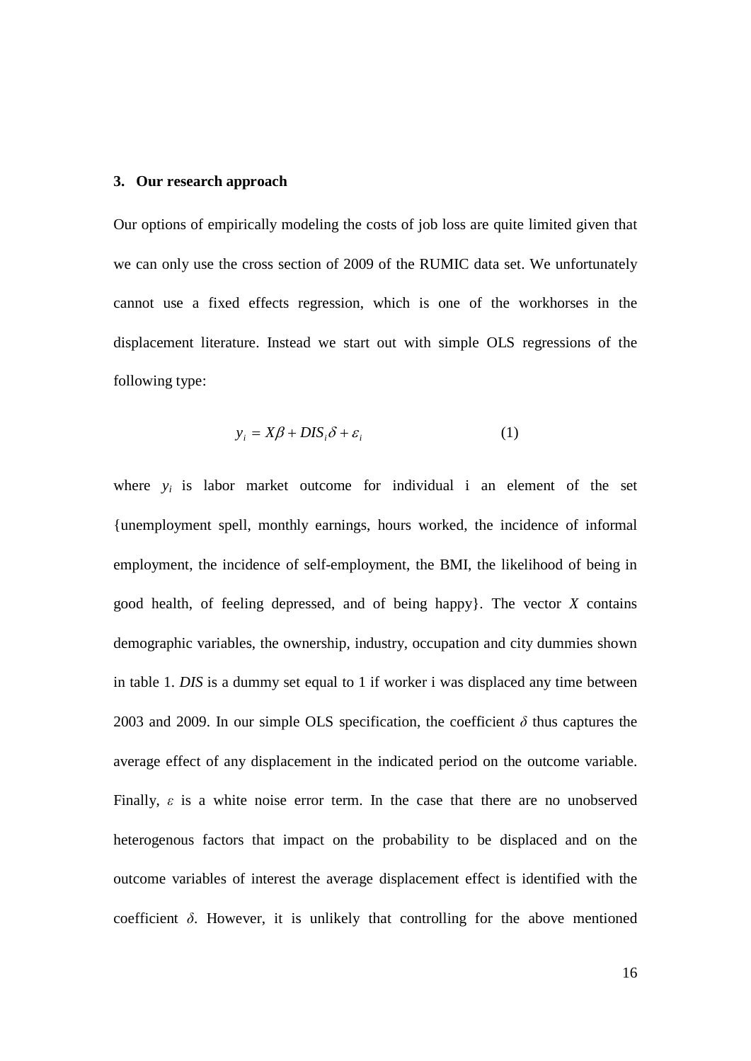## 3. Our research approach

Our options of empirically modeling the costs of job loss are quite limited given that we can only use the cross section of 2009 of the RUMIC data set. We unfortunately cannot use a fixed effects regression, which is one of the workhorses in the displacement literature. Instead we start out with simple OLS regressions of the following type:

$$y_i = X\beta + DIS_i\delta + \varepsilon_i \qquad (1)$$

where $y_i$ is labor market outcome for individual i an element of the set {unemployment spell, monthly earnings, hours worked, the incidence of informal employment, the incidence of self-employment, the BMI, the likelihood of being in good health, of feeling depressed, and of being happy}. The vector *X* contains demographic variables, the ownership, industry, occupation and city dummies shown in table 1. *DIS* is a dummy set equal to 1 if worker i was displaced any time between 2003 and 2009. In our simple OLS specification, the coefficient $\delta$ thus captures the average effect of any displacement in the indicated period on the outcome variable. Finally, $\varepsilon$ is a white noise error term. In the case that there are no unobserved heterogenous factors that impact on the probability to be displaced and on the outcome variables of interest the average displacement effect is identified with the coefficient $\delta$. However, it is unlikely that controlling for the above mentioned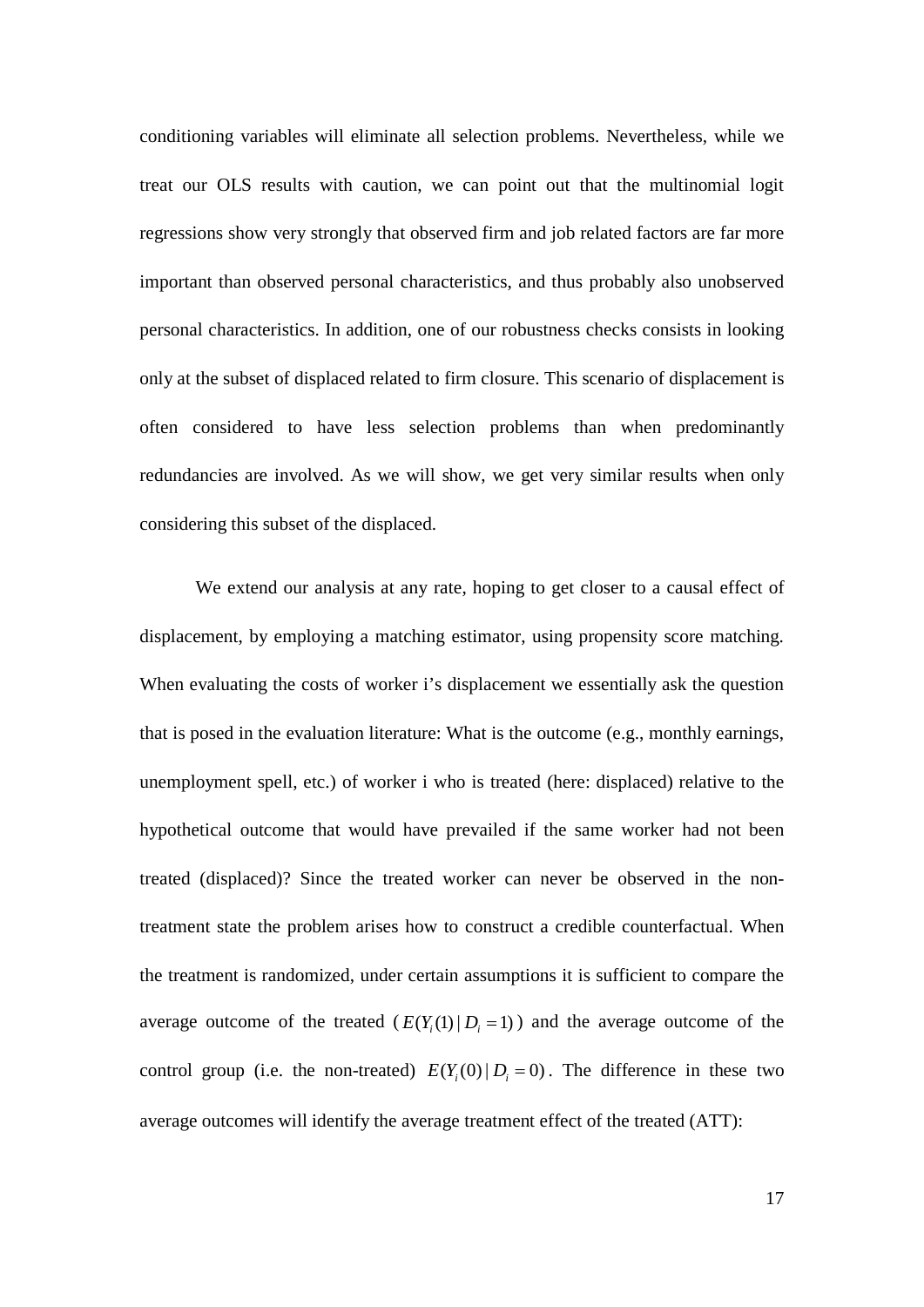conditioning variables will eliminate all selection problems. Nevertheless, while we treat our OLS results with caution, we can point out that the multinomial logit regressions show very strongly that observed firm and job related factors are far more important than observed personal characteristics, and thus probably also unobserved personal characteristics. In addition, one of our robustness checks consists in looking only at the subset of displaced related to firm closure. This scenario of displacement is often considered to have less selection problems than when predominantly redundancies are involved. As we will show, we get very similar results when only considering this subset of the displaced.

We extend our analysis at any rate, hoping to get closer to a causal effect of displacement, by employing a matching estimator, using propensity score matching. When evaluating the costs of worker i's displacement we essentially ask the question that is posed in the evaluation literature: What is the outcome (e.g., monthly earnings, unemployment spell, etc.) of worker i who is treated (here: displaced) relative to the hypothetical outcome that would have prevailed if the same worker had not been treated (displaced)? Since the treated worker can never be observed in the non-treatment state the problem arises how to construct a credible counterfactual. When the treatment is randomized, under certain assumptions it is sufficient to compare the average outcome of the treated ($E(Y_i(1) | D_i = 1)$) and the average outcome of the control group (i.e. the non-treated) $E(Y_i(0) | D_i = 0)$. The difference in these two average outcomes will identify the average treatment effect of the treated (ATT):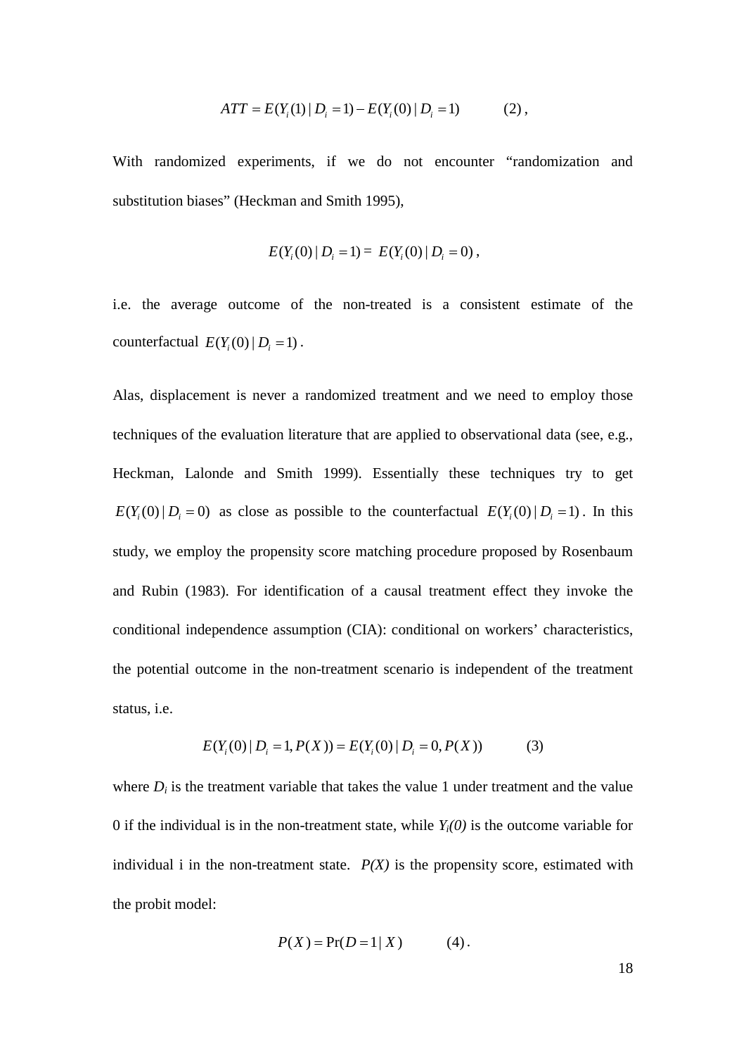$$ATT = E(Y_i(1) \mid D_i = 1) - E(Y_i(0) \mid D_i = 1) \qquad (2),$$

With randomized experiments, if we do not encounter "randomization and substitution biases" (Heckman and Smith 1995),

$$E(Y_i(0) \mid D_i = 1) = E(Y_i(0) \mid D_i = 0),$$

i.e. the average outcome of the non-treated is a consistent estimate of the counterfactual $E(Y_i(0) \mid D_i = 1)$.

Alas, displacement is never a randomized treatment and we need to employ those techniques of the evaluation literature that are applied to observational data (see, e.g., Heckman, Lalonde and Smith 1999). Essentially these techniques try to get $E(Y_i(0) \mid D_i = 0)$ as close as possible to the counterfactual $E(Y_i(0) \mid D_i = 1)$. In this study, we employ the propensity score matching procedure proposed by Rosenbaum and Rubin (1983). For identification of a causal treatment effect they invoke the conditional independence assumption (CIA): conditional on workers' characteristics, the potential outcome in the non-treatment scenario is independent of the treatment status, i.e.

$$E(Y_i(0) \mid D_i = 1, P(X)) = E(Y_i(0) \mid D_i = 0, P(X)) \qquad (3)$$

where $D_i$ is the treatment variable that takes the value 1 under treatment and the value 0 if the individual is in the non-treatment state, while $Y_i(0)$ is the outcome variable for individual i in the non-treatment state. $P(X)$ is the propensity score, estimated with the probit model:

$$P(X) = \Pr(D = 1 \mid X) \qquad (4).$$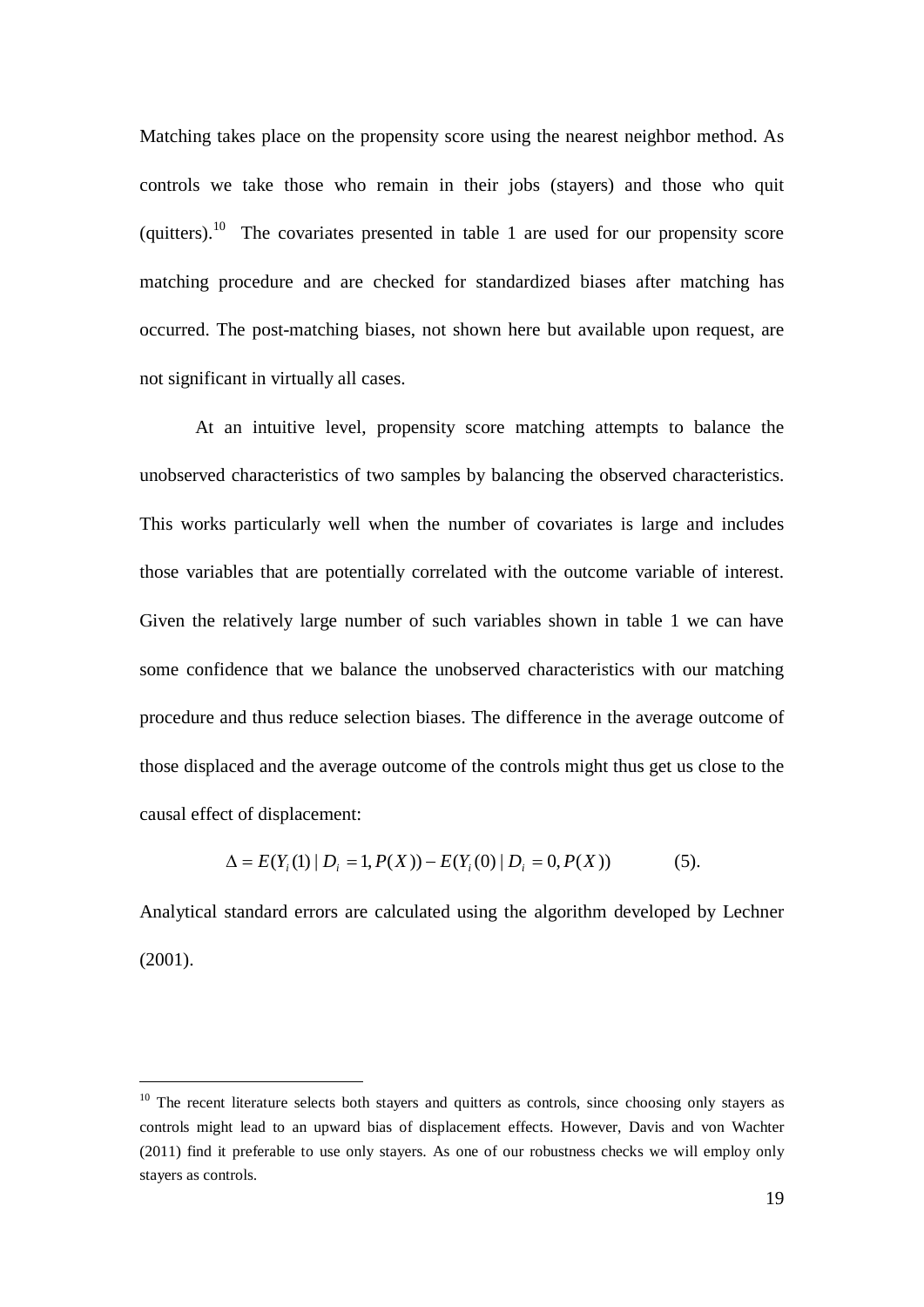Matching takes place on the propensity score using the nearest neighbor method. As controls we take those who remain in their jobs (stayers) and those who quit (quitters).[10] The covariates presented in table 1 are used for our propensity score matching procedure and are checked for standardized biases after matching has occurred. The post-matching biases, not shown here but available upon request, are not significant in virtually all cases.

At an intuitive level, propensity score matching attempts to balance the unobserved characteristics of two samples by balancing the observed characteristics. This works particularly well when the number of covariates is large and includes those variables that are potentially correlated with the outcome variable of interest. Given the relatively large number of such variables shown in table 1 we can have some confidence that we balance the unobserved characteristics with our matching procedure and thus reduce selection biases. The difference in the average outcome of those displaced and the average outcome of the controls might thus get us close to the causal effect of displacement:

$$\Delta = E(Y_i(1) \mid D_i = 1, P(X)) - E(Y_i(0) \mid D_i = 0, P(X)) \qquad (5).$$

Analytical standard errors are calculated using the algorithm developed by Lechner (2001).

[10] The recent literature selects both stayers and quitters as controls, since choosing only stayers as controls might lead to an upward bias of displacement effects. However, Davis and von Wachter (2011) find it preferable to use only stayers. As one of our robustness checks we will employ only stayers as controls.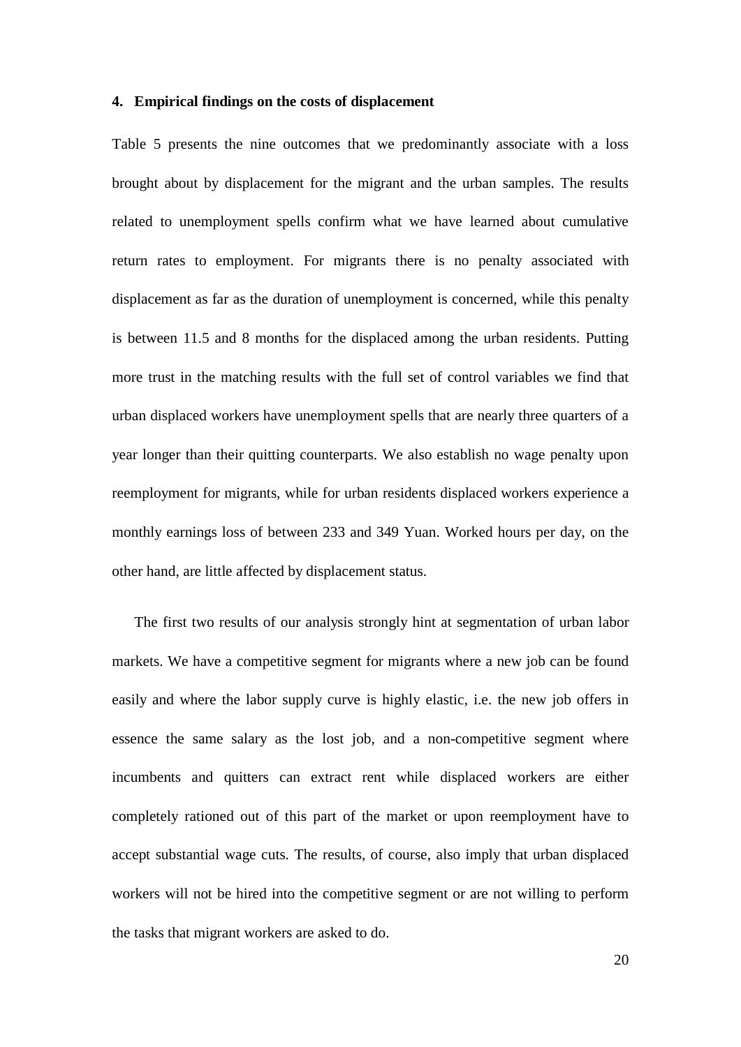### 4. Empirical findings on the costs of displacement

Table 5 presents the nine outcomes that we predominantly associate with a loss brought about by displacement for the migrant and the urban samples. The results related to unemployment spells confirm what we have learned about cumulative return rates to employment. For migrants there is no penalty associated with displacement as far as the duration of unemployment is concerned, while this penalty is between 11.5 and 8 months for the displaced among the urban residents. Putting more trust in the matching results with the full set of control variables we find that urban displaced workers have unemployment spells that are nearly three quarters of a year longer than their quitting counterparts. We also establish no wage penalty upon reemployment for migrants, while for urban residents displaced workers experience a monthly earnings loss of between 233 and 349 Yuan. Worked hours per day, on the other hand, are little affected by displacement status.

The first two results of our analysis strongly hint at segmentation of urban labor markets. We have a competitive segment for migrants where a new job can be found easily and where the labor supply curve is highly elastic, i.e. the new job offers in essence the same salary as the lost job, and a non-competitive segment where incumbents and quitters can extract rent while displaced workers are either completely rationed out of this part of the market or upon reemployment have to accept substantial wage cuts. The results, of course, also imply that urban displaced workers will not be hired into the competitive segment or are not willing to perform the tasks that migrant workers are asked to do.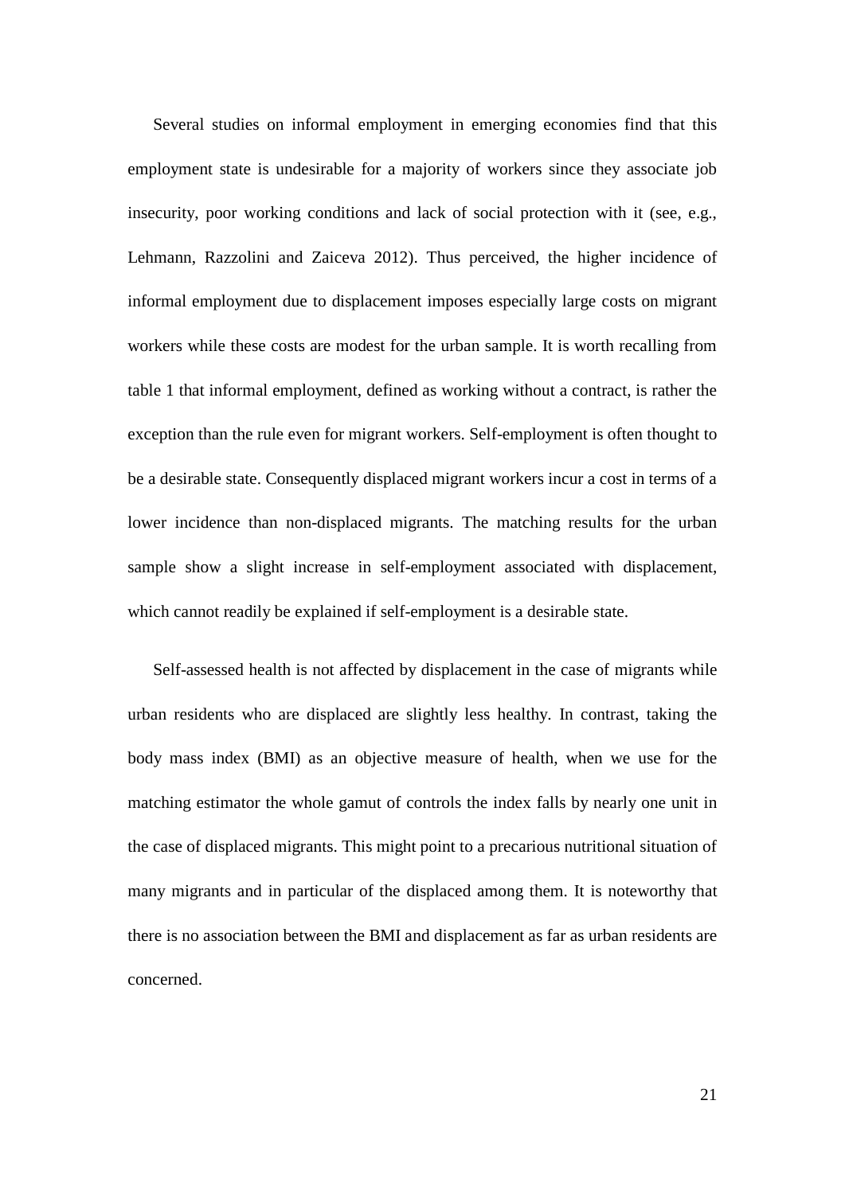Several studies on informal employment in emerging economies find that this employment state is undesirable for a majority of workers since they associate job insecurity, poor working conditions and lack of social protection with it (see, e.g., Lehmann, Razzolini and Zaiceva 2012). Thus perceived, the higher incidence of informal employment due to displacement imposes especially large costs on migrant workers while these costs are modest for the urban sample. It is worth recalling from table 1 that informal employment, defined as working without a contract, is rather the exception than the rule even for migrant workers. Self-employment is often thought to be a desirable state. Consequently displaced migrant workers incur a cost in terms of a lower incidence than non-displaced migrants. The matching results for the urban sample show a slight increase in self-employment associated with displacement, which cannot readily be explained if self-employment is a desirable state.

Self-assessed health is not affected by displacement in the case of migrants while urban residents who are displaced are slightly less healthy. In contrast, taking the body mass index (BMI) as an objective measure of health, when we use for the matching estimator the whole gamut of controls the index falls by nearly one unit in the case of displaced migrants. This might point to a precarious nutritional situation of many migrants and in particular of the displaced among them. It is noteworthy that there is no association between the BMI and displacement as far as urban residents are concerned.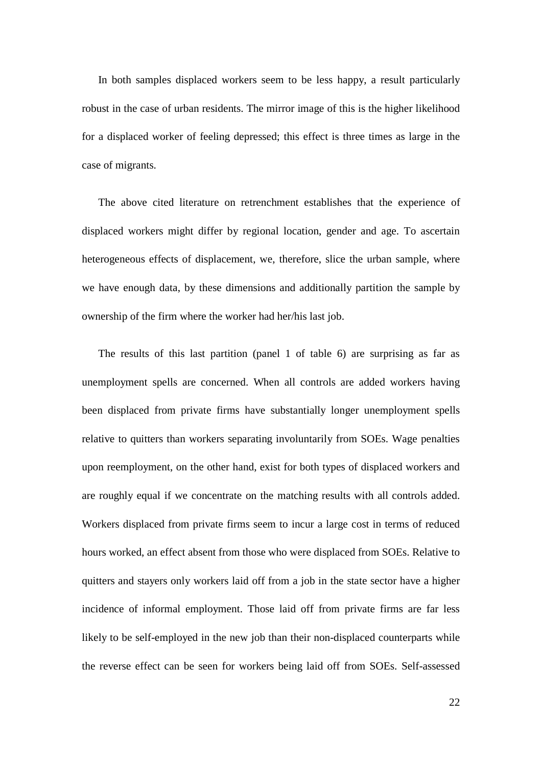In both samples displaced workers seem to be less happy, a result particularly robust in the case of urban residents. The mirror image of this is the higher likelihood for a displaced worker of feeling depressed; this effect is three times as large in the case of migrants.

The above cited literature on retrenchment establishes that the experience of displaced workers might differ by regional location, gender and age. To ascertain heterogeneous effects of displacement, we, therefore, slice the urban sample, where we have enough data, by these dimensions and additionally partition the sample by ownership of the firm where the worker had her/his last job.

The results of this last partition (panel 1 of table 6) are surprising as far as unemployment spells are concerned. When all controls are added workers having been displaced from private firms have substantially longer unemployment spells relative to quitters than workers separating involuntarily from SOEs. Wage penalties upon reemployment, on the other hand, exist for both types of displaced workers and are roughly equal if we concentrate on the matching results with all controls added. Workers displaced from private firms seem to incur a large cost in terms of reduced hours worked, an effect absent from those who were displaced from SOEs. Relative to quitters and stayers only workers laid off from a job in the state sector have a higher incidence of informal employment. Those laid off from private firms are far less likely to be self-employed in the new job than their non-displaced counterparts while the reverse effect can be seen for workers being laid off from SOEs. Self-assessed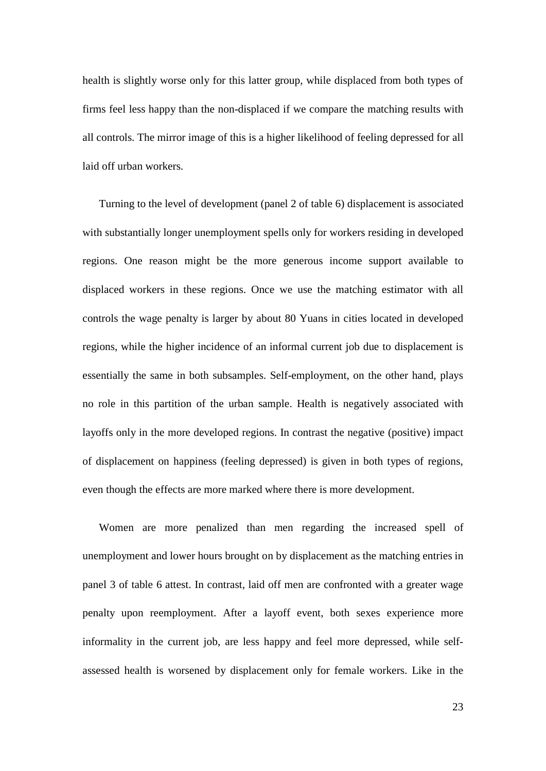health is slightly worse only for this latter group, while displaced from both types of firms feel less happy than the non-displaced if we compare the matching results with all controls. The mirror image of this is a higher likelihood of feeling depressed for all laid off urban workers.

Turning to the level of development (panel 2 of table 6) displacement is associated with substantially longer unemployment spells only for workers residing in developed regions. One reason might be the more generous income support available to displaced workers in these regions. Once we use the matching estimator with all controls the wage penalty is larger by about 80 Yuans in cities located in developed regions, while the higher incidence of an informal current job due to displacement is essentially the same in both subsamples. Self-employment, on the other hand, plays no role in this partition of the urban sample. Health is negatively associated with layoffs only in the more developed regions. In contrast the negative (positive) impact of displacement on happiness (feeling depressed) is given in both types of regions, even though the effects are more marked where there is more development.

Women are more penalized than men regarding the increased spell of unemployment and lower hours brought on by displacement as the matching entries in panel 3 of table 6 attest. In contrast, laid off men are confronted with a greater wage penalty upon reemployment. After a layoff event, both sexes experience more informality in the current job, are less happy and feel more depressed, while self-assessed health is worsened by displacement only for female workers. Like in the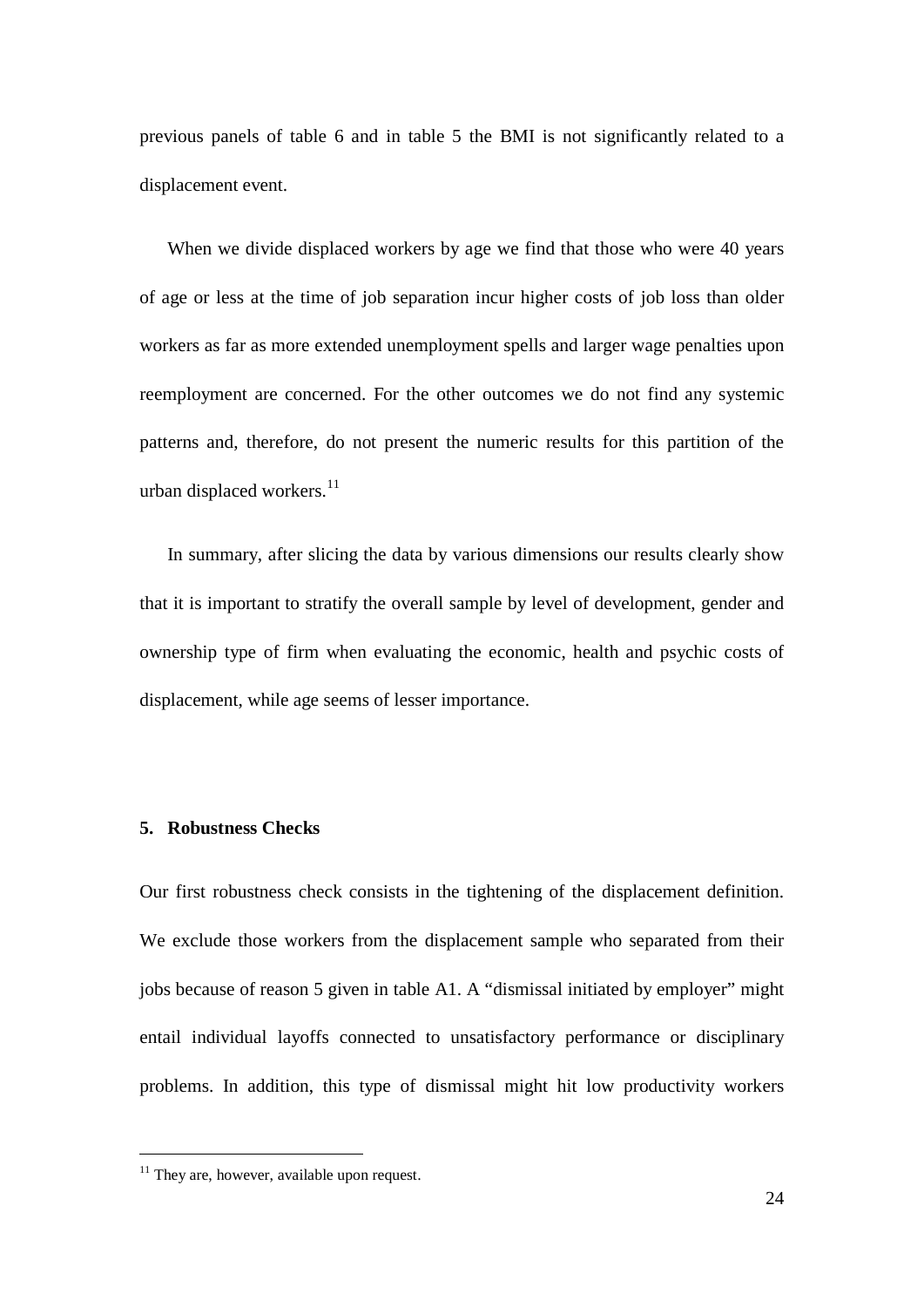previous panels of table 6 and in table 5 the BMI is not significantly related to a displacement event.

When we divide displaced workers by age we find that those who were 40 years of age or less at the time of job separation incur higher costs of job loss than older workers as far as more extended unemployment spells and larger wage penalties upon reemployment are concerned. For the other outcomes we do not find any systemic patterns and, therefore, do not present the numeric results for this partition of the urban displaced workers.[11]

In summary, after slicing the data by various dimensions our results clearly show that it is important to stratify the overall sample by level of development, gender and ownership type of firm when evaluating the economic, health and psychic costs of displacement, while age seems of lesser importance.

## 5. Robustness Checks

Our first robustness check consists in the tightening of the displacement definition. We exclude those workers from the displacement sample who separated from their jobs because of reason 5 given in table A1. A "dismissal initiated by employer" might entail individual layoffs connected to unsatisfactory performance or disciplinary problems. In addition, this type of dismissal might hit low productivity workers

---

[11] They are, however, available upon request.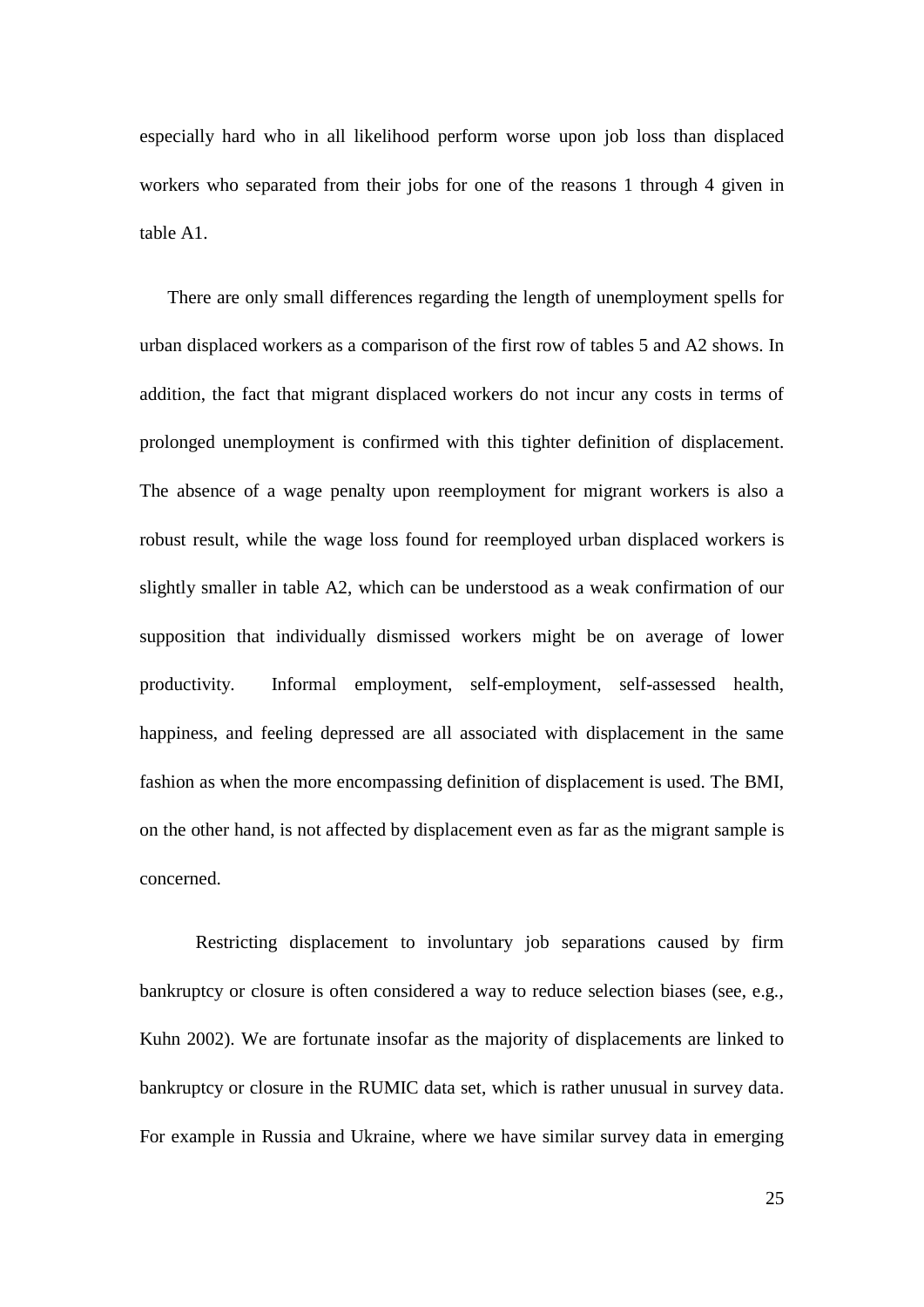especially hard who in all likelihood perform worse upon job loss than displaced workers who separated from their jobs for one of the reasons 1 through 4 given in table A1.

There are only small differences regarding the length of unemployment spells for urban displaced workers as a comparison of the first row of tables 5 and A2 shows. In addition, the fact that migrant displaced workers do not incur any costs in terms of prolonged unemployment is confirmed with this tighter definition of displacement. The absence of a wage penalty upon reemployment for migrant workers is also a robust result, while the wage loss found for reemployed urban displaced workers is slightly smaller in table A2, which can be understood as a weak confirmation of our supposition that individually dismissed workers might be on average of lower productivity. Informal employment, self-employment, self-assessed health, happiness, and feeling depressed are all associated with displacement in the same fashion as when the more encompassing definition of displacement is used. The BMI, on the other hand, is not affected by displacement even as far as the migrant sample is concerned.

Restricting displacement to involuntary job separations caused by firm bankruptcy or closure is often considered a way to reduce selection biases (see, e.g., Kuhn 2002). We are fortunate insofar as the majority of displacements are linked to bankruptcy or closure in the RUMIC data set, which is rather unusual in survey data. For example in Russia and Ukraine, where we have similar survey data in emerging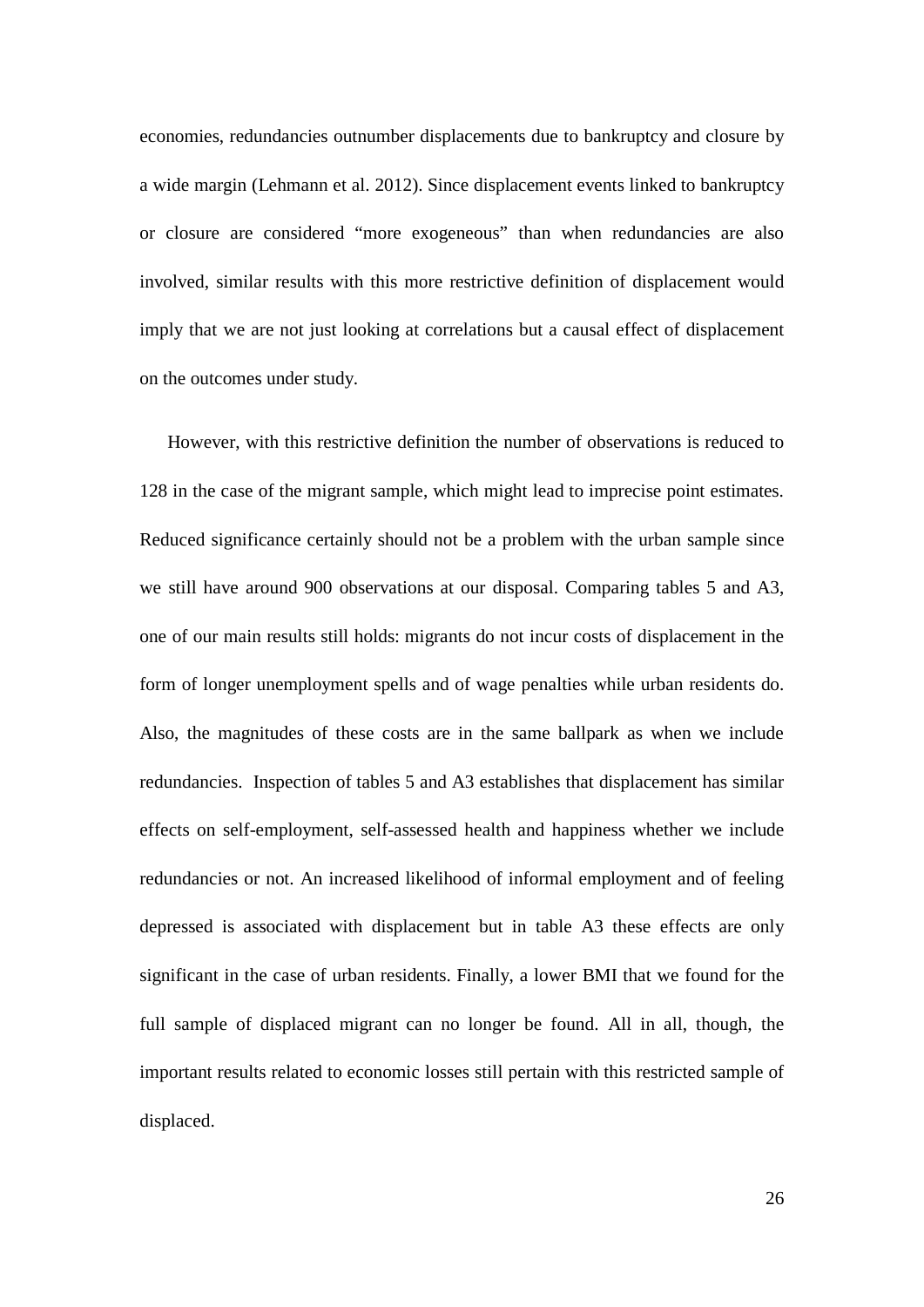economies, redundancies outnumber displacements due to bankruptcy and closure by a wide margin (Lehmann et al. 2012). Since displacement events linked to bankruptcy or closure are considered "more exogeneous" than when redundancies are also involved, similar results with this more restrictive definition of displacement would imply that we are not just looking at correlations but a causal effect of displacement on the outcomes under study.

However, with this restrictive definition the number of observations is reduced to 128 in the case of the migrant sample, which might lead to imprecise point estimates. Reduced significance certainly should not be a problem with the urban sample since we still have around 900 observations at our disposal. Comparing tables 5 and A3, one of our main results still holds: migrants do not incur costs of displacement in the form of longer unemployment spells and of wage penalties while urban residents do. Also, the magnitudes of these costs are in the same ballpark as when we include redundancies. Inspection of tables 5 and A3 establishes that displacement has similar effects on self-employment, self-assessed health and happiness whether we include redundancies or not. An increased likelihood of informal employment and of feeling depressed is associated with displacement but in table A3 these effects are only significant in the case of urban residents. Finally, a lower BMI that we found for the full sample of displaced migrant can no longer be found. All in all, though, the important results related to economic losses still pertain with this restricted sample of displaced.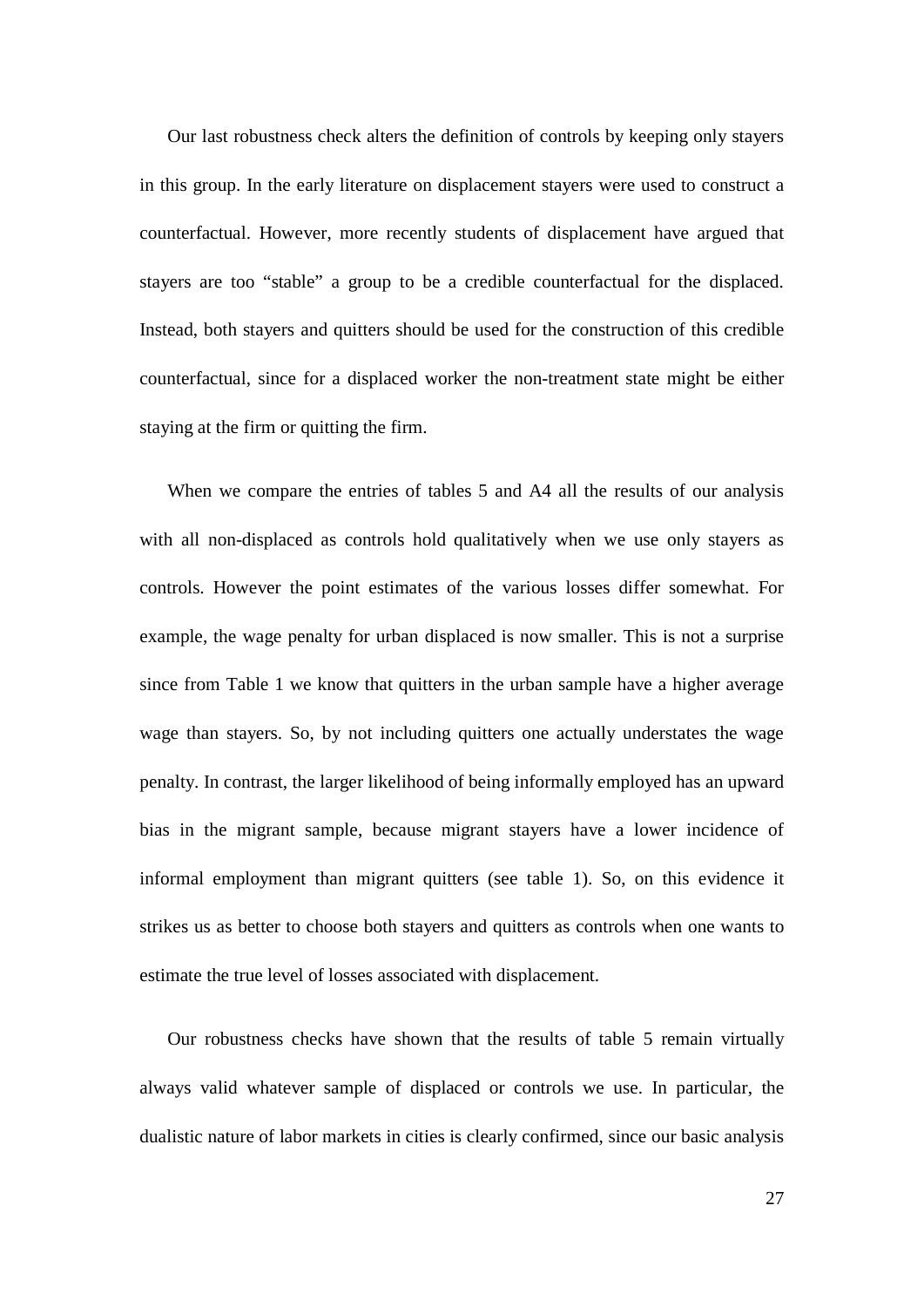Our last robustness check alters the definition of controls by keeping only stayers in this group. In the early literature on displacement stayers were used to construct a counterfactual. However, more recently students of displacement have argued that stayers are too "stable" a group to be a credible counterfactual for the displaced. Instead, both stayers and quitters should be used for the construction of this credible counterfactual, since for a displaced worker the non-treatment state might be either staying at the firm or quitting the firm.

When we compare the entries of tables 5 and A4 all the results of our analysis with all non-displaced as controls hold qualitatively when we use only stayers as controls. However the point estimates of the various losses differ somewhat. For example, the wage penalty for urban displaced is now smaller. This is not a surprise since from Table 1 we know that quitters in the urban sample have a higher average wage than stayers. So, by not including quitters one actually understates the wage penalty. In contrast, the larger likelihood of being informally employed has an upward bias in the migrant sample, because migrant stayers have a lower incidence of informal employment than migrant quitters (see table 1). So, on this evidence it strikes us as better to choose both stayers and quitters as controls when one wants to estimate the true level of losses associated with displacement.

Our robustness checks have shown that the results of table 5 remain virtually always valid whatever sample of displaced or controls we use. In particular, the dualistic nature of labor markets in cities is clearly confirmed, since our basic analysis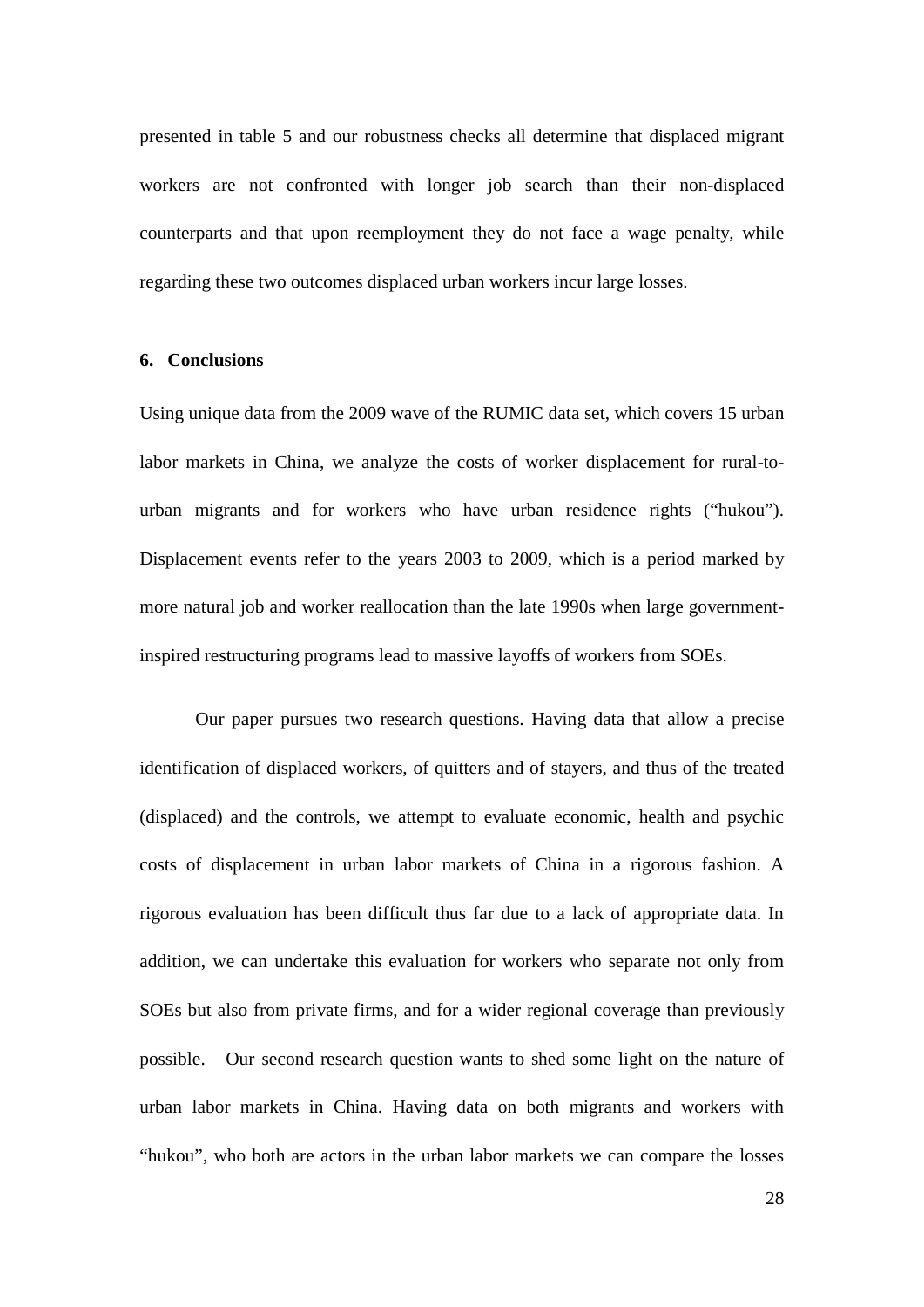presented in table 5 and our robustness checks all determine that displaced migrant workers are not confronted with longer job search than their non-displaced counterparts and that upon reemployment they do not face a wage penalty, while regarding these two outcomes displaced urban workers incur large losses.

## 6. Conclusions

Using unique data from the 2009 wave of the RUMIC data set, which covers 15 urban labor markets in China, we analyze the costs of worker displacement for rural-to-urban migrants and for workers who have urban residence rights ("hukou"). Displacement events refer to the years 2003 to 2009, which is a period marked by more natural job and worker reallocation than the late 1990s when large government-inspired restructuring programs lead to massive layoffs of workers from SOEs.

Our paper pursues two research questions. Having data that allow a precise identification of displaced workers, of quitters and of stayers, and thus of the treated (displaced) and the controls, we attempt to evaluate economic, health and psychic costs of displacement in urban labor markets of China in a rigorous fashion. A rigorous evaluation has been difficult thus far due to a lack of appropriate data. In addition, we can undertake this evaluation for workers who separate not only from SOEs but also from private firms, and for a wider regional coverage than previously possible. Our second research question wants to shed some light on the nature of urban labor markets in China. Having data on both migrants and workers with "hukou", who both are actors in the urban labor markets we can compare the losses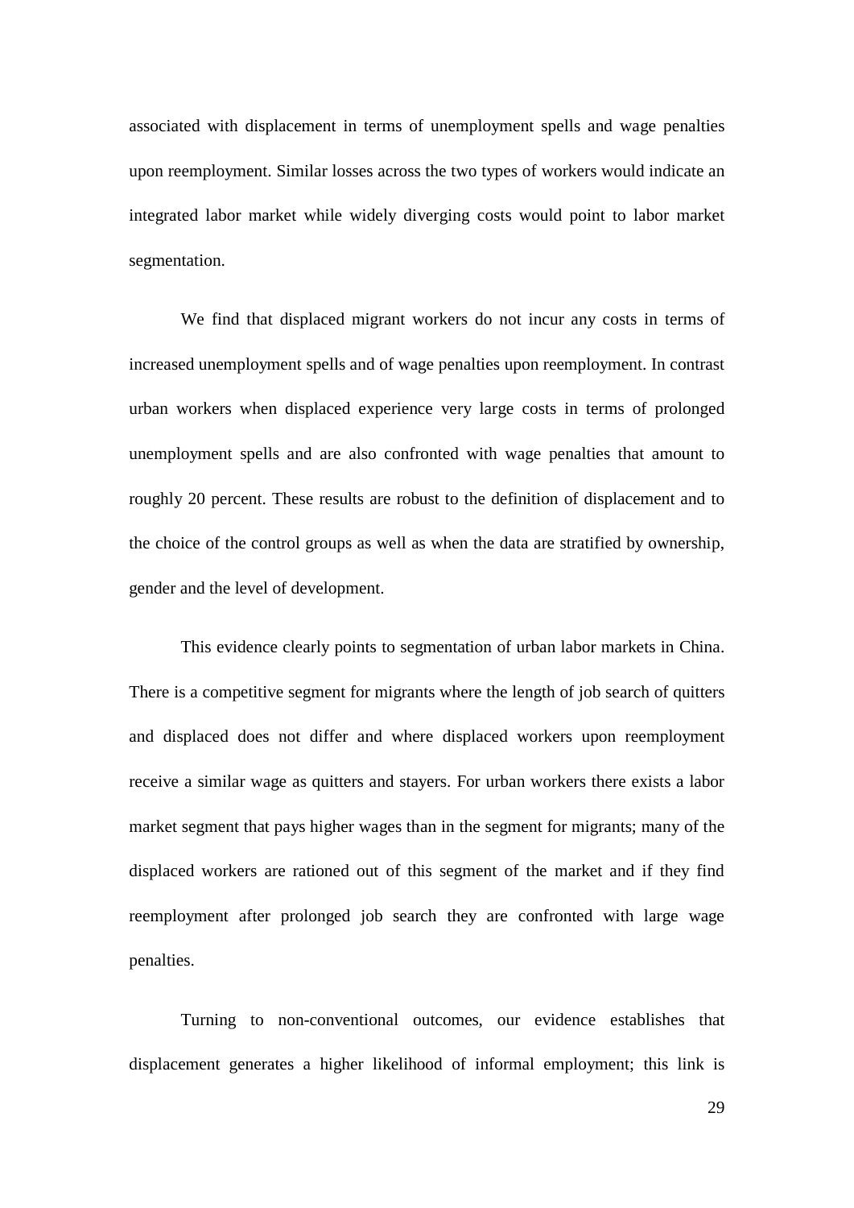associated with displacement in terms of unemployment spells and wage penalties upon reemployment. Similar losses across the two types of workers would indicate an integrated labor market while widely diverging costs would point to labor market segmentation.

We find that displaced migrant workers do not incur any costs in terms of increased unemployment spells and of wage penalties upon reemployment. In contrast urban workers when displaced experience very large costs in terms of prolonged unemployment spells and are also confronted with wage penalties that amount to roughly 20 percent. These results are robust to the definition of displacement and to the choice of the control groups as well as when the data are stratified by ownership, gender and the level of development.

This evidence clearly points to segmentation of urban labor markets in China. There is a competitive segment for migrants where the length of job search of quitters and displaced does not differ and where displaced workers upon reemployment receive a similar wage as quitters and stayers. For urban workers there exists a labor market segment that pays higher wages than in the segment for migrants; many of the displaced workers are rationed out of this segment of the market and if they find reemployment after prolonged job search they are confronted with large wage penalties.

Turning to non-conventional outcomes, our evidence establishes that displacement generates a higher likelihood of informal employment; this link is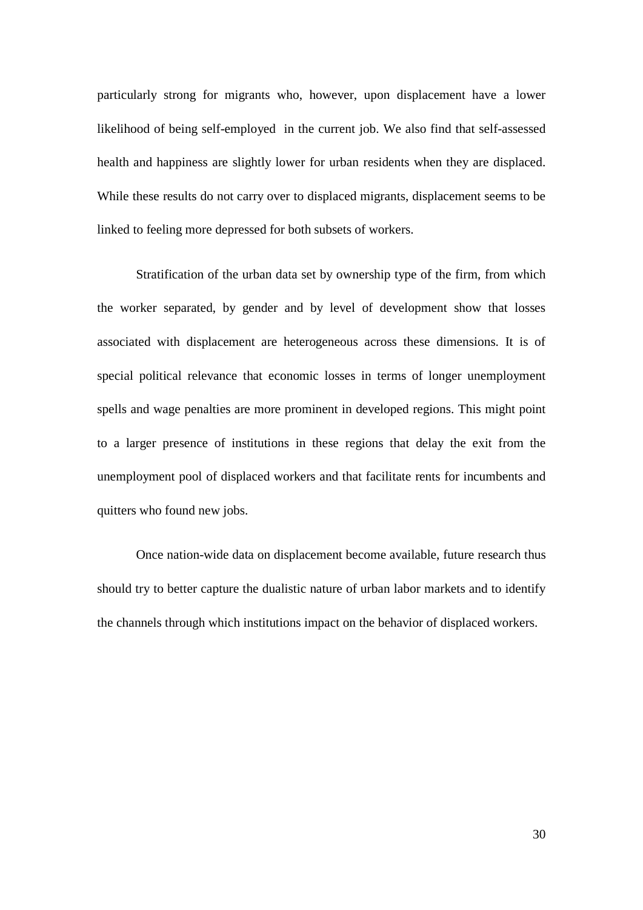particularly strong for migrants who, however, upon displacement have a lower likelihood of being self-employed in the current job. We also find that self-assessed health and happiness are slightly lower for urban residents when they are displaced. While these results do not carry over to displaced migrants, displacement seems to be linked to feeling more depressed for both subsets of workers.

Stratification of the urban data set by ownership type of the firm, from which the worker separated, by gender and by level of development show that losses associated with displacement are heterogeneous across these dimensions. It is of special political relevance that economic losses in terms of longer unemployment spells and wage penalties are more prominent in developed regions. This might point to a larger presence of institutions in these regions that delay the exit from the unemployment pool of displaced workers and that facilitate rents for incumbents and quitters who found new jobs.

Once nation-wide data on displacement become available, future research thus should try to better capture the dualistic nature of urban labor markets and to identify the channels through which institutions impact on the behavior of displaced workers.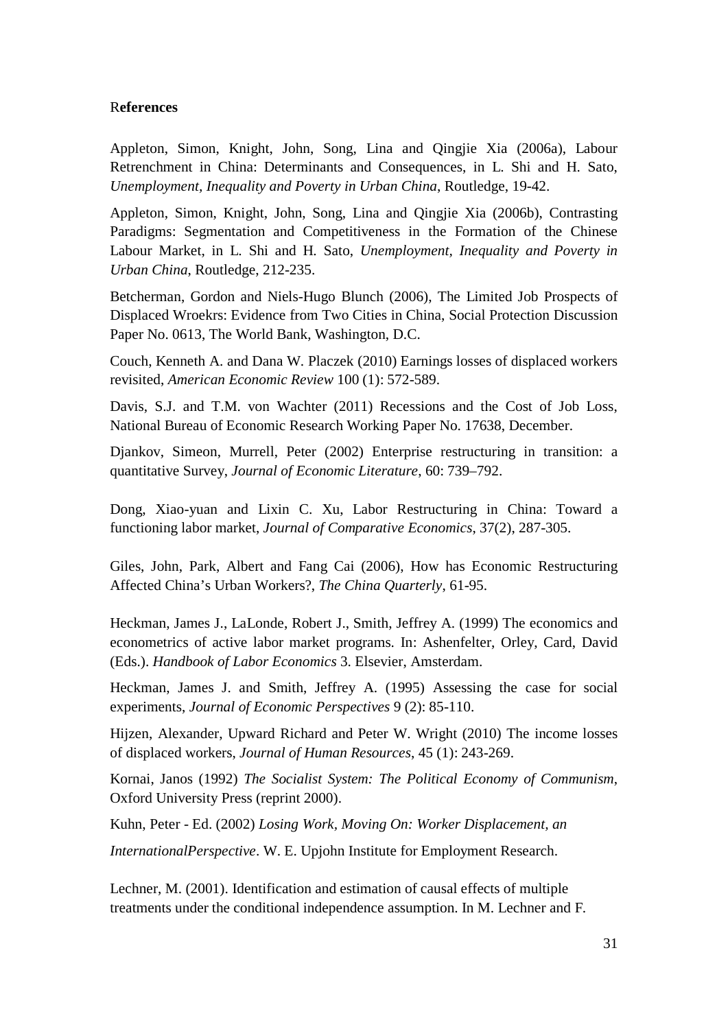# References

Appleton, Simon, Knight, John, Song, Lina and Qingjie Xia (2006a), Labour Retrenchment in China: Determinants and Consequences, in L. Shi and H. Sato, *Unemployment, Inequality and Poverty in Urban China*, Routledge, 19-42.

Appleton, Simon, Knight, John, Song, Lina and Qingjie Xia (2006b), Contrasting Paradigms: Segmentation and Competitiveness in the Formation of the Chinese Labour Market, in L. Shi and H. Sato, *Unemployment, Inequality and Poverty in Urban China*, Routledge, 212-235.

Betcherman, Gordon and Niels-Hugo Blunch (2006), The Limited Job Prospects of Displaced Wroekrs: Evidence from Two Cities in China, Social Protection Discussion Paper No. 0613, The World Bank, Washington, D.C.

Couch, Kenneth A. and Dana W. Placzek (2010) Earnings losses of displaced workers revisited, *American Economic Review* 100 (1): 572-589.

Davis, S.J. and T.M. von Wachter (2011) Recessions and the Cost of Job Loss, National Bureau of Economic Research Working Paper No. 17638, December.

Djankov, Simeon, Murrell, Peter (2002) Enterprise restructuring in transition: a quantitative Survey, *Journal of Economic Literature*, 60: 739–792.

Dong, Xiao-yuan and Lixin C. Xu, Labor Restructuring in China: Toward a functioning labor market, *Journal of Comparative Economics*, 37(2), 287-305.

Giles, John, Park, Albert and Fang Cai (2006), How has Economic Restructuring Affected China's Urban Workers?, *The China Quarterly*, 61-95.

Heckman, James J., LaLonde, Robert J., Smith, Jeffrey A. (1999) The economics and econometrics of active labor market programs. In: Ashenfelter, Orley, Card, David (Eds.). *Handbook of Labor Economics* 3. Elsevier, Amsterdam.

Heckman, James J. and Smith, Jeffrey A. (1995) Assessing the case for social experiments, *Journal of Economic Perspectives* 9 (2): 85-110.

Hijzen, Alexander, Upward Richard and Peter W. Wright (2010) The income losses of displaced workers, *Journal of Human Resources*, 45 (1): 243-269.

Kornai, Janos (1992) *The Socialist System: The Political Economy of Communism*, Oxford University Press (reprint 2000).

Kuhn, Peter - Ed. (2002) *Losing Work, Moving On: Worker Displacement, an InternationalPerspective*. W. E. Upjohn Institute for Employment Research.

Lechner, M. (2001). Identification and estimation of causal effects of multiple treatments under the conditional independence assumption. In M. Lechner and F.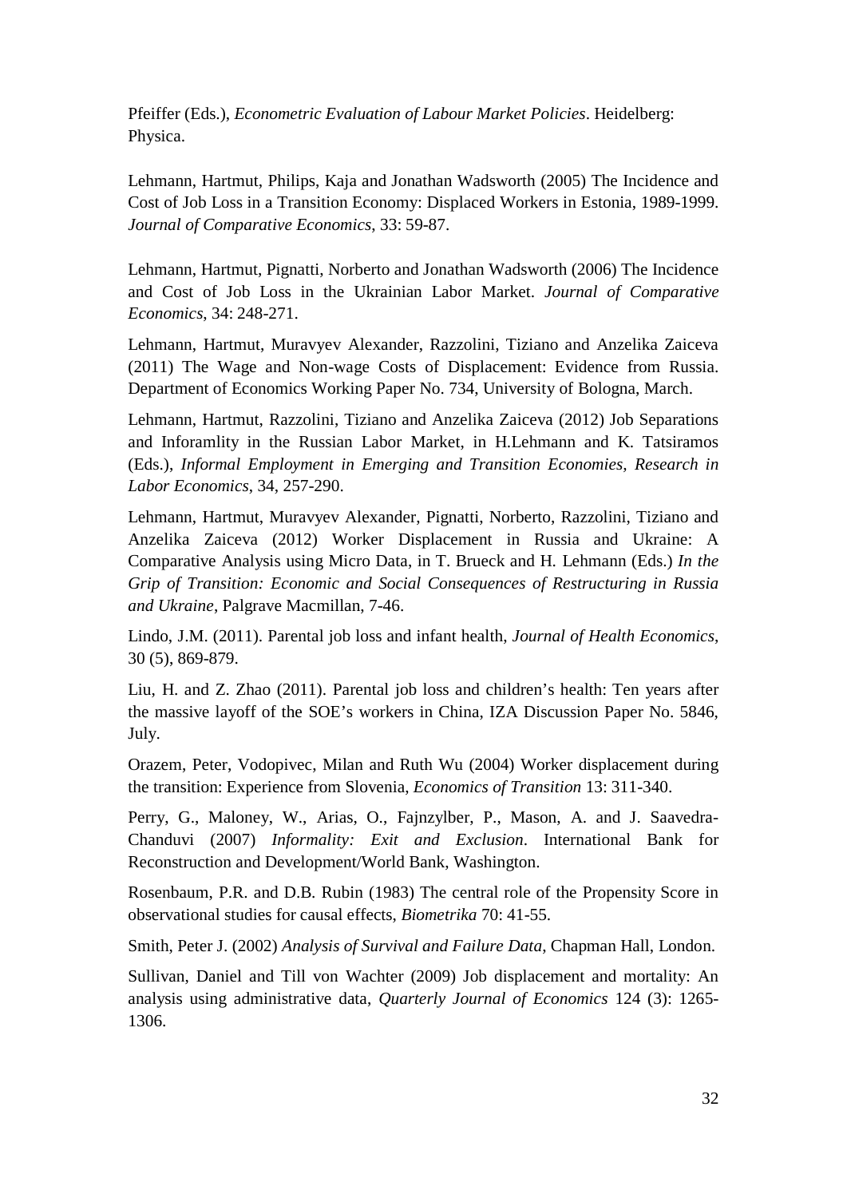Pfeiffer (Eds.), *Econometric Evaluation of Labour Market Policies*. Heidelberg: Physica.

Lehmann, Hartmut, Philips, Kaja and Jonathan Wadsworth (2005) The Incidence and Cost of Job Loss in a Transition Economy: Displaced Workers in Estonia, 1989-1999. *Journal of Comparative Economics*, 33: 59-87.

Lehmann, Hartmut, Pignatti, Norberto and Jonathan Wadsworth (2006) The Incidence and Cost of Job Loss in the Ukrainian Labor Market. *Journal of Comparative Economics*, 34: 248-271.

Lehmann, Hartmut, Muravyev Alexander, Razzolini, Tiziano and Anzelika Zaiceva (2011) The Wage and Non-wage Costs of Displacement: Evidence from Russia. Department of Economics Working Paper No. 734, University of Bologna, March.

Lehmann, Hartmut, Razzolini, Tiziano and Anzelika Zaiceva (2012) Job Separations and Inforamlity in the Russian Labor Market, in H.Lehmann and K. Tatsiramos (Eds.), *Informal Employment in Emerging and Transition Economies*, *Research in Labor Economics*, 34, 257-290.

Lehmann, Hartmut, Muravyev Alexander, Pignatti, Norberto, Razzolini, Tiziano and Anzelika Zaiceva (2012) Worker Displacement in Russia and Ukraine: A Comparative Analysis using Micro Data, in T. Brueck and H. Lehmann (Eds.) *In the Grip of Transition: Economic and Social Consequences of Restructuring in Russia and Ukraine*, Palgrave Macmillan, 7-46.

Lindo, J.M. (2011). Parental job loss and infant health, *Journal of Health Economics*, 30 (5), 869-879.

Liu, H. and Z. Zhao (2011). Parental job loss and children's health: Ten years after the massive layoff of the SOE's workers in China, IZA Discussion Paper No. 5846, July.

Orazem, Peter, Vodopivec, Milan and Ruth Wu (2004) Worker displacement during the transition: Experience from Slovenia, *Economics of Transition* 13: 311-340.

Perry, G., Maloney, W., Arias, O., Fajnzylber, P., Mason, A. and J. Saavedra-Chanduvi (2007) *Informality: Exit and Exclusion*. International Bank for Reconstruction and Development/World Bank, Washington.

Rosenbaum, P.R. and D.B. Rubin (1983) The central role of the Propensity Score in observational studies for causal effects, *Biometrika* 70: 41-55.

Smith, Peter J. (2002) *Analysis of Survival and Failure Data*, Chapman Hall, London.

Sullivan, Daniel and Till von Wachter (2009) Job displacement and mortality: An analysis using administrative data, *Quarterly Journal of Economics* 124 (3): 1265-1306.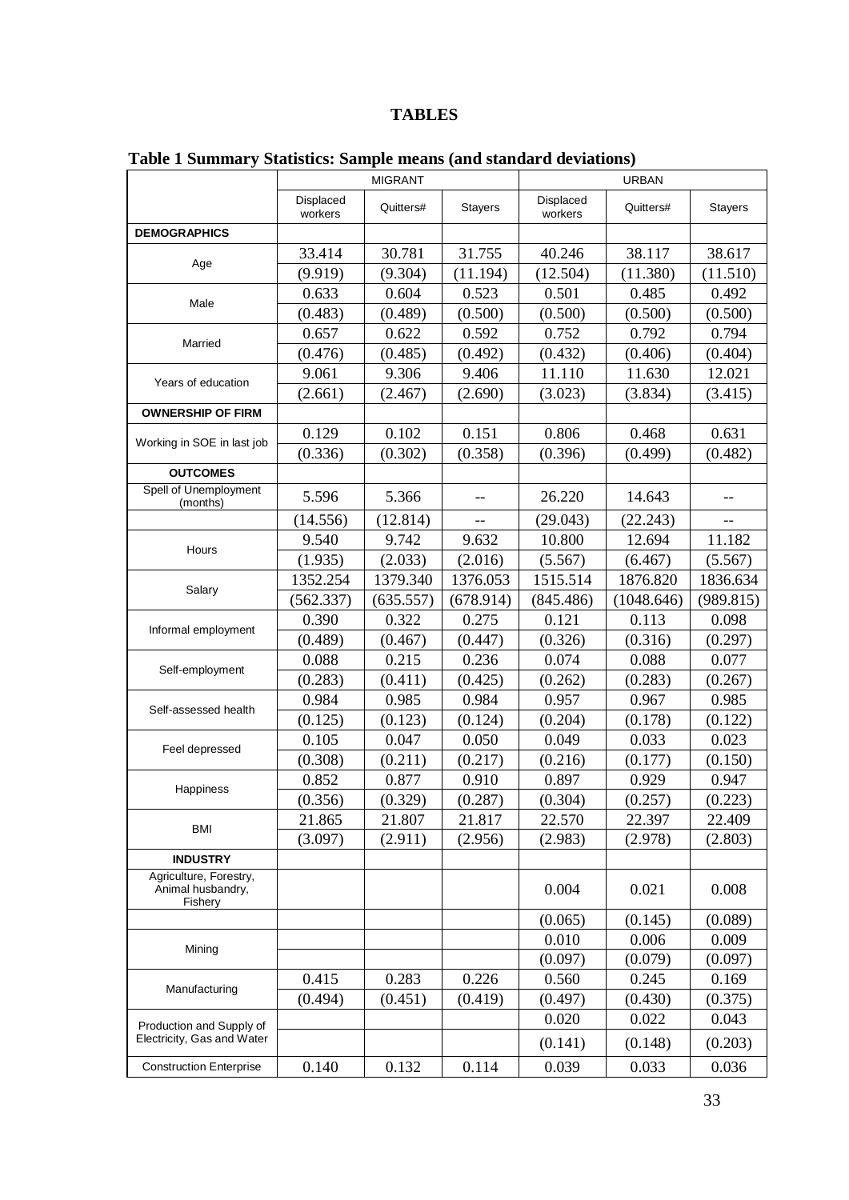# TABLES

**Table 1 Summary Statistics: Sample means (and standard deviations)**

| | MIGRANT | | | URBAN | | |
|---|---|---|---|---|---|---|
| | Displaced workers | Quitters# | Stayers | Displaced workers | Quitters# | Stayers |
| **DEMOGRAPHICS** | | | | | | |
| Age | 33.414 | 30.781 | 31.755 | 40.246 | 38.117 | 38.617 |
| | (9.919) | (9.304) | (11.194) | (12.504) | (11.380) | (11.510) |
| Male | 0.633 | 0.604 | 0.523 | 0.501 | 0.485 | 0.492 |
| | (0.483) | (0.489) | (0.500) | (0.500) | (0.500) | (0.500) |
| Married | 0.657 | 0.622 | 0.592 | 0.752 | 0.792 | 0.794 |
| | (0.476) | (0.485) | (0.492) | (0.432) | (0.406) | (0.404) |
| Years of education | 9.061 | 9.306 | 9.406 | 11.110 | 11.630 | 12.021 |
| | (2.661) | (2.467) | (2.690) | (3.023) | (3.834) | (3.415) |
| **OWNERSHIP OF FIRM** | | | | | | |
| Working in SOE in last job | 0.129 | 0.102 | 0.151 | 0.806 | 0.468 | 0.631 |
| | (0.336) | (0.302) | (0.358) | (0.396) | (0.499) | (0.482) |
| **OUTCOMES** | | | | | | |
| Spell of Unemployment (months) | 5.596 | 5.366 | -- | 26.220 | 14.643 | -- |
| | (14.556) | (12.814) | -- | (29.043) | (22.243) | -- |
| Hours | 9.540 | 9.742 | 9.632 | 10.800 | 12.694 | 11.182 |
| | (1.935) | (2.033) | (2.016) | (5.567) | (6.467) | (5.567) |
| Salary | 1352.254 | 1379.340 | 1376.053 | 1515.514 | 1876.820 | 1836.634 |
| | (562.337) | (635.557) | (678.914) | (845.486) | (1048.646) | (989.815) |
| Informal employment | 0.390 | 0.322 | 0.275 | 0.121 | 0.113 | 0.098 |
| | (0.489) | (0.467) | (0.447) | (0.326) | (0.316) | (0.297) |
| Self-employment | 0.088 | 0.215 | 0.236 | 0.074 | 0.088 | 0.077 |
| | (0.283) | (0.411) | (0.425) | (0.262) | (0.283) | (0.267) |
| Self-assessed health | 0.984 | 0.985 | 0.984 | 0.957 | 0.967 | 0.985 |
| | (0.125) | (0.123) | (0.124) | (0.204) | (0.178) | (0.122) |
| Feel depressed | 0.105 | 0.047 | 0.050 | 0.049 | 0.033 | 0.023 |
| | (0.308) | (0.211) | (0.217) | (0.216) | (0.177) | (0.150) |
| Happiness | 0.852 | 0.877 | 0.910 | 0.897 | 0.929 | 0.947 |
| | (0.356) | (0.329) | (0.287) | (0.304) | (0.257) | (0.223) |
| BMI | 21.865 | 21.807 | 21.817 | 22.570 | 22.397 | 22.409 |
| | (3.097) | (2.911) | (2.956) | (2.983) | (2.978) | (2.803) |
| **INDUSTRY** | | | | | | |
| Agriculture, Forestry, Animal husbandry, Fishery | | | | 0.004 | 0.021 | 0.008 |
| | | | | (0.065) | (0.145) | (0.089) |
| Mining | | | | 0.010 | 0.006 | 0.009 |
| | | | | (0.097) | (0.079) | (0.097) |
| Manufacturing | 0.415 | 0.283 | 0.226 | 0.560 | 0.245 | 0.169 |
| | (0.494) | (0.451) | (0.419) | (0.497) | (0.430) | (0.375) |
| Production and Supply of Electricity, Gas and Water | | | | 0.020 | 0.022 | 0.043 |
| | | | | (0.141) | (0.148) | (0.203) |
| Construction Enterprise | 0.140 | 0.132 | 0.114 | 0.039 | 0.033 | 0.036 |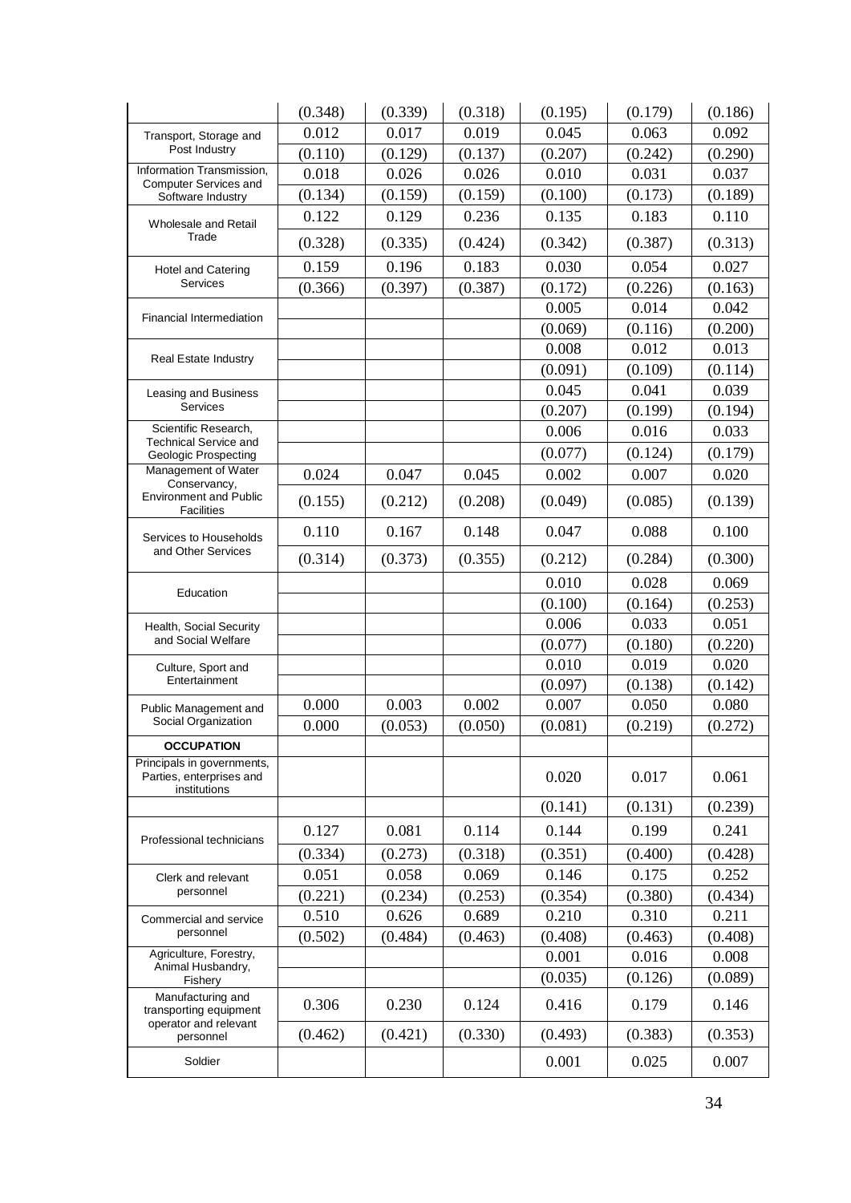| | | | | | | |
|---|---|---|---|---|---|---|
| | (0.348) | (0.339) | (0.318) | (0.195) | (0.179) | (0.186) |
| Transport, Storage and Post Industry | 0.012 | 0.017 | 0.019 | 0.045 | 0.063 | 0.092 |
| | (0.110) | (0.129) | (0.137) | (0.207) | (0.242) | (0.290) |
| Information Transmission, Computer Services and Software Industry | 0.018 | 0.026 | 0.026 | 0.010 | 0.031 | 0.037 |
| | (0.134) | (0.159) | (0.159) | (0.100) | (0.173) | (0.189) |
| Wholesale and Retail Trade | 0.122 | 0.129 | 0.236 | 0.135 | 0.183 | 0.110 |
| | (0.328) | (0.335) | (0.424) | (0.342) | (0.387) | (0.313) |
| Hotel and Catering Services | 0.159 | 0.196 | 0.183 | 0.030 | 0.054 | 0.027 |
| | (0.366) | (0.397) | (0.387) | (0.172) | (0.226) | (0.163) |
| Financial Intermediation | | | | 0.005 | 0.014 | 0.042 |
| | | | | (0.069) | (0.116) | (0.200) |
| Real Estate Industry | | | | 0.008 | 0.012 | 0.013 |
| | | | | (0.091) | (0.109) | (0.114) |
| Leasing and Business Services | | | | 0.045 | 0.041 | 0.039 |
| | | | | (0.207) | (0.199) | (0.194) |
| Scientific Research, Technical Service and Geologic Prospecting | | | | 0.006 | 0.016 | 0.033 |
| | | | | (0.077) | (0.124) | (0.179) |
| Management of Water Conservancy, Environment and Public Facilities | 0.024 | 0.047 | 0.045 | 0.002 | 0.007 | 0.020 |
| | (0.155) | (0.212) | (0.208) | (0.049) | (0.085) | (0.139) |
| Services to Households and Other Services | 0.110 | 0.167 | 0.148 | 0.047 | 0.088 | 0.100 |
| | (0.314) | (0.373) | (0.355) | (0.212) | (0.284) | (0.300) |
| Education | | | | 0.010 | 0.028 | 0.069 |
| | | | | (0.100) | (0.164) | (0.253) |
| Health, Social Security and Social Welfare | | | | 0.006 | 0.033 | 0.051 |
| | | | | (0.077) | (0.180) | (0.220) |
| Culture, Sport and Entertainment | | | | 0.010 | 0.019 | 0.020 |
| | | | | (0.097) | (0.138) | (0.142) |
| Public Management and Social Organization | 0.000 | 0.003 | 0.002 | 0.007 | 0.050 | 0.080 |
| | 0.000 | (0.053) | (0.050) | (0.081) | (0.219) | (0.272) |
| **OCCUPATION** | | | | | | |
| Principals in governments, Parties, enterprises and institutions | | | | 0.020 | 0.017 | 0.061 |
| | | | | (0.141) | (0.131) | (0.239) |
| Professional technicians | 0.127 | 0.081 | 0.114 | 0.144 | 0.199 | 0.241 |
| | (0.334) | (0.273) | (0.318) | (0.351) | (0.400) | (0.428) |
| Clerk and relevant personnel | 0.051 | 0.058 | 0.069 | 0.146 | 0.175 | 0.252 |
| | (0.221) | (0.234) | (0.253) | (0.354) | (0.380) | (0.434) |
| Commercial and service personnel | 0.510 | 0.626 | 0.689 | 0.210 | 0.310 | 0.211 |
| | (0.502) | (0.484) | (0.463) | (0.408) | (0.463) | (0.408) |
| Agriculture, Forestry, Animal Husbandry, Fishery | | | | 0.001 | 0.016 | 0.008 |
| | | | | (0.035) | (0.126) | (0.089) |
| Manufacturing and transporting equipment operator and relevant personnel | 0.306 | 0.230 | 0.124 | 0.416 | 0.179 | 0.146 |
| | (0.462) | (0.421) | (0.330) | (0.493) | (0.383) | (0.353) |
| Soldier | | | | 0.001 | 0.025 | 0.007 |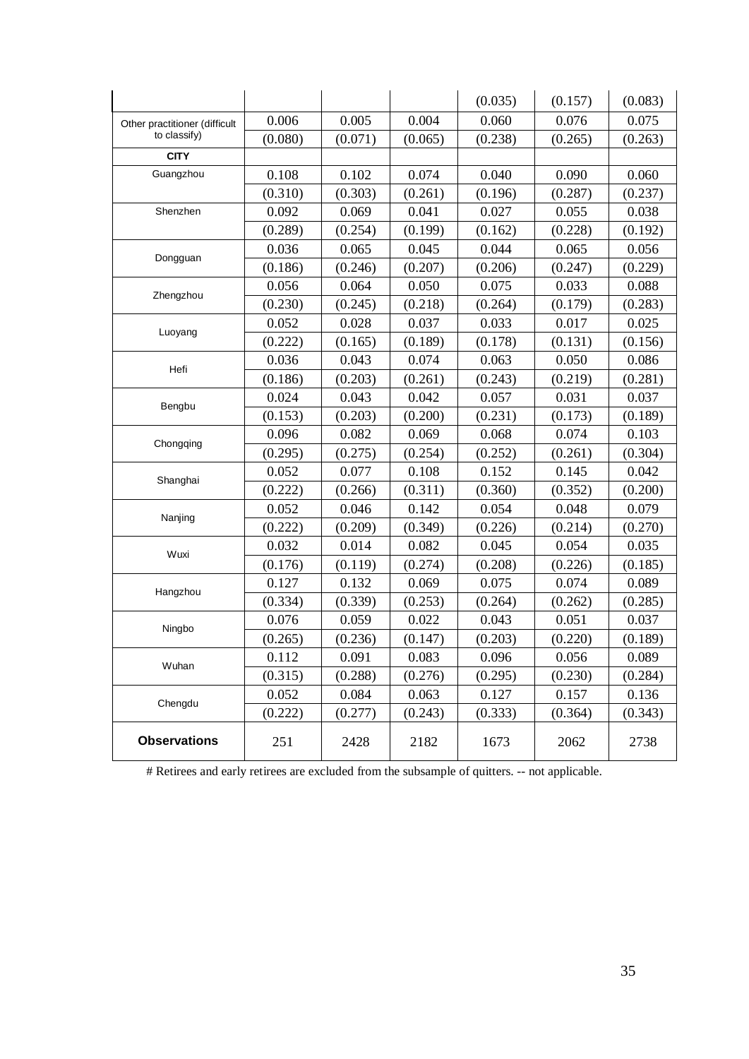| | | | | | | |
|---|---|---|---|---|---|---|
| | | | | (0.035) | (0.157) | (0.083) |
| Other practitioner (difficult to classify) | 0.006 | 0.005 | 0.004 | 0.060 | 0.076 | 0.075 |
| | (0.080) | (0.071) | (0.065) | (0.238) | (0.265) | (0.263) |
| **CITY** | | | | | | |
| Guangzhou | 0.108 | 0.102 | 0.074 | 0.040 | 0.090 | 0.060 |
| | (0.310) | (0.303) | (0.261) | (0.196) | (0.287) | (0.237) |
| Shenzhen | 0.092 | 0.069 | 0.041 | 0.027 | 0.055 | 0.038 |
| | (0.289) | (0.254) | (0.199) | (0.162) | (0.228) | (0.192) |
| Dongguan | 0.036 | 0.065 | 0.045 | 0.044 | 0.065 | 0.056 |
| | (0.186) | (0.246) | (0.207) | (0.206) | (0.247) | (0.229) |
| Zhengzhou | 0.056 | 0.064 | 0.050 | 0.075 | 0.033 | 0.088 |
| | (0.230) | (0.245) | (0.218) | (0.264) | (0.179) | (0.283) |
| Luoyang | 0.052 | 0.028 | 0.037 | 0.033 | 0.017 | 0.025 |
| | (0.222) | (0.165) | (0.189) | (0.178) | (0.131) | (0.156) |
| Hefi | 0.036 | 0.043 | 0.074 | 0.063 | 0.050 | 0.086 |
| | (0.186) | (0.203) | (0.261) | (0.243) | (0.219) | (0.281) |
| Bengbu | 0.024 | 0.043 | 0.042 | 0.057 | 0.031 | 0.037 |
| | (0.153) | (0.203) | (0.200) | (0.231) | (0.173) | (0.189) |
| Chongqing | 0.096 | 0.082 | 0.069 | 0.068 | 0.074 | 0.103 |
| | (0.295) | (0.275) | (0.254) | (0.252) | (0.261) | (0.304) |
| Shanghai | 0.052 | 0.077 | 0.108 | 0.152 | 0.145 | 0.042 |
| | (0.222) | (0.266) | (0.311) | (0.360) | (0.352) | (0.200) |
| Nanjing | 0.052 | 0.046 | 0.142 | 0.054 | 0.048 | 0.079 |
| | (0.222) | (0.209) | (0.349) | (0.226) | (0.214) | (0.270) |
| Wuxi | 0.032 | 0.014 | 0.082 | 0.045 | 0.054 | 0.035 |
| | (0.176) | (0.119) | (0.274) | (0.208) | (0.226) | (0.185) |
| Hangzhou | 0.127 | 0.132 | 0.069 | 0.075 | 0.074 | 0.089 |
| | (0.334) | (0.339) | (0.253) | (0.264) | (0.262) | (0.285) |
| Ningbo | 0.076 | 0.059 | 0.022 | 0.043 | 0.051 | 0.037 |
| | (0.265) | (0.236) | (0.147) | (0.203) | (0.220) | (0.189) |
| Wuhan | 0.112 | 0.091 | 0.083 | 0.096 | 0.056 | 0.089 |
| | (0.315) | (0.288) | (0.276) | (0.295) | (0.230) | (0.284) |
| Chengdu | 0.052 | 0.084 | 0.063 | 0.127 | 0.157 | 0.136 |
| | (0.222) | (0.277) | (0.243) | (0.333) | (0.364) | (0.343) |
| **Observations** | 251 | 2428 | 2182 | 1673 | 2062 | 2738 |

# Retirees and early retirees are excluded from the subsample of quitters. -- not applicable.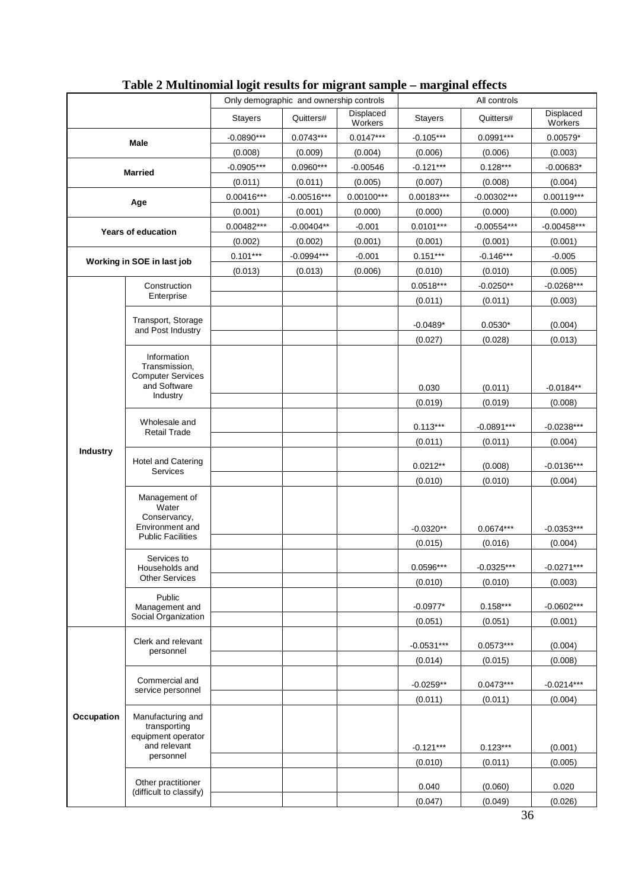**Table 2 Multinomial logit results for migrant sample – marginal effects**

| | | Only demographic and ownership controls | | | All controls | | |
|---|---|---|---|---|---|---|---|
| | | Stayers | Quitters# | Displaced Workers | Stayers | Quitters# | Displaced Workers |
| **Male** | | -0.0890*** | 0.0743*** | 0.0147*** | -0.105*** | 0.0991*** | 0.00579* |
| | | (0.008) | (0.009) | (0.004) | (0.006) | (0.006) | (0.003) |
| **Married** | | -0.0905*** | 0.0960*** | -0.00546 | -0.121*** | 0.128*** | -0.00683* |
| | | (0.011) | (0.011) | (0.005) | (0.007) | (0.008) | (0.004) |
| **Age** | | 0.00416*** | -0.00516*** | 0.00100*** | 0.00183*** | -0.00302*** | 0.00119*** |
| | | (0.001) | (0.001) | (0.000) | (0.000) | (0.000) | (0.000) |
| **Years of education** | | 0.00482*** | -0.00404** | -0.001 | 0.0101*** | -0.00554*** | -0.00458*** |
| | | (0.002) | (0.002) | (0.001) | (0.001) | (0.001) | (0.001) |
| **Working in SOE in last job** | | 0.101*** | -0.0994*** | -0.001 | 0.151*** | -0.146*** | -0.005 |
| | | (0.013) | (0.013) | (0.006) | (0.010) | (0.010) | (0.005) |
| **Industry** | Construction Enterprise | | | | 0.0518*** | -0.0250** | -0.0268*** |
| | | | | | (0.011) | (0.011) | (0.003) |
| | Transport, Storage and Post Industry | | | | -0.0489* | 0.0530* | (0.004) |
| | | | | | (0.027) | (0.028) | (0.013) |
| | Information Transmission, Computer Services and Software Industry | | | | 0.030 | (0.011) | -0.0184** |
| | | | | | (0.019) | (0.019) | (0.008) |
| | Wholesale and Retail Trade | | | | 0.113*** | -0.0891*** | -0.0238*** |
| | | | | | (0.011) | (0.011) | (0.004) |
| | Hotel and Catering Services | | | | 0.0212** | (0.008) | -0.0136*** |
| | | | | | (0.010) | (0.010) | (0.004) |
| | Management of Water Conservancy, Environment and Public Facilities | | | | -0.0320** | 0.0674*** | -0.0353*** |
| | | | | | (0.015) | (0.016) | (0.004) |
| | Services to Households and Other Services | | | | 0.0596*** | -0.0325*** | -0.0271*** |
| | | | | | (0.010) | (0.010) | (0.003) |
| | Public Management and Social Organization | | | | -0.0977* | 0.158*** | -0.0602*** |
| | | | | | (0.051) | (0.051) | (0.001) |
| **Occupation** | Clerk and relevant personnel | | | | -0.0531*** | 0.0573*** | (0.004) |
| | | | | | (0.014) | (0.015) | (0.008) |
| | Commercial and service personnel | | | | -0.0259** | 0.0473*** | -0.0214*** |
| | | | | | (0.011) | (0.011) | (0.004) |
| | Manufacturing and transporting equipment operator and relevant personnel | | | | -0.121*** | 0.123*** | (0.001) |
| | | | | | (0.010) | (0.011) | (0.005) |
| | Other practitioner (difficult to classify) | | | | 0.040 | (0.060) | 0.020 |
| | | | | | (0.047) | (0.049) | (0.026) |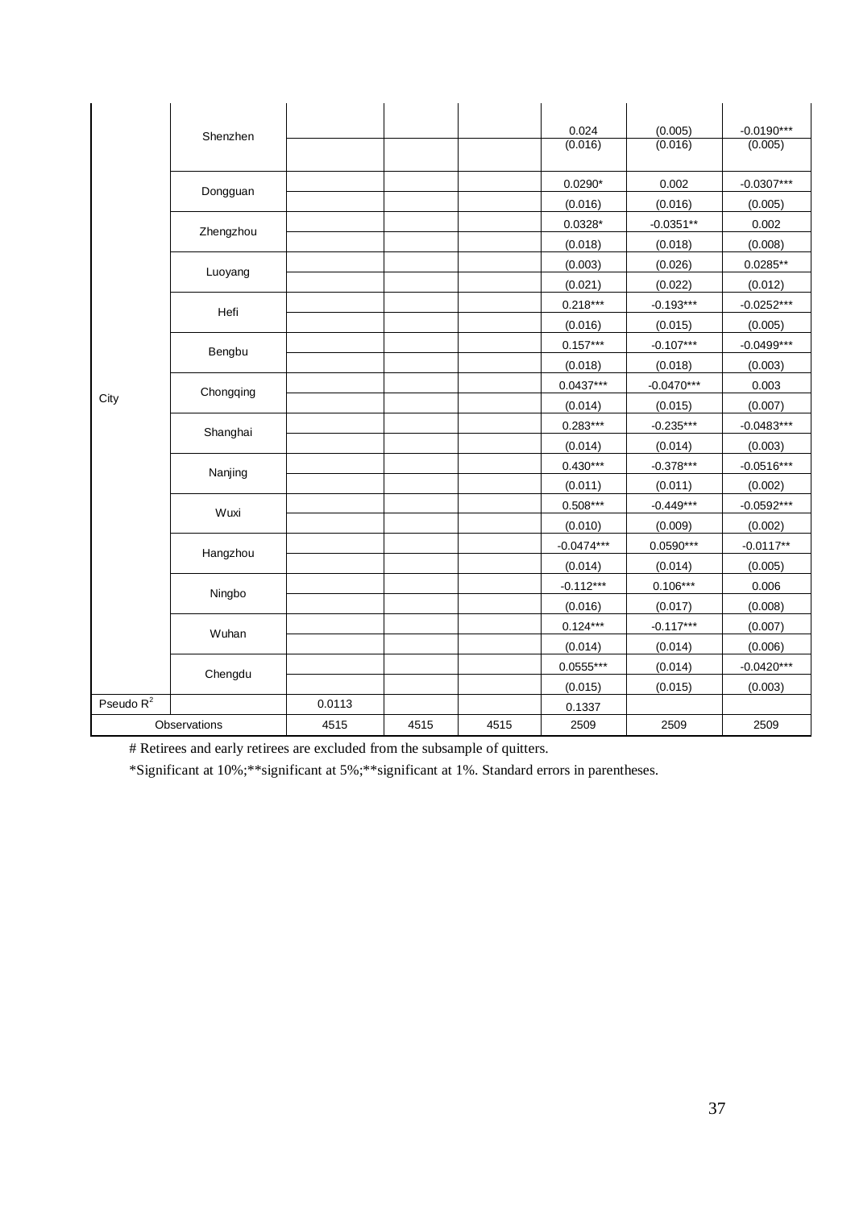| | | | | | | | |
|---|---|---|---|---|---|---|---|
| City | Shenzhen | | | | 0.024 | (0.005) | -0.0190*** |
| | | | | | (0.016) | (0.016) | (0.005) |
| | Dongguan | | | | 0.0290* | 0.002 | -0.0307*** |
| | | | | | (0.016) | (0.016) | (0.005) |
| | Zhengzhou | | | | 0.0328* | -0.0351** | 0.002 |
| | | | | | (0.018) | (0.018) | (0.008) |
| | Luoyang | | | | (0.003) | (0.026) | 0.0285** |
| | | | | | (0.021) | (0.022) | (0.012) |
| | Hefi | | | | 0.218*** | -0.193*** | -0.0252*** |
| | | | | | (0.016) | (0.015) | (0.005) |
| | Bengbu | | | | 0.157*** | -0.107*** | -0.0499*** |
| | | | | | (0.018) | (0.018) | (0.003) |
| | Chongqing | | | | 0.0437*** | -0.0470*** | 0.003 |
| | | | | | (0.014) | (0.015) | (0.007) |
| | Shanghai | | | | 0.283*** | -0.235*** | -0.0483*** |
| | | | | | (0.014) | (0.014) | (0.003) |
| | Nanjing | | | | 0.430*** | -0.378*** | -0.0516*** |
| | | | | | (0.011) | (0.011) | (0.002) |
| | Wuxi | | | | 0.508*** | -0.449*** | -0.0592*** |
| | | | | | (0.010) | (0.009) | (0.002) |
| | Hangzhou | | | | -0.0474*** | 0.0590*** | -0.0117** |
| | | | | | (0.014) | (0.014) | (0.005) |
| | Ningbo | | | | -0.112*** | 0.106*** | 0.006 |
| | | | | | (0.016) | (0.017) | (0.008) |
| | Wuhan | | | | 0.124*** | -0.117*** | (0.007) |
| | | | | | (0.014) | (0.014) | (0.006) |
| | Chengdu | | | | 0.0555*** | (0.014) | -0.0420*** |
| | | | | | (0.015) | (0.015) | (0.003) |
| Pseudo $R^2$ | | 0.0113 | | | 0.1337 | | |
| Observations | | 4515 | 4515 | 4515 | 2509 | 2509 | 2509 |

# Retirees and early retirees are excluded from the subsample of quitters.

*Significant at 10%;**significant at 5%;**significant at 1%. Standard errors in parentheses.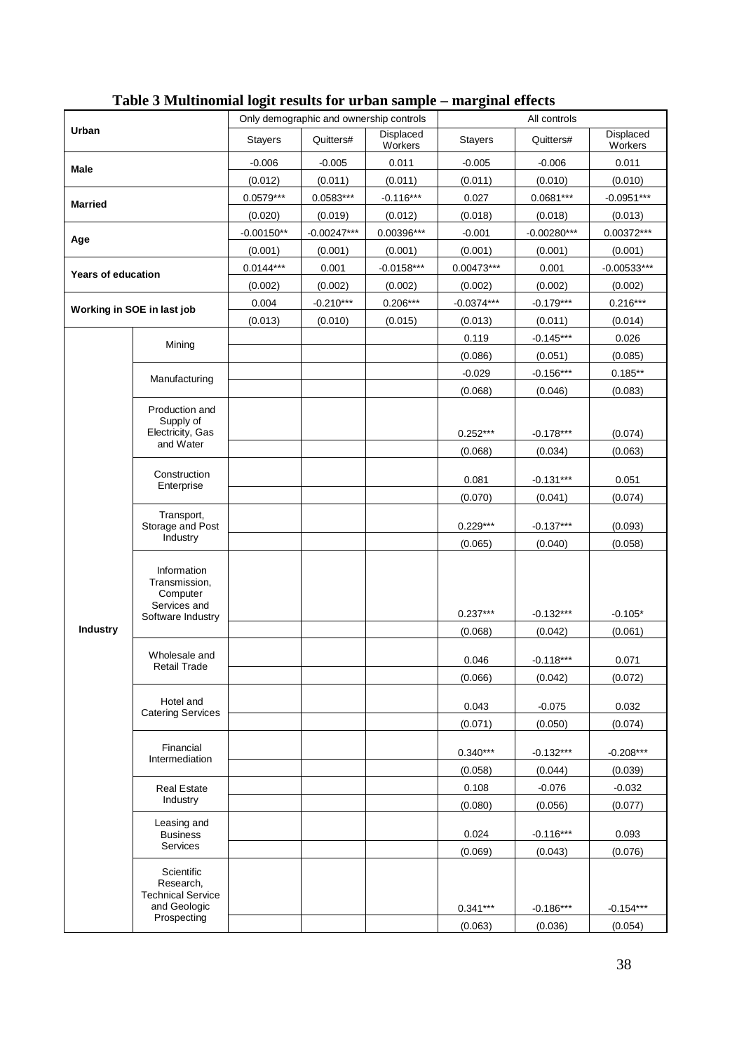**Table 3 Multinomial logit results for urban sample – marginal effects**

| Urban | | Only demographic and ownership controls | | | All controls | | |
|---|---|---|---|---|---|---|---|
| | | Stayers | Quitters# | Displaced Workers | Stayers | Quitters# | Displaced Workers |
| Male | | -0.006 | -0.005 | 0.011 | -0.005 | -0.006 | 0.011 |
| | | (0.012) | (0.011) | (0.011) | (0.011) | (0.010) | (0.010) |
| Married | | 0.0579*** | 0.0583*** | -0.116*** | 0.027 | 0.0681*** | -0.0951*** |
| | | (0.020) | (0.019) | (0.012) | (0.018) | (0.018) | (0.013) |
| Age | | -0.00150** | -0.00247*** | 0.00396*** | -0.001 | -0.00280*** | 0.00372*** |
| | | (0.001) | (0.001) | (0.001) | (0.001) | (0.001) | (0.001) |
| Years of education | | 0.0144*** | 0.001 | -0.0158*** | 0.00473*** | 0.001 | -0.00533*** |
| | | (0.002) | (0.002) | (0.002) | (0.002) | (0.002) | (0.002) |
| Working in SOE in last job | | 0.004 | -0.210*** | 0.206*** | -0.0374*** | -0.179*** | 0.216*** |
| | | (0.013) | (0.010) | (0.015) | (0.013) | (0.011) | (0.014) |
| Industry | Mining | | | | 0.119 | -0.145*** | 0.026 |
| | | | | | (0.086) | (0.051) | (0.085) |
| | Manufacturing | | | | -0.029 | -0.156*** | 0.185** |
| | | | | | (0.068) | (0.046) | (0.083) |
| | Production and Supply of Electricity, Gas and Water | | | | 0.252*** | -0.178*** | (0.074) |
| | | | | | (0.068) | (0.034) | (0.063) |
| | Construction Enterprise | | | | 0.081 | -0.131*** | 0.051 |
| | | | | | (0.070) | (0.041) | (0.074) |
| | Transport, Storage and Post Industry | | | | 0.229*** | -0.137*** | (0.093) |
| | | | | | (0.065) | (0.040) | (0.058) |
| | Information Transmission, Computer Services and Software Industry | | | | 0.237*** | -0.132*** | -0.105* |
| | | | | | (0.068) | (0.042) | (0.061) |
| | Wholesale and Retail Trade | | | | 0.046 | -0.118*** | 0.071 |
| | | | | | (0.066) | (0.042) | (0.072) |
| | Hotel and Catering Services | | | | 0.043 | -0.075 | 0.032 |
| | | | | | (0.071) | (0.050) | (0.074) |
| | Financial Intermediation | | | | 0.340*** | -0.132*** | -0.208*** |
| | | | | | (0.058) | (0.044) | (0.039) |
| | Real Estate Industry | | | | 0.108 | -0.076 | -0.032 |
| | | | | | (0.080) | (0.056) | (0.077) |
| | Leasing and Business Services | | | | 0.024 | -0.116*** | 0.093 |
| | | | | | (0.069) | (0.043) | (0.076) |
| | Scientific Research, Technical Service and Geologic Prospecting | | | | 0.341*** | -0.186*** | -0.154*** |
| | | | | | (0.063) | (0.036) | (0.054) |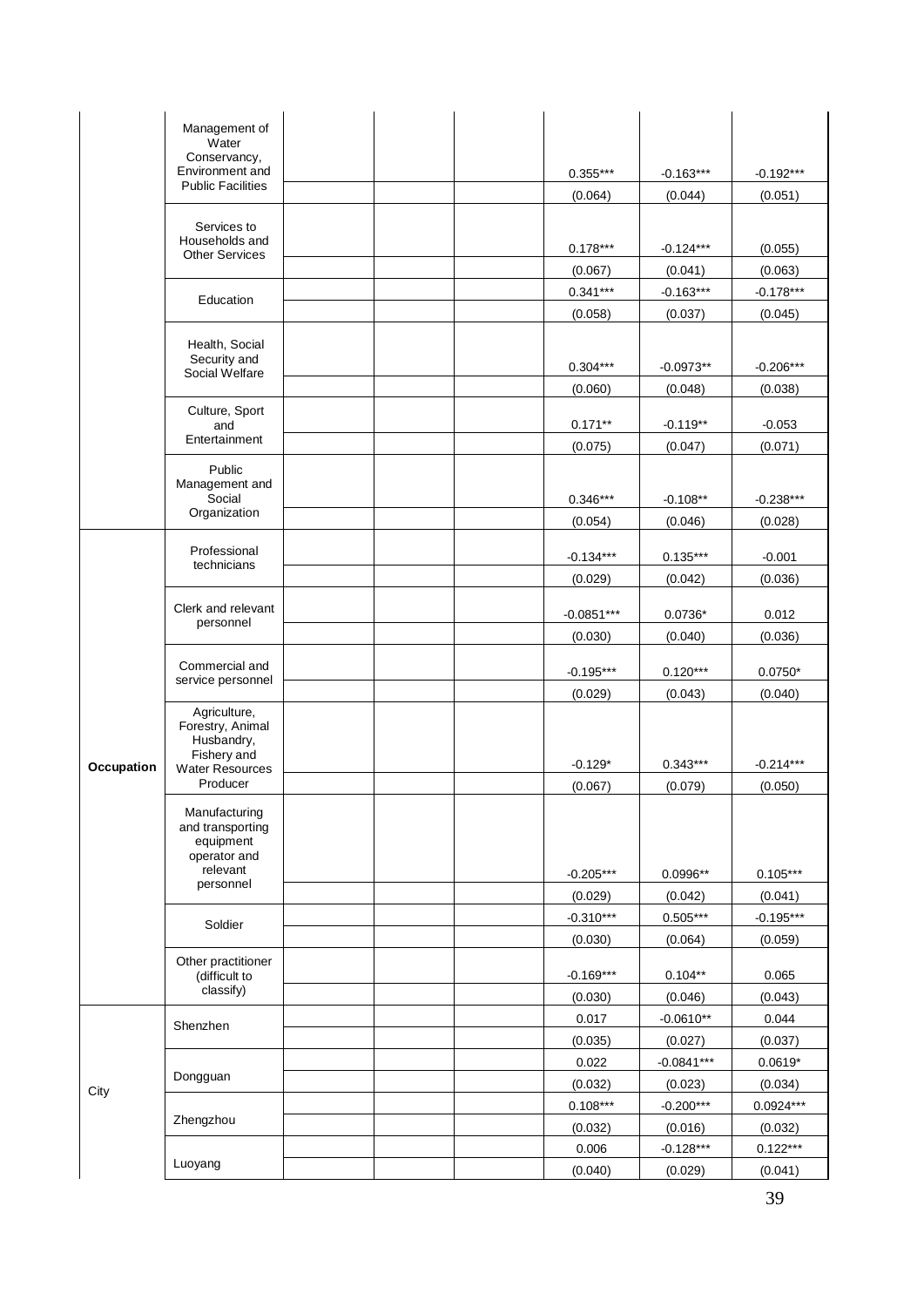| | | | | | | | |
|---|---|---|---|---|---|---|---|
| | Management of Water Conservancy, Environment and Public Facilities | | | | 0.355*** | -0.163*** | -0.192*** |
| | | | | | (0.064) | (0.044) | (0.051) |
| | Services to Households and Other Services | | | | 0.178*** | -0.124*** | (0.055) |
| | | | | | (0.067) | (0.041) | (0.063) |
| | Education | | | | 0.341*** | -0.163*** | -0.178*** |
| | | | | | (0.058) | (0.037) | (0.045) |
| | Health, Social Security and Social Welfare | | | | 0.304*** | -0.0973** | -0.206*** |
| | | | | | (0.060) | (0.048) | (0.038) |
| | Culture, Sport and Entertainment | | | | 0.171** | -0.119** | -0.053 |
| | | | | | (0.075) | (0.047) | (0.071) |
| | Public Management and Social Organization | | | | 0.346*** | -0.108** | -0.238*** |
| | | | | | (0.054) | (0.046) | (0.028) |
| **Occupation** | Professional technicians | | | | -0.134*** | 0.135*** | -0.001 |
| | | | | | (0.029) | (0.042) | (0.036) |
| | Clerk and relevant personnel | | | | -0.0851*** | 0.0736* | 0.012 |
| | | | | | (0.030) | (0.040) | (0.036) |
| | Commercial and service personnel | | | | -0.195*** | 0.120*** | 0.0750* |
| | | | | | (0.029) | (0.043) | (0.040) |
| | Agriculture, Forestry, Animal Husbandry, Fishery and Water Resources Producer | | | | -0.129* | 0.343*** | -0.214*** |
| | | | | | (0.067) | (0.079) | (0.050) |
| | Manufacturing and transporting equipment operator and relevant personnel | | | | -0.205*** | 0.0996** | 0.105*** |
| | | | | | (0.029) | (0.042) | (0.041) |
| | Soldier | | | | -0.310*** | 0.505*** | -0.195*** |
| | | | | | (0.030) | (0.064) | (0.059) |
| | Other practitioner (difficult to classify) | | | | -0.169*** | 0.104** | 0.065 |
| | | | | | (0.030) | (0.046) | (0.043) |
| City | Shenzhen | | | | 0.017 | -0.0610** | 0.044 |
| | | | | | (0.035) | (0.027) | (0.037) |
| | Dongguan | | | | 0.022 | -0.0841*** | 0.0619* |
| | | | | | (0.032) | (0.023) | (0.034) |
| | Zhengzhou | | | | 0.108*** | -0.200*** | 0.0924*** |
| | | | | | (0.032) | (0.016) | (0.032) |
| | Luoyang | | | | 0.006 | -0.128*** | 0.122*** |
| | | | | | (0.040) | (0.029) | (0.041) |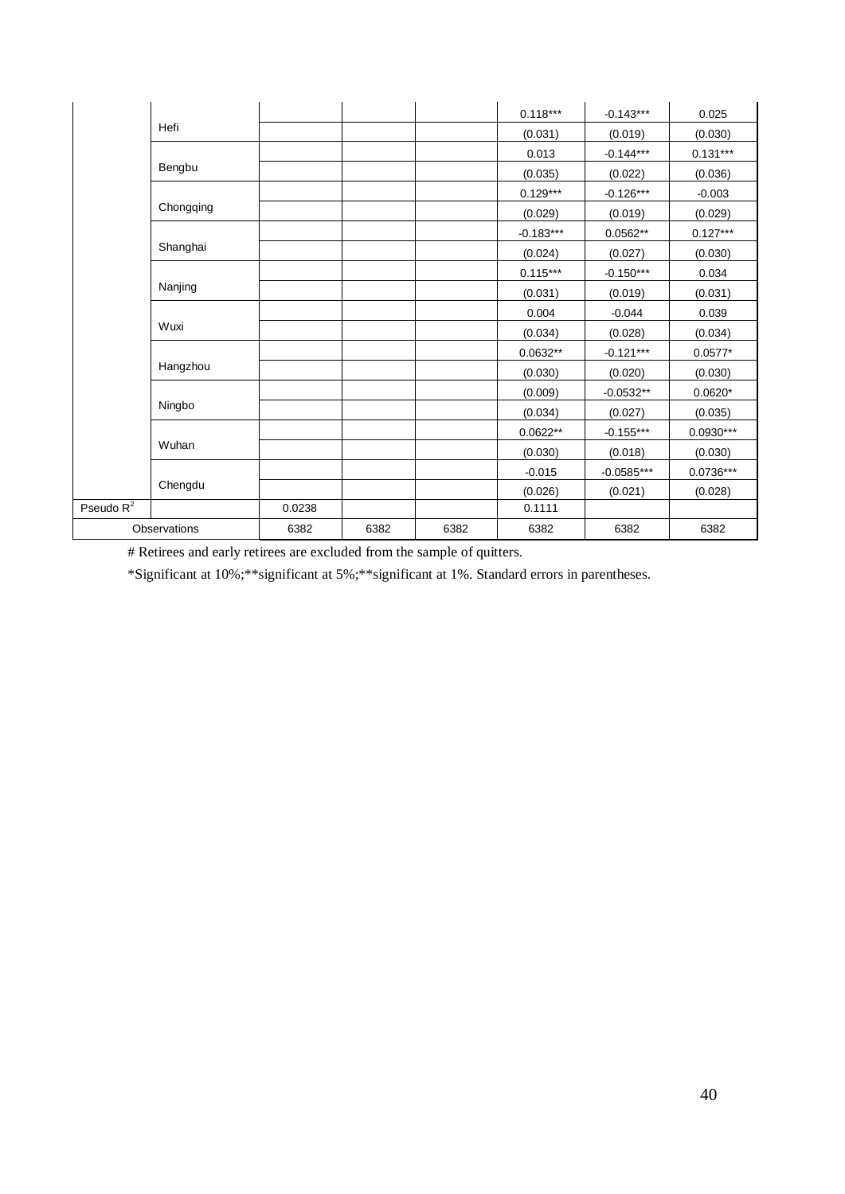| | | | | | | | |
|---|---|---|---|---|---|---|---|
| | Hefi | | | | 0.118*** | -0.143*** | 0.025 |
| | | | | | (0.031) | (0.019) | (0.030) |
| | Bengbu | | | | 0.013 | -0.144*** | 0.131*** |
| | | | | | (0.035) | (0.022) | (0.036) |
| | Chongqing | | | | 0.129*** | -0.126*** | -0.003 |
| | | | | | (0.029) | (0.019) | (0.029) |
| | Shanghai | | | | -0.183*** | 0.0562** | 0.127*** |
| | | | | | (0.024) | (0.027) | (0.030) |
| | Nanjing | | | | 0.115*** | -0.150*** | 0.034 |
| | | | | | (0.031) | (0.019) | (0.031) |
| | Wuxi | | | | 0.004 | -0.044 | 0.039 |
| | | | | | (0.034) | (0.028) | (0.034) |
| | Hangzhou | | | | 0.0632** | -0.121*** | 0.0577* |
| | | | | | (0.030) | (0.020) | (0.030) |
| | Ningbo | | | | (0.009) | -0.0532** | 0.0620* |
| | | | | | (0.034) | (0.027) | (0.035) |
| | Wuhan | | | | 0.0622** | -0.155*** | 0.0930*** |
| | | | | | (0.030) | (0.018) | (0.030) |
| | Chengdu | | | | -0.015 | -0.0585*** | 0.0736*** |
| | | | | | (0.026) | (0.021) | (0.028) |
| Pseudo $R^2$ | | 0.0238 | | | 0.1111 | | |
| Observations | | 6382 | 6382 | 6382 | 6382 | 6382 | 6382 |

# Retirees and early retirees are excluded from the sample of quitters.

*Significant at 10%;**significant at 5%;**significant at 1%. Standard errors in parentheses.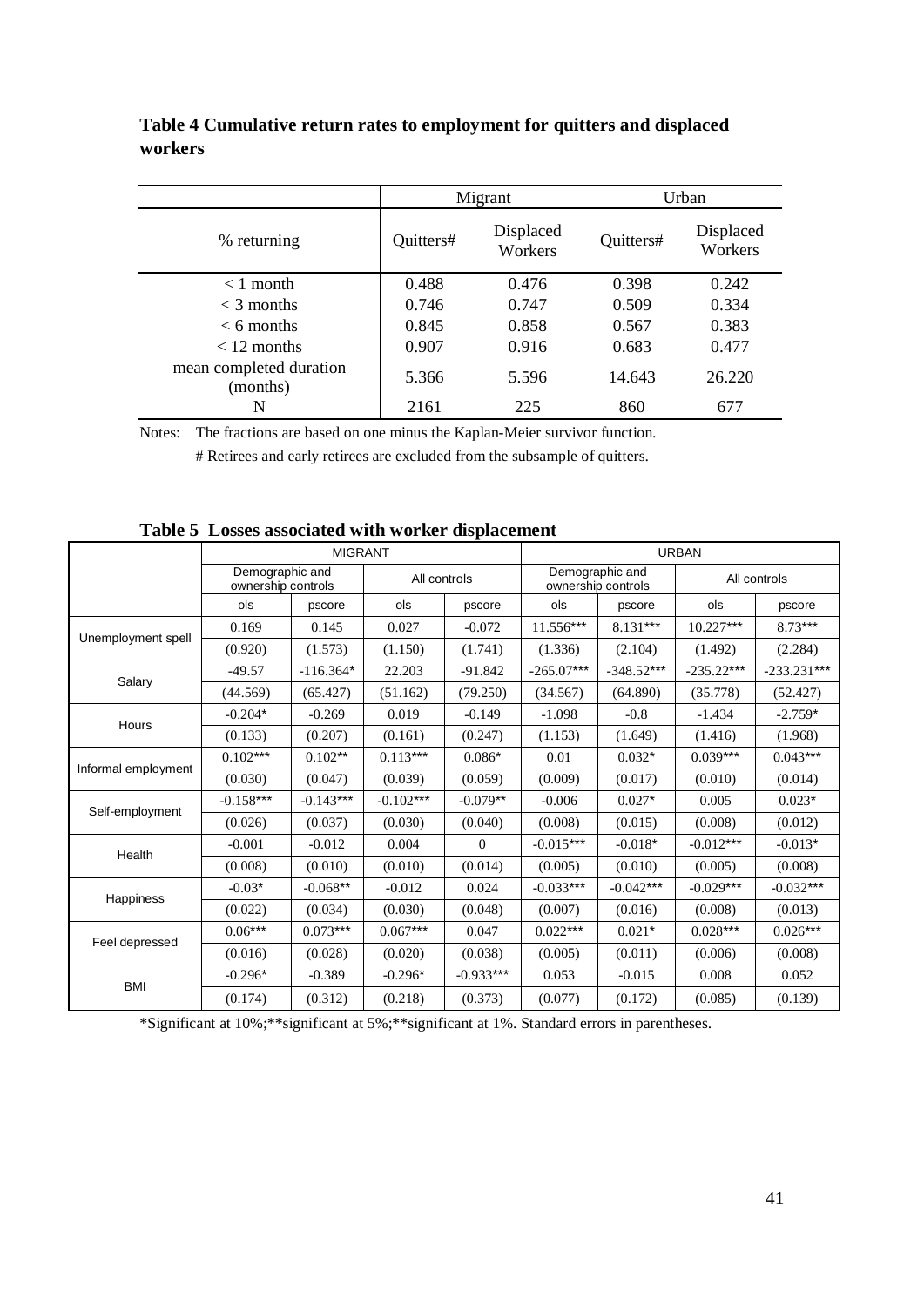**Table 4 Cumulative return rates to employment for quitters and displaced workers**

| | Migrant | | Urban | |
|---|---|---|---|---|
| % returning | Quitters# | Displaced Workers | Quitters# | Displaced Workers |
| < 1 month | 0.488 | 0.476 | 0.398 | 0.242 |
| < 3 months | 0.746 | 0.747 | 0.509 | 0.334 |
| < 6 months | 0.845 | 0.858 | 0.567 | 0.383 |
| < 12 months | 0.907 | 0.916 | 0.683 | 0.477 |
| mean completed duration (months) | 5.366 | 5.596 | 14.643 | 26.220 |
| N | 2161 | 225 | 860 | 677 |

Notes: The fractions are based on one minus the Kaplan-Meier survivor function.

# Retirees and early retirees are excluded from the subsample of quitters.

**Table 5 Losses associated with worker displacement**

| | MIGRANT | | | | URBAN | | | |
|---|---|---|---|---|---|---|---|---|
| | Demographic and ownership controls | | All controls | | Demographic and ownership controls | | All controls | |
| | ols | pscore | ols | pscore | ols | pscore | ols | pscore |
| Unemployment spell | 0.169 | 0.145 | 0.027 | -0.072 | 11.556*** | 8.131*** | 10.227*** | 8.73*** |
| | (0.920) | (1.573) | (1.150) | (1.741) | (1.336) | (2.104) | (1.492) | (2.284) |
| Salary | -49.57 | -116.364* | 22.203 | -91.842 | -265.07*** | -348.52*** | -235.22*** | -233.231*** |
| | (44.569) | (65.427) | (51.162) | (79.250) | (34.567) | (64.890) | (35.778) | (52.427) |
| Hours | -0.204* | -0.269 | 0.019 | -0.149 | -1.098 | -0.8 | -1.434 | -2.759* |
| | (0.133) | (0.207) | (0.161) | (0.247) | (1.153) | (1.649) | (1.416) | (1.968) |
| Informal employment | 0.102*** | 0.102** | 0.113*** | 0.086* | 0.01 | 0.032* | 0.039*** | 0.043*** |
| | (0.030) | (0.047) | (0.039) | (0.059) | (0.009) | (0.017) | (0.010) | (0.014) |
| Self-employment | -0.158*** | -0.143*** | -0.102*** | -0.079** | -0.006 | 0.027* | 0.005 | 0.023* |
| | (0.026) | (0.037) | (0.030) | (0.040) | (0.008) | (0.015) | (0.008) | (0.012) |
| Health | -0.001 | -0.012 | 0.004 | 0 | -0.015*** | -0.018* | -0.012*** | -0.013* |
| | (0.008) | (0.010) | (0.010) | (0.014) | (0.005) | (0.010) | (0.005) | (0.008) |
| Happiness | -0.03* | -0.068** | -0.012 | 0.024 | -0.033*** | -0.042*** | -0.029*** | -0.032*** |
| | (0.022) | (0.034) | (0.030) | (0.048) | (0.007) | (0.016) | (0.008) | (0.013) |
| Feel depressed | 0.06*** | 0.073*** | 0.067*** | 0.047 | 0.022*** | 0.021* | 0.028*** | 0.026*** |
| | (0.016) | (0.028) | (0.020) | (0.038) | (0.005) | (0.011) | (0.006) | (0.008) |
| BMI | -0.296* | -0.389 | -0.296* | -0.933*** | 0.053 | -0.015 | 0.008 | 0.052 |
| | (0.174) | (0.312) | (0.218) | (0.373) | (0.077) | (0.172) | (0.085) | (0.139) |

*Significant at 10%;**significant at 5%;**significant at 1%. Standard errors in parentheses.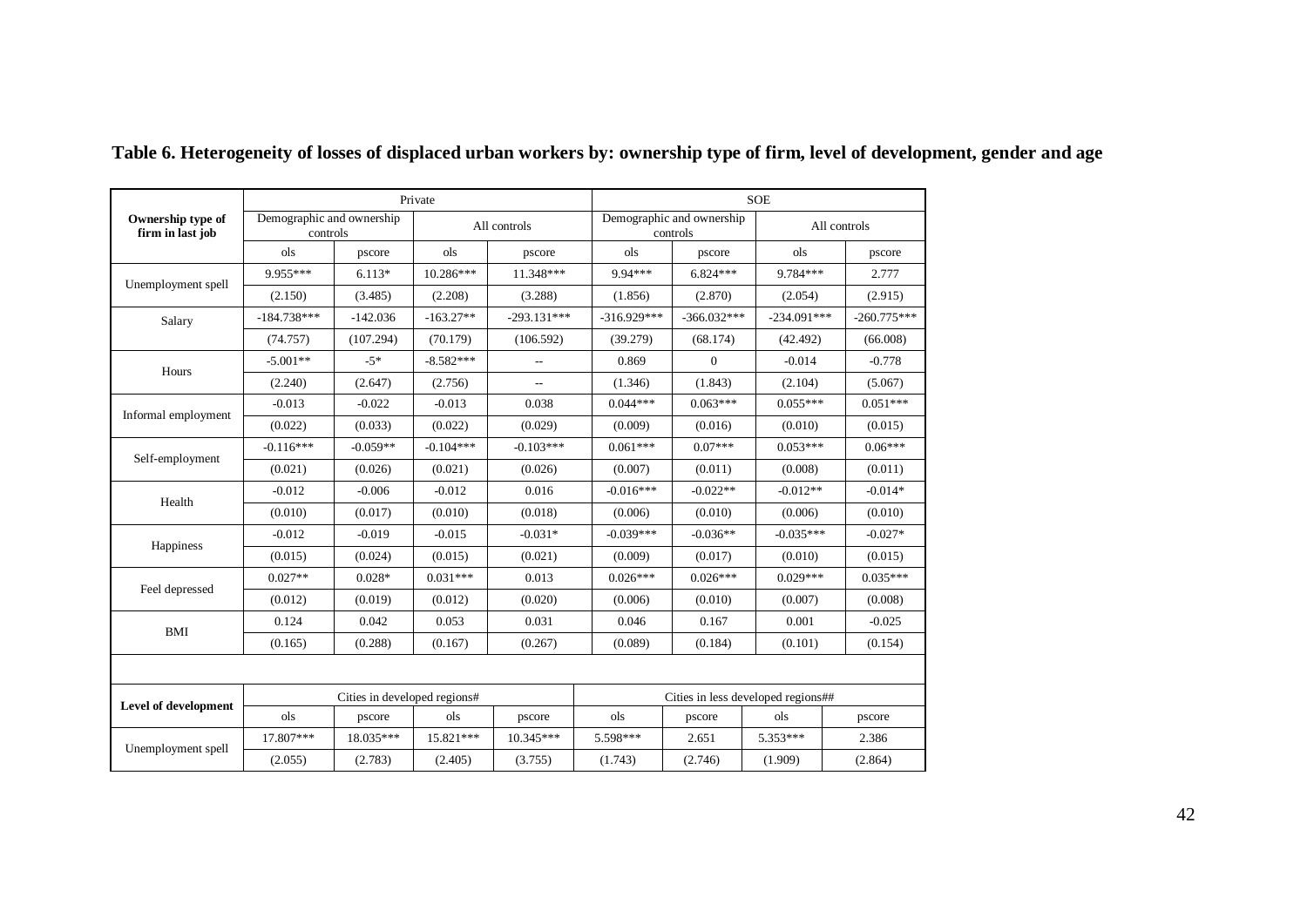**Table 6. Heterogeneity of losses of displaced urban workers by: ownership type of firm, level of development, gender and age**

| Ownership type of firm in last job | Private | | | | SOE | | | |
|---|---|---|---|---|---|---|---|---|
| | Demographic and ownership controls | | All controls | | Demographic and ownership controls | | All controls | |
| | ols | pscore | ols | pscore | ols | pscore | ols | pscore |
| Unemployment spell | 9.955*** | 6.113* | 10.286*** | 11.348*** | 9.94*** | 6.824*** | 9.784*** | 2.777 |
| | (2.150) | (3.485) | (2.208) | (3.288) | (1.856) | (2.870) | (2.054) | (2.915) |
| Salary | -184.738*** | -142.036 | -163.27** | -293.131*** | -316.929*** | -366.032*** | -234.091*** | -260.775*** |
| | (74.757) | (107.294) | (70.179) | (106.592) | (39.279) | (68.174) | (42.492) | (66.008) |
| Hours | -5.001** | -5* | -8.582*** | -- | 0.869 | 0 | -0.014 | -0.778 |
| | (2.240) | (2.647) | (2.756) | -- | (1.346) | (1.843) | (2.104) | (5.067) |
| Informal employment | -0.013 | -0.022 | -0.013 | 0.038 | 0.044*** | 0.063*** | 0.055*** | 0.051*** |
| | (0.022) | (0.033) | (0.022) | (0.029) | (0.009) | (0.016) | (0.010) | (0.015) |
| Self-employment | -0.116*** | -0.059** | -0.104*** | -0.103*** | 0.061*** | 0.07*** | 0.053*** | 0.06*** |
| | (0.021) | (0.026) | (0.021) | (0.026) | (0.007) | (0.011) | (0.008) | (0.011) |
| Health | -0.012 | -0.006 | -0.012 | 0.016 | -0.016*** | -0.022** | -0.012** | -0.014* |
| | (0.010) | (0.017) | (0.010) | (0.018) | (0.006) | (0.010) | (0.006) | (0.010) |
| Happiness | -0.012 | -0.019 | -0.015 | -0.031* | -0.039*** | -0.036** | -0.035*** | -0.027* |
| | (0.015) | (0.024) | (0.015) | (0.021) | (0.009) | (0.017) | (0.010) | (0.015) |
| Feel depressed | 0.027** | 0.028* | 0.031*** | 0.013 | 0.026*** | 0.026*** | 0.029*** | 0.035*** |
| | (0.012) | (0.019) | (0.012) | (0.020) | (0.006) | (0.010) | (0.007) | (0.008) |
| BMI | 0.124 | 0.042 | 0.053 | 0.031 | 0.046 | 0.167 | 0.001 | -0.025 |
| | (0.165) | (0.288) | (0.167) | (0.267) | (0.089) | (0.184) | (0.101) | (0.154) |
| | | | | | | | | |
| **Level of development** | Cities in developed regions# | | | | Cities in less developed regions## | | | |
| | ols | pscore | ols | pscore | ols | pscore | ols | pscore |
| Unemployment spell | 17.807*** | 18.035*** | 15.821*** | 10.345*** | 5.598*** | 2.651 | 5.353*** | 2.386 |
| | (2.055) | (2.783) | (2.405) | (3.755) | (1.743) | (2.746) | (1.909) | (2.864) |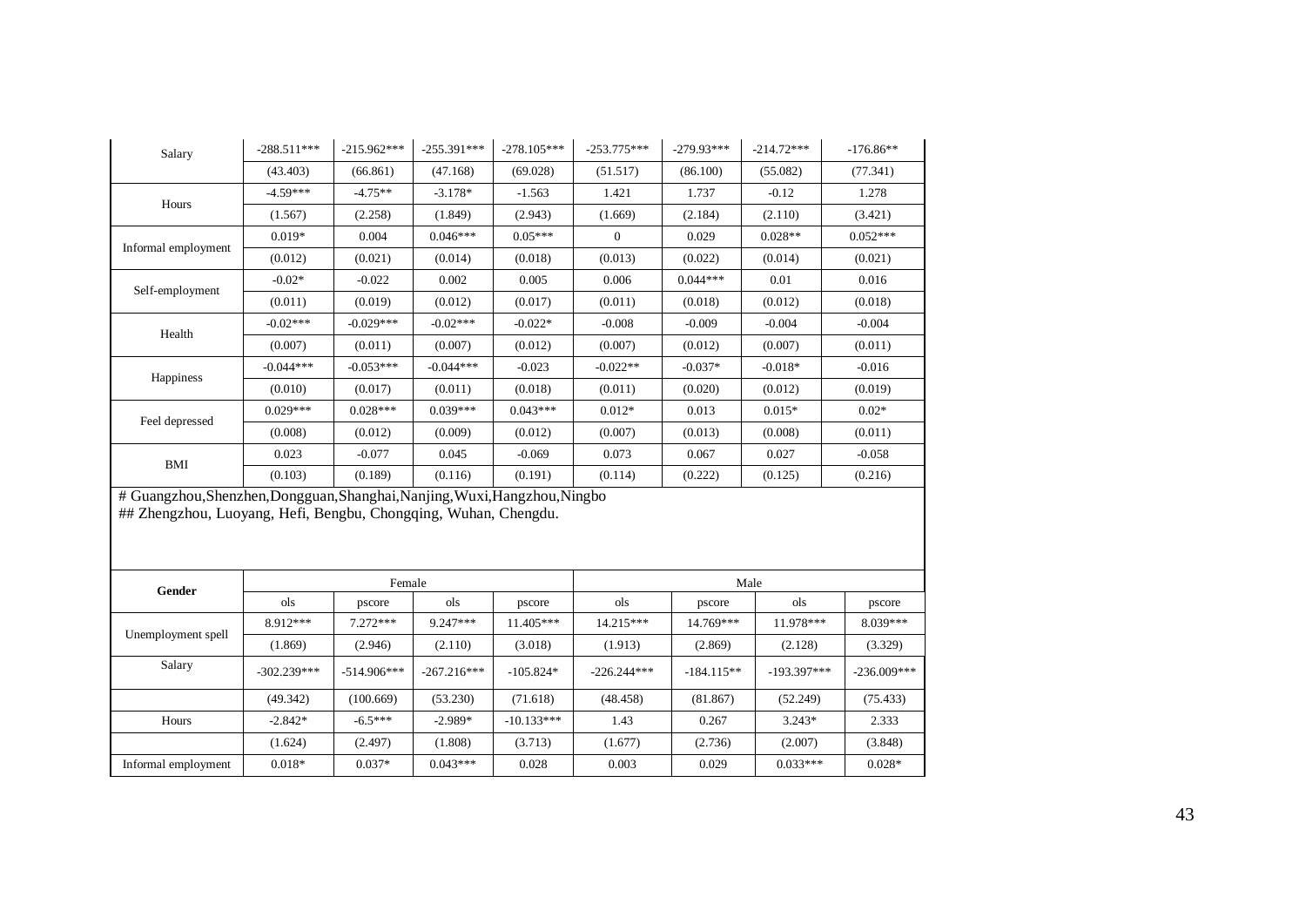| Salary | -288.511*** | -215.962*** | -255.391*** | -278.105*** | -253.775*** | -279.93*** | -214.72*** | -176.86** |
|---|---|---|---|---|---|---|---|---|
| | (43.403) | (66.861) | (47.168) | (69.028) | (51.517) | (86.100) | (55.082) | (77.341) |
| Hours | -4.59*** | -4.75** | -3.178* | -1.563 | 1.421 | 1.737 | -0.12 | 1.278 |
| | (1.567) | (2.258) | (1.849) | (2.943) | (1.669) | (2.184) | (2.110) | (3.421) |
| Informal employment | 0.019* | 0.004 | 0.046*** | 0.05*** | 0 | 0.029 | 0.028** | 0.052*** |
| | (0.012) | (0.021) | (0.014) | (0.018) | (0.013) | (0.022) | (0.014) | (0.021) |
| Self-employment | -0.02* | -0.022 | 0.002 | 0.005 | 0.006 | 0.044*** | 0.01 | 0.016 |
| | (0.011) | (0.019) | (0.012) | (0.017) | (0.011) | (0.018) | (0.012) | (0.018) |
| Health | -0.02*** | -0.029*** | -0.02*** | -0.022* | -0.008 | -0.009 | -0.004 | -0.004 |
| | (0.007) | (0.011) | (0.007) | (0.012) | (0.007) | (0.012) | (0.007) | (0.011) |
| Happiness | -0.044*** | -0.053*** | -0.044*** | -0.023 | -0.022** | -0.037* | -0.018* | -0.016 |
| | (0.010) | (0.017) | (0.011) | (0.018) | (0.011) | (0.020) | (0.012) | (0.019) |
| Feel depressed | 0.029*** | 0.028*** | 0.039*** | 0.043*** | 0.012* | 0.013 | 0.015* | 0.02* |
| | (0.008) | (0.012) | (0.009) | (0.012) | (0.007) | (0.013) | (0.008) | (0.011) |
| BMI | 0.023 | -0.077 | 0.045 | -0.069 | 0.073 | 0.067 | 0.027 | -0.058 |
| | (0.103) | (0.189) | (0.116) | (0.191) | (0.114) | (0.222) | (0.125) | (0.216) |

# Guangzhou,Shenzhen,Dongguan,Shanghai,Nanjing,Wuxi,Hangzhou,Ningbo
## Zhengzhou, Luoyang, Hefei, Bengbu, Chongqing, Wuhan, Chengdu.

| **Gender** | Female | | | | Male | | | |
|---|---|---|---|---|---|---|---|---|
| | ols | pscore | ols | pscore | ols | pscore | ols | pscore |
| Unemployment spell | 8.912*** | 7.272*** | 9.247*** | 11.405*** | 14.215*** | 14.769*** | 11.978*** | 8.039*** |
| | (1.869) | (2.946) | (2.110) | (3.018) | (1.913) | (2.869) | (2.128) | (3.329) |
| Salary | -302.239*** | -514.906*** | -267.216*** | -105.824* | -226.244*** | -184.115** | -193.397*** | -236.009*** |
| | (49.342) | (100.669) | (53.230) | (71.618) | (48.458) | (81.867) | (52.249) | (75.433) |
| Hours | -2.842* | -6.5*** | -2.989* | -10.133*** | 1.43 | 0.267 | 3.243* | 2.333 |
| | (1.624) | (2.497) | (1.808) | (3.713) | (1.677) | (2.736) | (2.007) | (3.848) |
| Informal employment | 0.018* | 0.037* | 0.043*** | 0.028 | 0.003 | 0.029 | 0.033*** | 0.028* |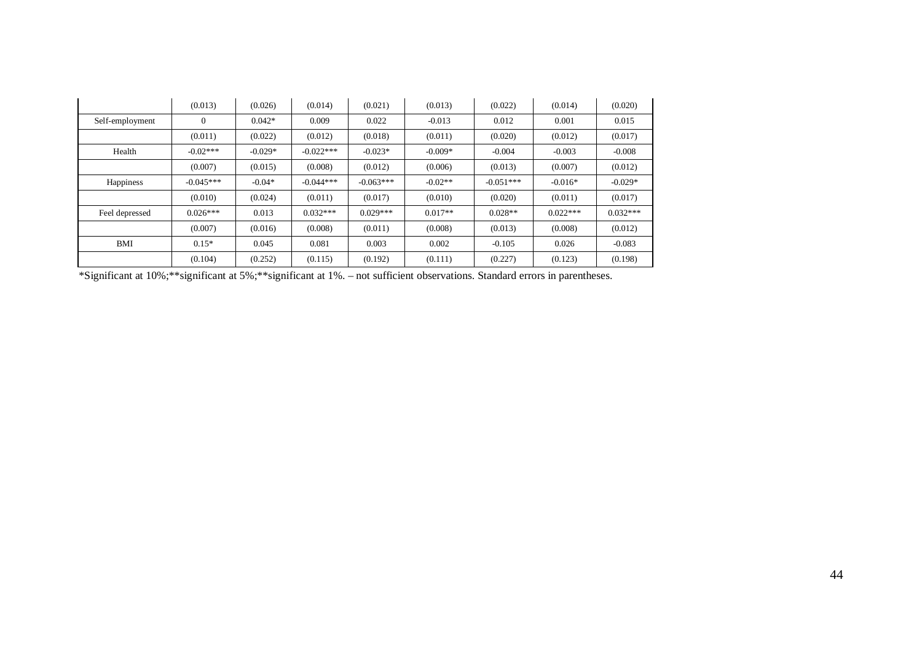| | | | | | | | | |
|---|---|---|---|---|---|---|---|---|
| | (0.013) | (0.026) | (0.014) | (0.021) | (0.013) | (0.022) | (0.014) | (0.020) |
| Self-employment | 0 | 0.042* | 0.009 | 0.022 | -0.013 | 0.012 | 0.001 | 0.015 |
| | (0.011) | (0.022) | (0.012) | (0.018) | (0.011) | (0.020) | (0.012) | (0.017) |
| Health | -0.02*** | -0.029* | -0.022*** | -0.023* | -0.009* | -0.004 | -0.003 | -0.008 |
| | (0.007) | (0.015) | (0.008) | (0.012) | (0.006) | (0.013) | (0.007) | (0.012) |
| Happiness | -0.045*** | -0.04* | -0.044*** | -0.063*** | -0.02** | -0.051*** | -0.016* | -0.029* |
| | (0.010) | (0.024) | (0.011) | (0.017) | (0.010) | (0.020) | (0.011) | (0.017) |
| Feel depressed | 0.026*** | 0.013 | 0.032*** | 0.029*** | 0.017** | 0.028** | 0.022*** | 0.032*** |
| | (0.007) | (0.016) | (0.008) | (0.011) | (0.008) | (0.013) | (0.008) | (0.012) |
| BMI | 0.15* | 0.045 | 0.081 | 0.003 | 0.002 | -0.105 | 0.026 | -0.083 |
| | (0.104) | (0.252) | (0.115) | (0.192) | (0.111) | (0.227) | (0.123) | (0.198) |

*Significant at 10%;**significant at 5%;**significant at 1%. – not sufficient observations. Standard errors in parentheses.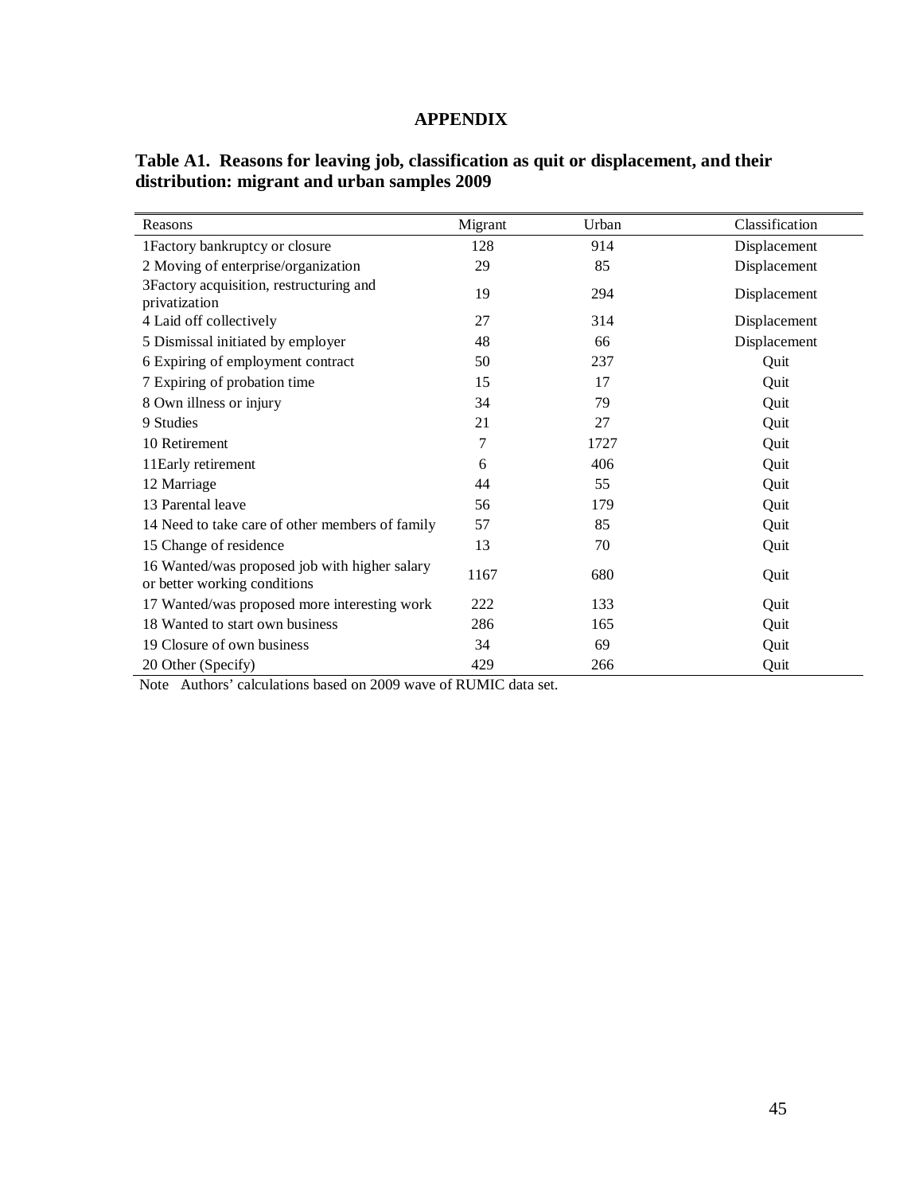# APPENDIX

**Table A1. Reasons for leaving job, classification as quit or displacement, and their distribution: migrant and urban samples 2009**

| Reasons | Migrant | Urban | Classification |
|---|---|---|---|
| 1Factory bankruptcy or closure | 128 | 914 | Displacement |
| 2 Moving of enterprise/organization | 29 | 85 | Displacement |
| 3Factory acquisition, restructuring and privatization | 19 | 294 | Displacement |
| 4 Laid off collectively | 27 | 314 | Displacement |
| 5 Dismissal initiated by employer | 48 | 66 | Displacement |
| 6 Expiring of employment contract | 50 | 237 | Quit |
| 7 Expiring of probation time | 15 | 17 | Quit |
| 8 Own illness or injury | 34 | 79 | Quit |
| 9 Studies | 21 | 27 | Quit |
| 10 Retirement | 7 | 1727 | Quit |
| 11Early retirement | 6 | 406 | Quit |
| 12 Marriage | 44 | 55 | Quit |
| 13 Parental leave | 56 | 179 | Quit |
| 14 Need to take care of other members of family | 57 | 85 | Quit |
| 15 Change of residence | 13 | 70 | Quit |
| 16 Wanted/was proposed job with higher salary or better working conditions | 1167 | 680 | Quit |
| 17 Wanted/was proposed more interesting work | 222 | 133 | Quit |
| 18 Wanted to start own business | 286 | 165 | Quit |
| 19 Closure of own business | 34 | 69 | Quit |
| 20 Other (Specify) | 429 | 266 | Quit |

Note Authors' calculations based on 2009 wave of RUMIC data set.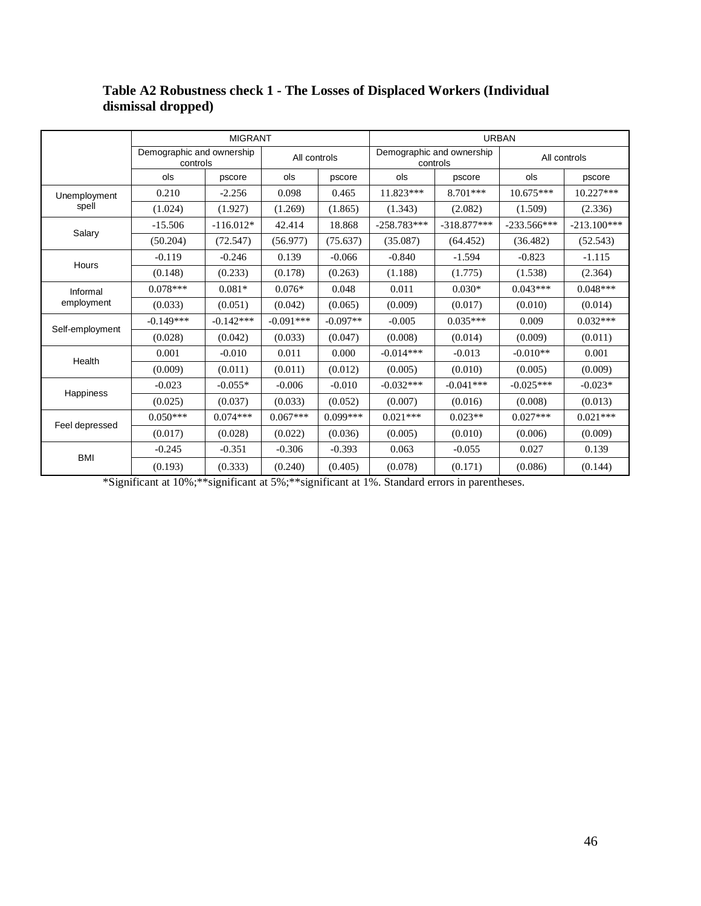**Table A2 Robustness check 1 - The Losses of Displaced Workers (Individual dismissal dropped)**

| | MIGRANT | | | | URBAN | | | |
|---|---|---|---|---|---|---|---|---|
| | Demographic and ownership controls | | All controls | | Demographic and ownership controls | | All controls | |
| | ols | pscore | ols | pscore | ols | pscore | ols | pscore |
| Unemployment spell | 0.210 | -2.256 | 0.098 | 0.465 | 11.823*** | 8.701*** | 10.675*** | 10.227*** |
| | (1.024) | (1.927) | (1.269) | (1.865) | (1.343) | (2.082) | (1.509) | (2.336) |
| Salary | -15.506 | -116.012* | 42.414 | 18.868 | -258.783*** | -318.877*** | -233.566*** | -213.100*** |
| | (50.204) | (72.547) | (56.977) | (75.637) | (35.087) | (64.452) | (36.482) | (52.543) |
| Hours | -0.119 | -0.246 | 0.139 | -0.066 | -0.840 | -1.594 | -0.823 | -1.115 |
| | (0.148) | (0.233) | (0.178) | (0.263) | (1.188) | (1.775) | (1.538) | (2.364) |
| Informal employment | 0.078*** | 0.081* | 0.076* | 0.048 | 0.011 | 0.030* | 0.043*** | 0.048*** |
| | (0.033) | (0.051) | (0.042) | (0.065) | (0.009) | (0.017) | (0.010) | (0.014) |
| Self-employment | -0.149*** | -0.142*** | -0.091*** | -0.097** | -0.005 | 0.035*** | 0.009 | 0.032*** |
| | (0.028) | (0.042) | (0.033) | (0.047) | (0.008) | (0.014) | (0.009) | (0.011) |
| Health | 0.001 | -0.010 | 0.011 | 0.000 | -0.014*** | -0.013 | -0.010** | 0.001 |
| | (0.009) | (0.011) | (0.011) | (0.012) | (0.005) | (0.010) | (0.005) | (0.009) |
| Happiness | -0.023 | -0.055* | -0.006 | -0.010 | -0.032*** | -0.041*** | -0.025*** | -0.023* |
| | (0.025) | (0.037) | (0.033) | (0.052) | (0.007) | (0.016) | (0.008) | (0.013) |
| Feel depressed | 0.050*** | 0.074*** | 0.067*** | 0.099*** | 0.021*** | 0.023** | 0.027*** | 0.021*** |
| | (0.017) | (0.028) | (0.022) | (0.036) | (0.005) | (0.010) | (0.006) | (0.009) |
| BMI | -0.245 | -0.351 | -0.306 | -0.393 | 0.063 | -0.055 | 0.027 | 0.139 |
| | (0.193) | (0.333) | (0.240) | (0.405) | (0.078) | (0.171) | (0.086) | (0.144) |

*Significant at 10%;**significant at 5%;**significant at 1%. Standard errors in parentheses.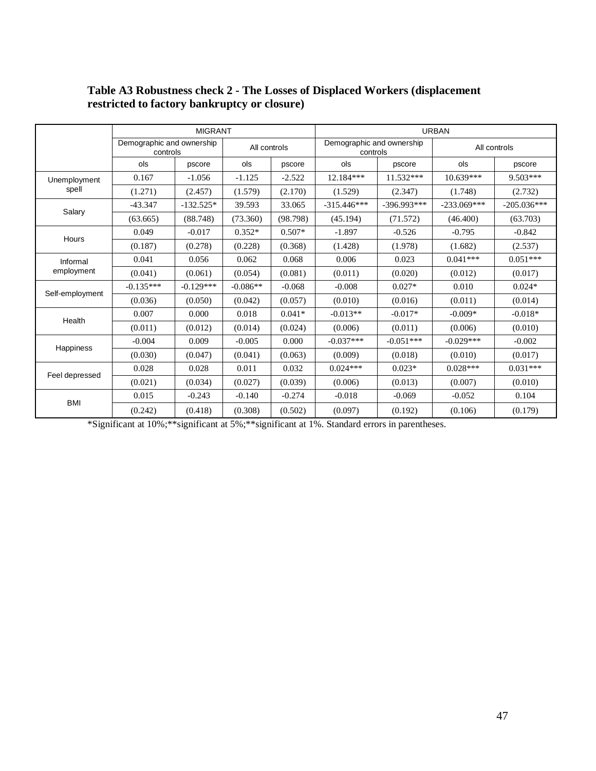**Table A3 Robustness check 2 - The Losses of Displaced Workers (displacement restricted to factory bankruptcy or closure)**

| | MIGRANT | | | | URBAN | | | |
|---|---|---|---|---|---|---|---|---|
| | Demographic and ownership controls | | All controls | | Demographic and ownership controls | | All controls | |
| | ols | pscore | ols | pscore | ols | pscore | ols | pscore |
| Unemployment spell | 0.167 | -1.056 | -1.125 | -2.522 | 12.184*** | 11.532*** | 10.639*** | 9.503*** |
| | (1.271) | (2.457) | (1.579) | (2.170) | (1.529) | (2.347) | (1.748) | (2.732) |
| Salary | -43.347 | -132.525* | 39.593 | 33.065 | -315.446*** | -396.993*** | -233.069*** | -205.036*** |
| | (63.665) | (88.748) | (73.360) | (98.798) | (45.194) | (71.572) | (46.400) | (63.703) |
| Hours | 0.049 | -0.017 | 0.352* | 0.507* | -1.897 | -0.526 | -0.795 | -0.842 |
| | (0.187) | (0.278) | (0.228) | (0.368) | (1.428) | (1.978) | (1.682) | (2.537) |
| Informal employment | 0.041 | 0.056 | 0.062 | 0.068 | 0.006 | 0.023 | 0.041*** | 0.051*** |
| | (0.041) | (0.061) | (0.054) | (0.081) | (0.011) | (0.020) | (0.012) | (0.017) |
| Self-employment | -0.135*** | -0.129*** | -0.086** | -0.068 | -0.008 | 0.027* | 0.010 | 0.024* |
| | (0.036) | (0.050) | (0.042) | (0.057) | (0.010) | (0.016) | (0.011) | (0.014) |
| Health | 0.007 | 0.000 | 0.018 | 0.041* | -0.013** | -0.017* | -0.009* | -0.018* |
| | (0.011) | (0.012) | (0.014) | (0.024) | (0.006) | (0.011) | (0.006) | (0.010) |
| Happiness | -0.004 | 0.009 | -0.005 | 0.000 | -0.037*** | -0.051*** | -0.029*** | -0.002 |
| | (0.030) | (0.047) | (0.041) | (0.063) | (0.009) | (0.018) | (0.010) | (0.017) |
| Feel depressed | 0.028 | 0.028 | 0.011 | 0.032 | 0.024*** | 0.023* | 0.028*** | 0.031*** |
| | (0.021) | (0.034) | (0.027) | (0.039) | (0.006) | (0.013) | (0.007) | (0.010) |
| BMI | 0.015 | -0.243 | -0.140 | -0.274 | -0.018 | -0.069 | -0.052 | 0.104 |
| | (0.242) | (0.418) | (0.308) | (0.502) | (0.097) | (0.192) | (0.106) | (0.179) |

*Significant at 10%;**significant at 5%;**significant at 1%. Standard errors in parentheses.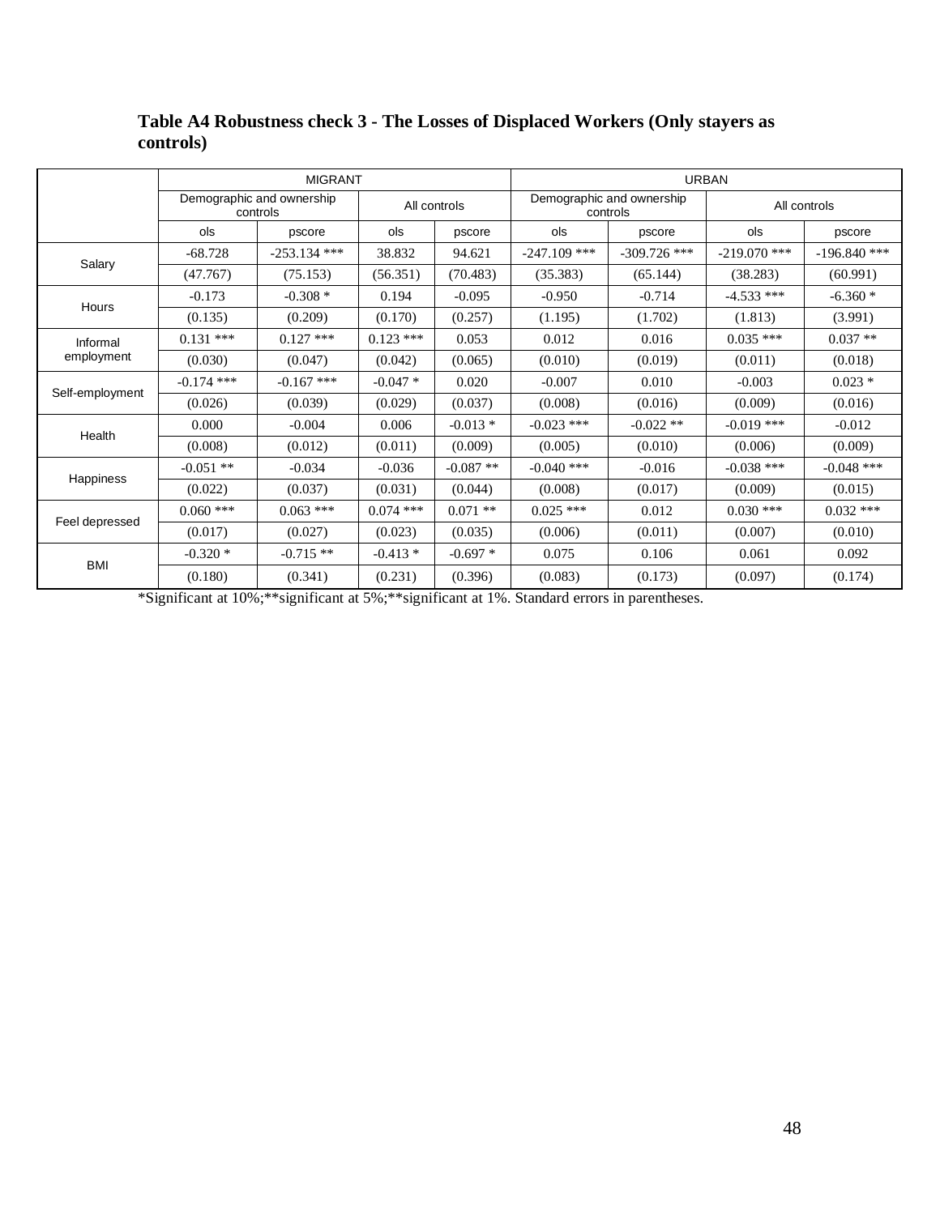**Table A4 Robustness check 3 - The Losses of Displaced Workers (Only stayers as controls)**

| | MIGRANT | | | | URBAN | | | |
|---|---|---|---|---|---|---|---|---|
| | Demographic and ownership controls | | All controls | | Demographic and ownership controls | | All controls | |
| | ols | pscore | ols | pscore | ols | pscore | ols | pscore |
| Salary | -68.728 | -253.134 *** | 38.832 | 94.621 | -247.109 *** | -309.726 *** | -219.070 *** | -196.840 *** |
| | (47.767) | (75.153) | (56.351) | (70.483) | (35.383) | (65.144) | (38.283) | (60.991) |
| Hours | -0.173 | -0.308 * | 0.194 | -0.095 | -0.950 | -0.714 | -4.533 *** | -6.360 * |
| | (0.135) | (0.209) | (0.170) | (0.257) | (1.195) | (1.702) | (1.813) | (3.991) |
| Informal employment | 0.131 *** | 0.127 *** | 0.123 *** | 0.053 | 0.012 | 0.016 | 0.035 *** | 0.037 ** |
| | (0.030) | (0.047) | (0.042) | (0.065) | (0.010) | (0.019) | (0.011) | (0.018) |
| Self-employment | -0.174 *** | -0.167 *** | -0.047 * | 0.020 | -0.007 | 0.010 | -0.003 | 0.023 * |
| | (0.026) | (0.039) | (0.029) | (0.037) | (0.008) | (0.016) | (0.009) | (0.016) |
| Health | 0.000 | -0.004 | 0.006 | -0.013 * | -0.023 *** | -0.022 ** | -0.019 *** | -0.012 |
| | (0.008) | (0.012) | (0.011) | (0.009) | (0.005) | (0.010) | (0.006) | (0.009) |
| Happiness | -0.051 ** | -0.034 | -0.036 | -0.087 ** | -0.040 *** | -0.016 | -0.038 *** | -0.048 *** |
| | (0.022) | (0.037) | (0.031) | (0.044) | (0.008) | (0.017) | (0.009) | (0.015) |
| Feel depressed | 0.060 *** | 0.063 *** | 0.074 *** | 0.071 ** | 0.025 *** | 0.012 | 0.030 *** | 0.032 *** |
| | (0.017) | (0.027) | (0.023) | (0.035) | (0.006) | (0.011) | (0.007) | (0.010) |
| BMI | -0.320 * | -0.715 ** | -0.413 * | -0.697 * | 0.075 | 0.106 | 0.061 | 0.092 |
| | (0.180) | (0.341) | (0.231) | (0.396) | (0.083) | (0.173) | (0.097) | (0.174) |

*Significant at 10%;**significant at 5%;**significant at 1%. Standard errors in parentheses.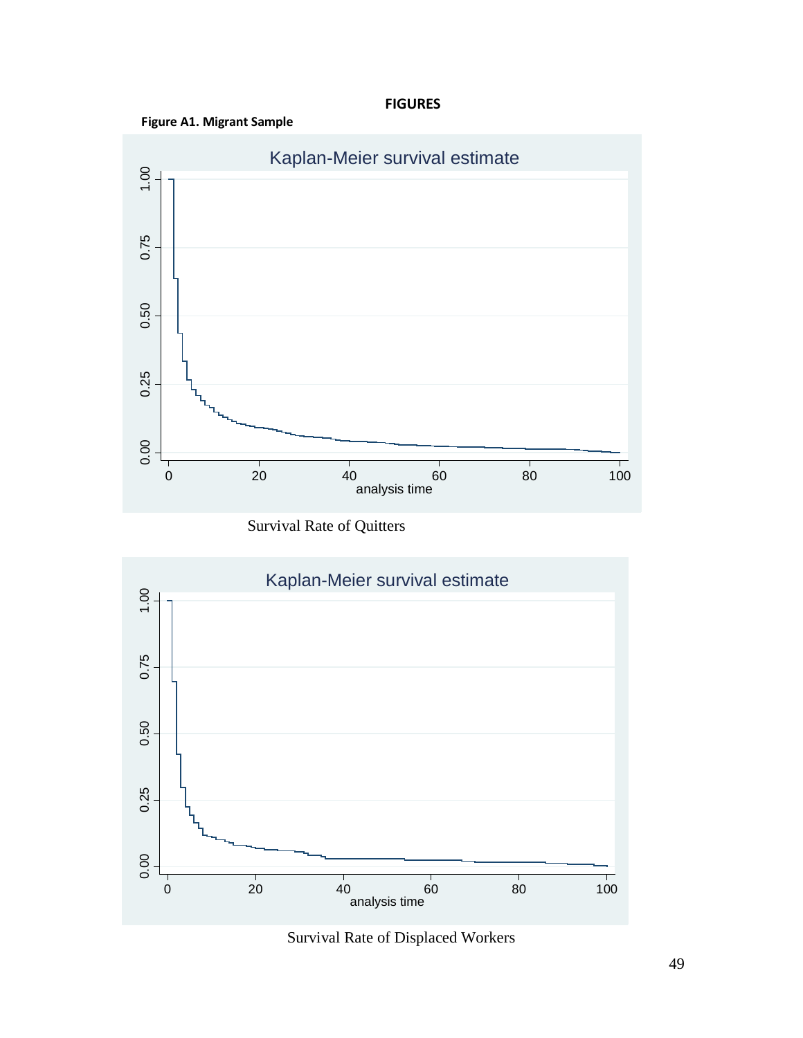# FIGURES

**Figure A1. Migrant Sample**

Survival Rate of Quitters

Survival Rate of Displaced Workers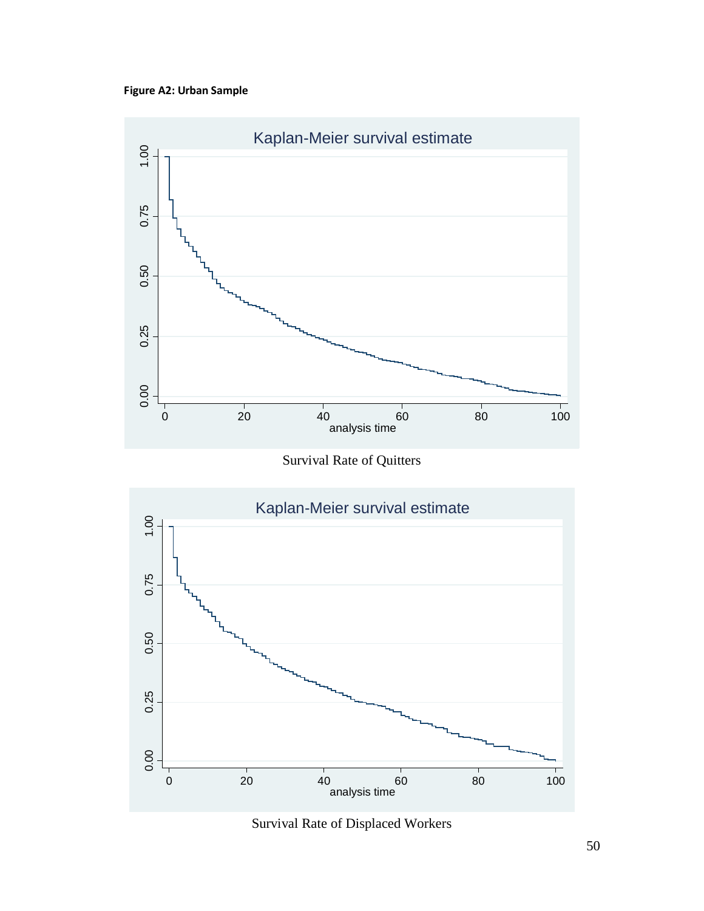**Figure A2: Urban Sample**

Kaplan-Meier survival estimate

1.00
0.75
0.50
0.25
0.00

0
20
40
60
80
100

analysis time

Survival Rate of Quitters

Kaplan-Meier survival estimate

1.00
0.75
0.50
0.25
0.00

0
20
40
60
80
100

analysis time

Survival Rate of Displaced Workers